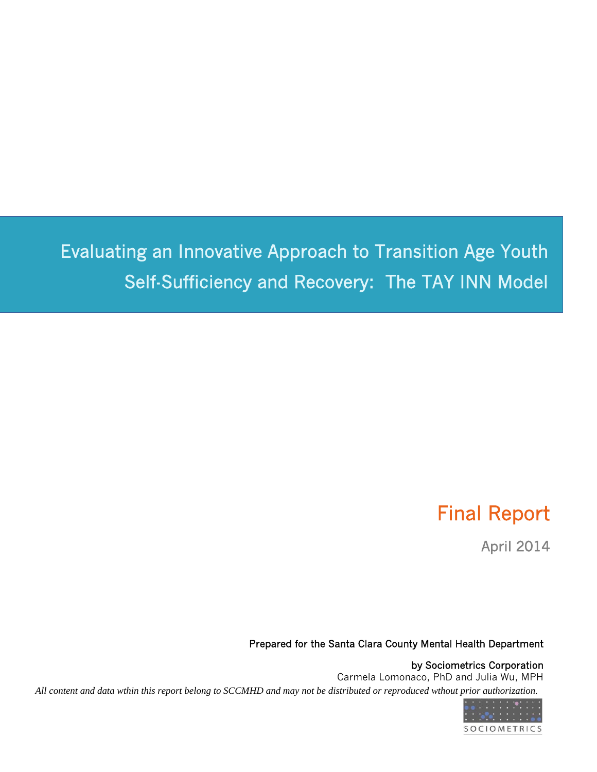# Evaluating an Innovative Approach to Transition Age Youth Self-Sufficiency and Recovery: The TAY INN Model

## Final Report

April 2014

Prepared for the Santa Clara County Mental Health Department

by Sociometrics Corporation

Carmela Lomonaco, PhD and Julia Wu, MPH

*All content and data wthin this report belong to SCCMHD and may not be distributed or reproduced wthout prior authorization.*

SOCIOMETRICS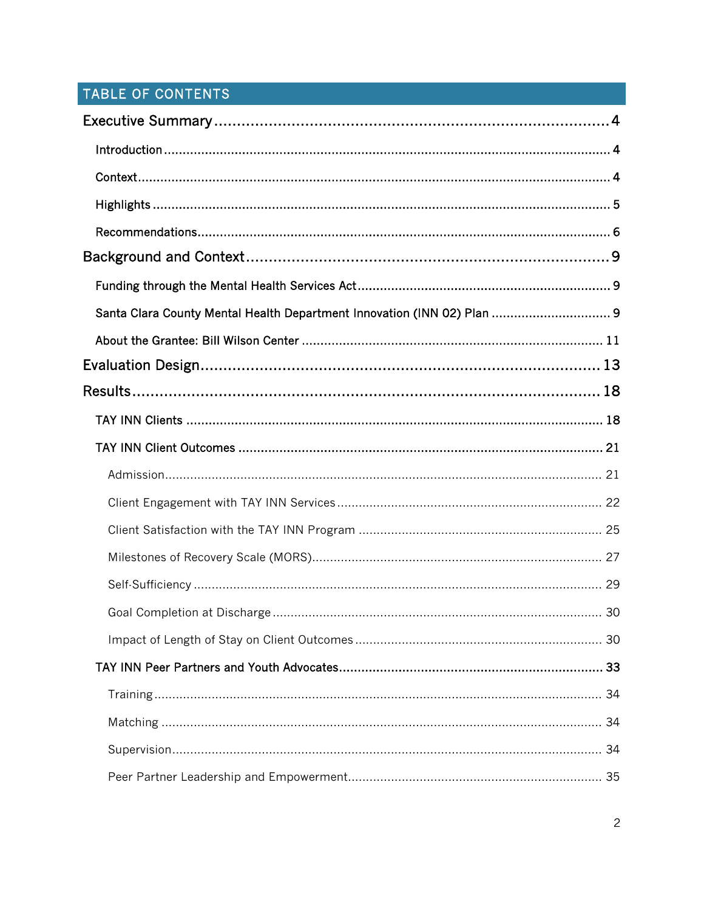## TABLE OF CONTENTS

Executive Summary ........................................................................ 4

- Introduction ........................................................................ 4
- Context ........................................................................ 4
- Highlights ........................................................................ 5
- Recommendations ........................................................................ 6

Background and Context ........................................................................ 9

- Funding through the Mental Health Services Act ........................................................................ 9
- Santa Clara County Mental Health Department Innovation (INN 02) Plan ........................................................................ 9
- About the Grantee: Bill Wilson Center ........................................................................ 11

Evaluation Design ........................................................................ 13

Results ........................................................................ 18

- TAY INN Clients ........................................................................ 18
- TAY INN Client Outcomes ........................................................................ 21
  - Admission ........................................................................ 21
  - Client Engagement with TAY INN Services ........................................................................ 22
  - Client Satisfaction with the TAY INN Program ........................................................................ 25
  - Milestones of Recovery Scale (MORS) ........................................................................ 27
  - Self-Sufficiency ........................................................................ 29
  - Goal Completion at Discharge ........................................................................ 30
  - Impact of Length of Stay on Client Outcomes ........................................................................ 30
- TAY INN Peer Partners and Youth Advocates ........................................................................ 33
  - Training ........................................................................ 34
  - Matching ........................................................................ 34
  - Supervision ........................................................................ 34
  - Peer Partner Leadership and Empowerment ........................................................................ 35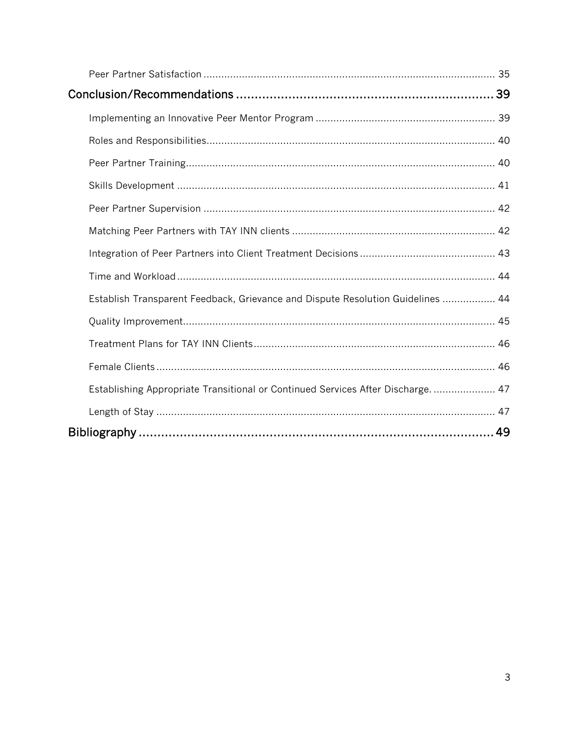Peer Partner Satisfaction ..... 35

Conclusion/Recommendations ..... 39

Implementing an Innovative Peer Mentor Program ..... 39

Roles and Responsibilities ..... 40

Peer Partner Training ..... 40

Skills Development ..... 41

Peer Partner Supervision ..... 42

Matching Peer Partners with TAY INN clients ..... 42

Integration of Peer Partners into Client Treatment Decisions ..... 43

Time and Workload ..... 44

Establish Transparent Feedback, Grievance and Dispute Resolution Guidelines ..... 44

Quality Improvement ..... 45

Treatment Plans for TAY INN Clients ..... 46

Female Clients ..... 46

Establishing Appropriate Transitional or Continued Services After Discharge. ..... 47

Length of Stay ..... 47

Bibliography ..... 49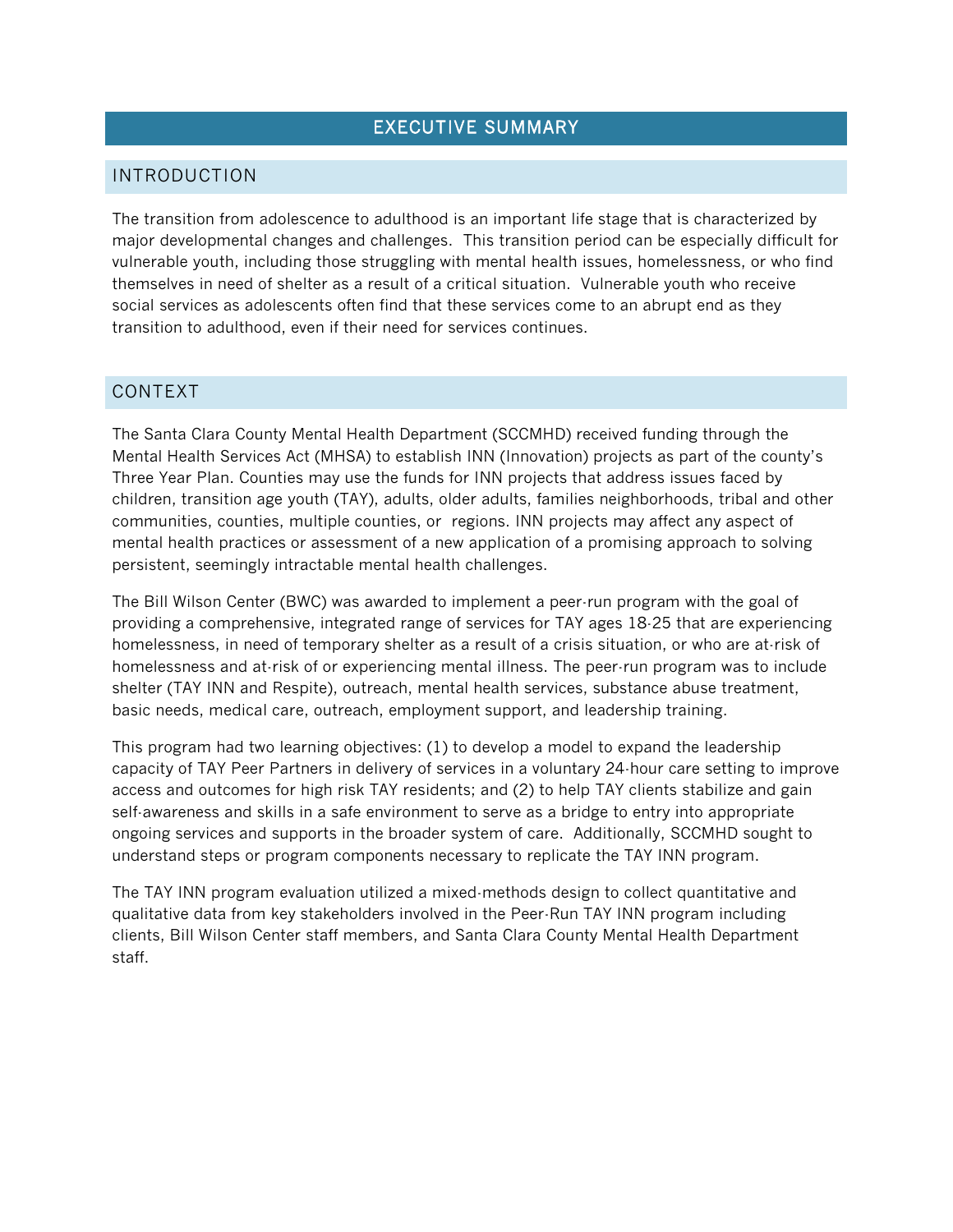# EXECUTIVE SUMMARY

## INTRODUCTION

The transition from adolescence to adulthood is an important life stage that is characterized by major developmental changes and challenges. This transition period can be especially difficult for vulnerable youth, including those struggling with mental health issues, homelessness, or who find themselves in need of shelter as a result of a critical situation. Vulnerable youth who receive social services as adolescents often find that these services come to an abrupt end as they transition to adulthood, even if their need for services continues.

## CONTEXT

The Santa Clara County Mental Health Department (SCCMHD) received funding through the Mental Health Services Act (MHSA) to establish INN (Innovation) projects as part of the county's Three Year Plan. Counties may use the funds for INN projects that address issues faced by children, transition age youth (TAY), adults, older adults, families neighborhoods, tribal and other communities, counties, multiple counties, or regions. INN projects may affect any aspect of mental health practices or assessment of a new application of a promising approach to solving persistent, seemingly intractable mental health challenges.

The Bill Wilson Center (BWC) was awarded to implement a peer-run program with the goal of providing a comprehensive, integrated range of services for TAY ages 18-25 that are experiencing homelessness, in need of temporary shelter as a result of a crisis situation, or who are at-risk of homelessness and at-risk of or experiencing mental illness. The peer-run program was to include shelter (TAY INN and Respite), outreach, mental health services, substance abuse treatment, basic needs, medical care, outreach, employment support, and leadership training.

This program had two learning objectives: (1) to develop a model to expand the leadership capacity of TAY Peer Partners in delivery of services in a voluntary 24-hour care setting to improve access and outcomes for high risk TAY residents; and (2) to help TAY clients stabilize and gain self-awareness and skills in a safe environment to serve as a bridge to entry into appropriate ongoing services and supports in the broader system of care. Additionally, SCCMHD sought to understand steps or program components necessary to replicate the TAY INN program.

The TAY INN program evaluation utilized a mixed-methods design to collect quantitative and qualitative data from key stakeholders involved in the Peer-Run TAY INN program including clients, Bill Wilson Center staff members, and Santa Clara County Mental Health Department staff.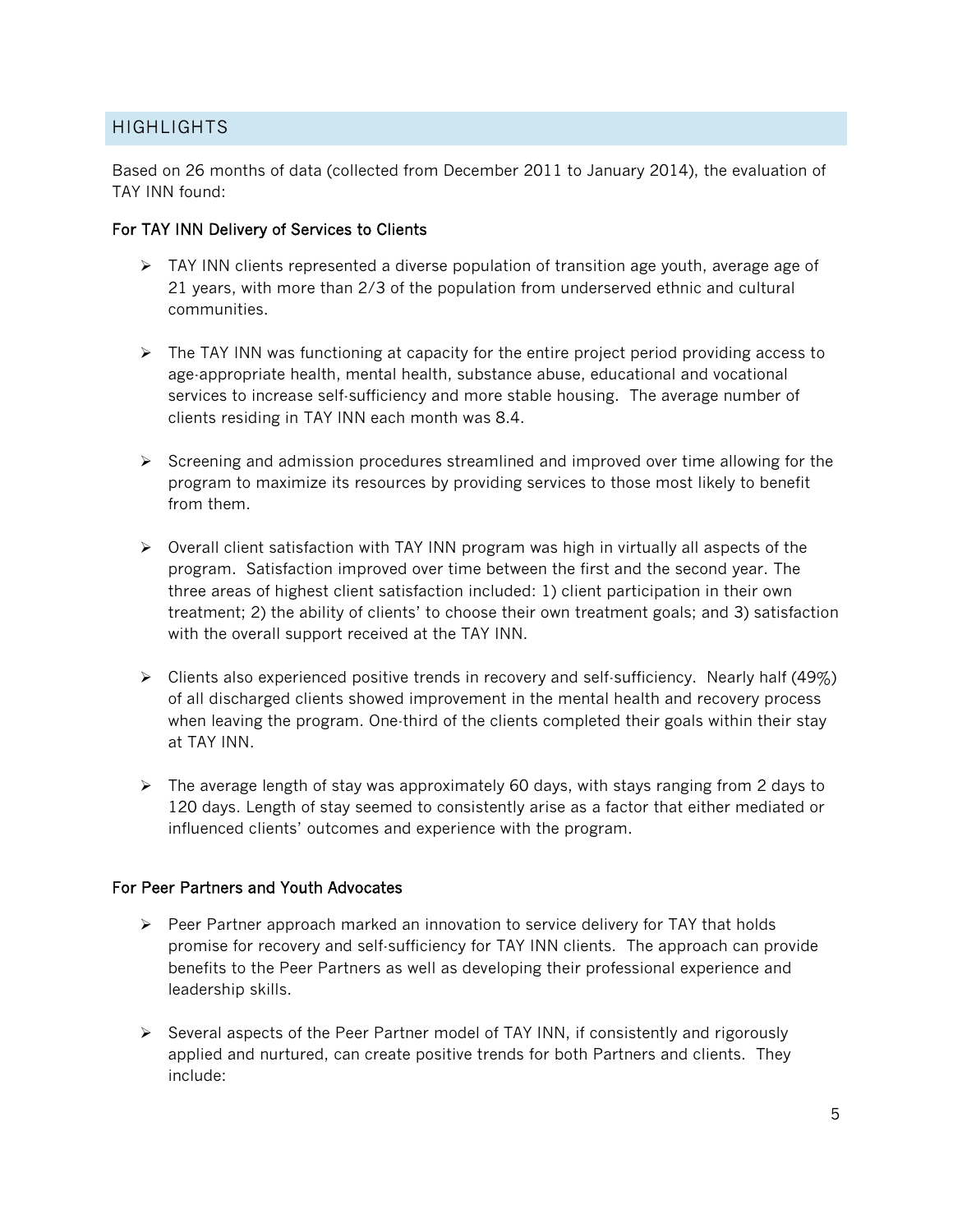## HIGHLIGHTS

Based on 26 months of data (collected from December 2011 to January 2014), the evaluation of TAY INN found:

### For TAY INN Delivery of Services to Clients

- TAY INN clients represented a diverse population of transition age youth, average age of 21 years, with more than 2/3 of the population from underserved ethnic and cultural communities.
- The TAY INN was functioning at capacity for the entire project period providing access to age-appropriate health, mental health, substance abuse, educational and vocational services to increase self-sufficiency and more stable housing. The average number of clients residing in TAY INN each month was 8.4.
- Screening and admission procedures streamlined and improved over time allowing for the program to maximize its resources by providing services to those most likely to benefit from them.
- Overall client satisfaction with TAY INN program was high in virtually all aspects of the program. Satisfaction improved over time between the first and the second year. The three areas of highest client satisfaction included: 1) client participation in their own treatment; 2) the ability of clients' to choose their own treatment goals; and 3) satisfaction with the overall support received at the TAY INN.
- Clients also experienced positive trends in recovery and self-sufficiency. Nearly half (49%) of all discharged clients showed improvement in the mental health and recovery process when leaving the program. One-third of the clients completed their goals within their stay at TAY INN.
- The average length of stay was approximately 60 days, with stays ranging from 2 days to 120 days. Length of stay seemed to consistently arise as a factor that either mediated or influenced clients' outcomes and experience with the program.

### For Peer Partners and Youth Advocates

- Peer Partner approach marked an innovation to service delivery for TAY that holds promise for recovery and self-sufficiency for TAY INN clients. The approach can provide benefits to the Peer Partners as well as developing their professional experience and leadership skills.
- Several aspects of the Peer Partner model of TAY INN, if consistently and rigorously applied and nurtured, can create positive trends for both Partners and clients. They include: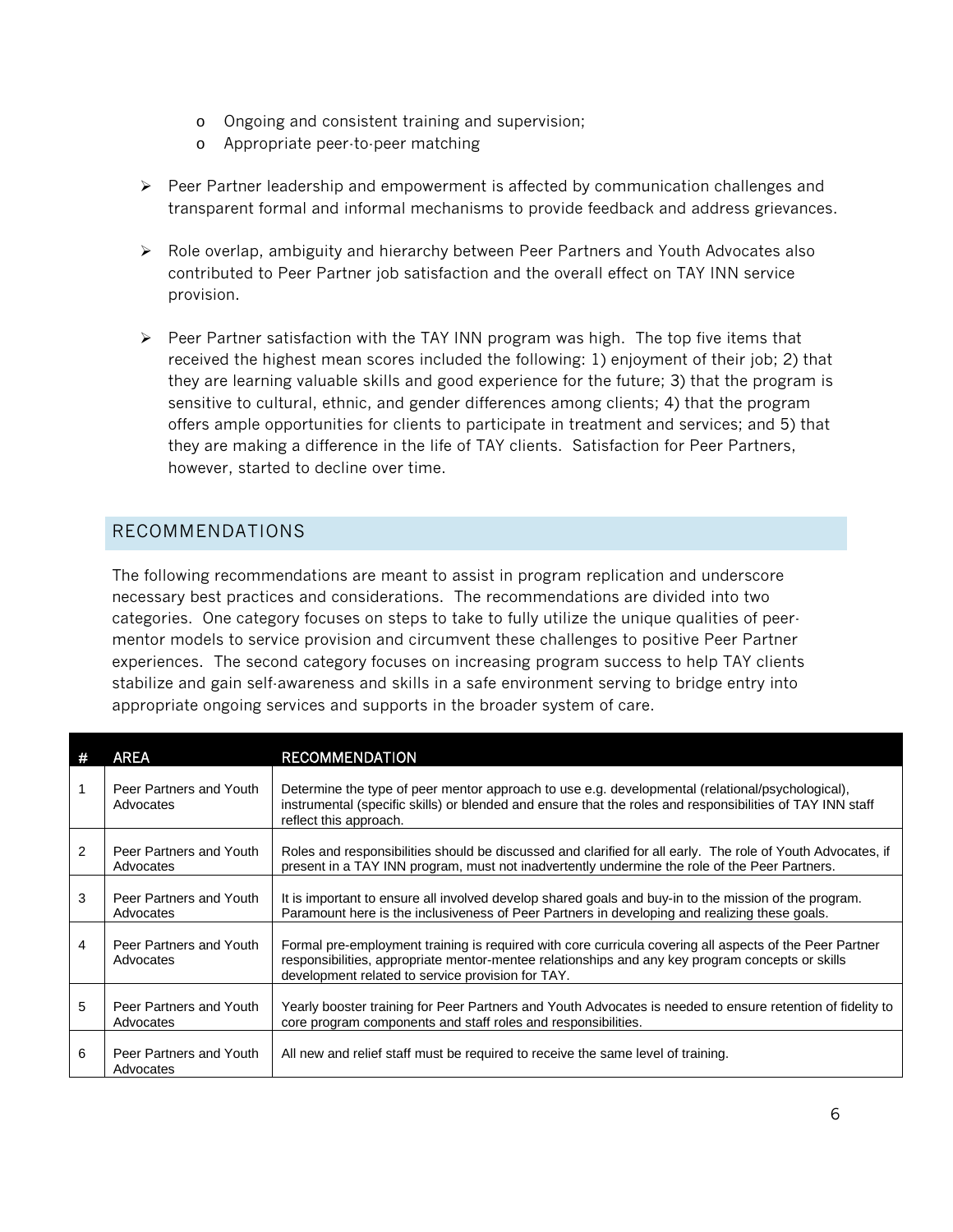- Ongoing and consistent training and supervision;
  - Appropriate peer-to-peer matching

- Peer Partner leadership and empowerment is affected by communication challenges and transparent formal and informal mechanisms to provide feedback and address grievances.

- Role overlap, ambiguity and hierarchy between Peer Partners and Youth Advocates also contributed to Peer Partner job satisfaction and the overall effect on TAY INN service provision.

- Peer Partner satisfaction with the TAY INN program was high. The top five items that received the highest mean scores included the following: 1) enjoyment of their job; 2) that they are learning valuable skills and good experience for the future; 3) that the program is sensitive to cultural, ethnic, and gender differences among clients; 4) that the program offers ample opportunities for clients to participate in treatment and services; and 5) that they are making a difference in the life of TAY clients. Satisfaction for Peer Partners, however, started to decline over time.

## RECOMMENDATIONS

The following recommendations are meant to assist in program replication and underscore necessary best practices and considerations. The recommendations are divided into two categories. One category focuses on steps to take to fully utilize the unique qualities of peer-mentor models to service provision and circumvent these challenges to positive Peer Partner experiences. The second category focuses on increasing program success to help TAY clients stabilize and gain self-awareness and skills in a safe environment serving to bridge entry into appropriate ongoing services and supports in the broader system of care.

| # | AREA | RECOMMENDATION |
|---|---|---|
| 1 | Peer Partners and Youth Advocates | Determine the type of peer mentor approach to use e.g. developmental (relational/psychological), instrumental (specific skills) or blended and ensure that the roles and responsibilities of TAY INN staff reflect this approach. |
| 2 | Peer Partners and Youth Advocates | Roles and responsibilities should be discussed and clarified for all early. The role of Youth Advocates, if present in a TAY INN program, must not inadvertently undermine the role of the Peer Partners. |
| 3 | Peer Partners and Youth Advocates | It is important to ensure all involved develop shared goals and buy-in to the mission of the program. Paramount here is the inclusiveness of Peer Partners in developing and realizing these goals. |
| 4 | Peer Partners and Youth Advocates | Formal pre-employment training is required with core curricula covering all aspects of the Peer Partner responsibilities, appropriate mentor-mentee relationships and any key program concepts or skills development related to service provision for TAY. |
| 5 | Peer Partners and Youth Advocates | Yearly booster training for Peer Partners and Youth Advocates is needed to ensure retention of fidelity to core program components and staff roles and responsibilities. |
| 6 | Peer Partners and Youth Advocates | All new and relief staff must be required to receive the same level of training. |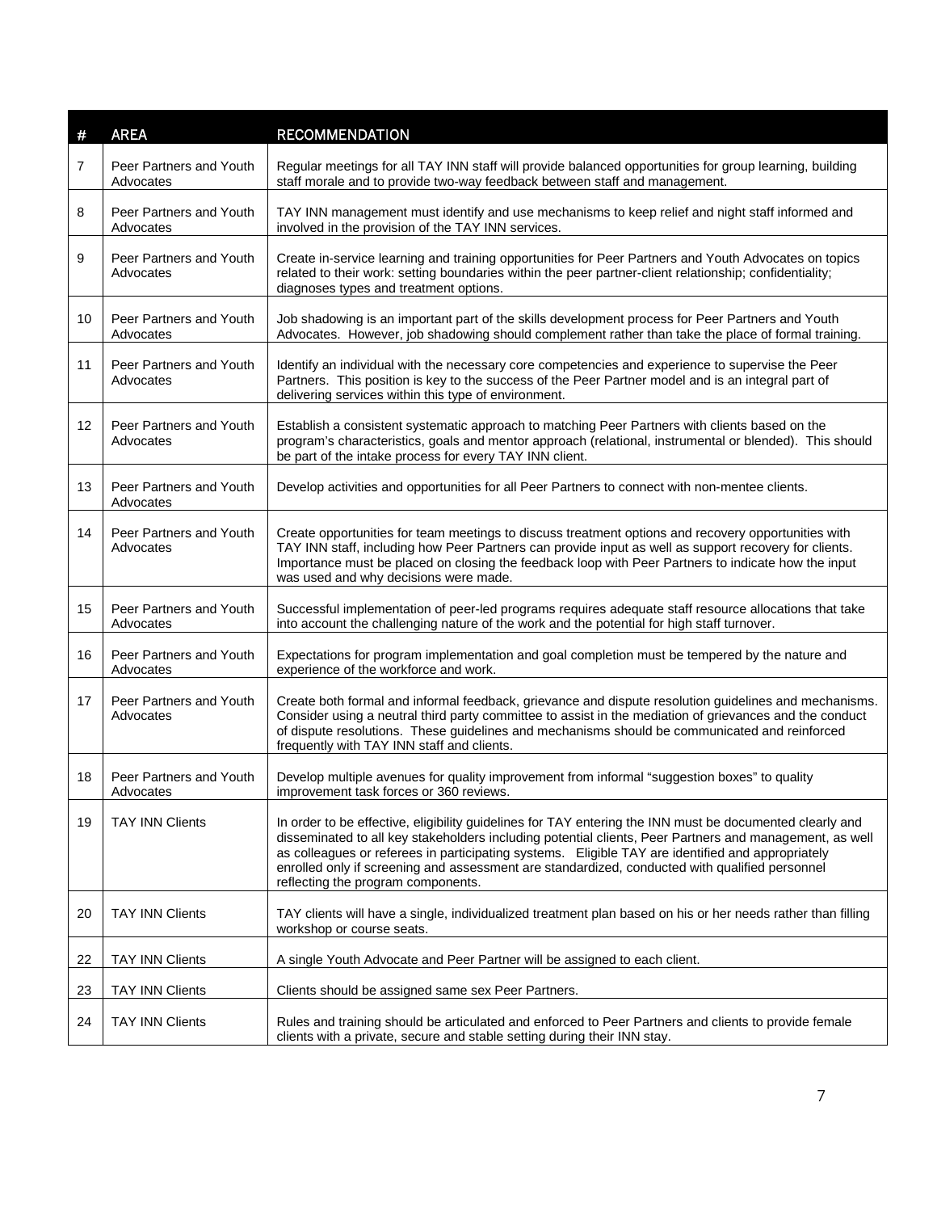| # | AREA | RECOMMENDATION |
|---|---|---|
| 7 | Peer Partners and Youth Advocates | Regular meetings for all TAY INN staff will provide balanced opportunities for group learning, building staff morale and to provide two-way feedback between staff and management. |
| 8 | Peer Partners and Youth Advocates | TAY INN management must identify and use mechanisms to keep relief and night staff informed and involved in the provision of the TAY INN services. |
| 9 | Peer Partners and Youth Advocates | Create in-service learning and training opportunities for Peer Partners and Youth Advocates on topics related to their work: setting boundaries within the peer partner-client relationship; confidentiality; diagnoses types and treatment options. |
| 10 | Peer Partners and Youth Advocates | Job shadowing is an important part of the skills development process for Peer Partners and Youth Advocates. However, job shadowing should complement rather than take the place of formal training. |
| 11 | Peer Partners and Youth Advocates | Identify an individual with the necessary core competencies and experience to supervise the Peer Partners. This position is key to the success of the Peer Partner model and is an integral part of delivering services within this type of environment. |
| 12 | Peer Partners and Youth Advocates | Establish a consistent systematic approach to matching Peer Partners with clients based on the program's characteristics, goals and mentor approach (relational, instrumental or blended). This should be part of the intake process for every TAY INN client. |
| 13 | Peer Partners and Youth Advocates | Develop activities and opportunities for all Peer Partners to connect with non-mentee clients. |
| 14 | Peer Partners and Youth Advocates | Create opportunities for team meetings to discuss treatment options and recovery opportunities with TAY INN staff, including how Peer Partners can provide input as well as support recovery for clients. Importance must be placed on closing the feedback loop with Peer Partners to indicate how the input was used and why decisions were made. |
| 15 | Peer Partners and Youth Advocates | Successful implementation of peer-led programs requires adequate staff resource allocations that take into account the challenging nature of the work and the potential for high staff turnover. |
| 16 | Peer Partners and Youth Advocates | Expectations for program implementation and goal completion must be tempered by the nature and experience of the workforce and work. |
| 17 | Peer Partners and Youth Advocates | Create both formal and informal feedback, grievance and dispute resolution guidelines and mechanisms. Consider using a neutral third party committee to assist in the mediation of grievances and the conduct of dispute resolutions. These guidelines and mechanisms should be communicated and reinforced frequently with TAY INN staff and clients. |
| 18 | Peer Partners and Youth Advocates | Develop multiple avenues for quality improvement from informal "suggestion boxes" to quality improvement task forces or 360 reviews. |
| 19 | TAY INN Clients | In order to be effective, eligibility guidelines for TAY entering the INN must be documented clearly and disseminated to all key stakeholders including potential clients, Peer Partners and management, as well as colleagues or referees in participating systems. Eligible TAY are identified and appropriately enrolled only if screening and assessment are standardized, conducted with qualified personnel reflecting the program components. |
| 20 | TAY INN Clients | TAY clients will have a single, individualized treatment plan based on his or her needs rather than filling workshop or course seats. |
| 22 | TAY INN Clients | A single Youth Advocate and Peer Partner will be assigned to each client. |
| 23 | TAY INN Clients | Clients should be assigned same sex Peer Partners. |
| 24 | TAY INN Clients | Rules and training should be articulated and enforced to Peer Partners and clients to provide female clients with a private, secure and stable setting during their INN stay. |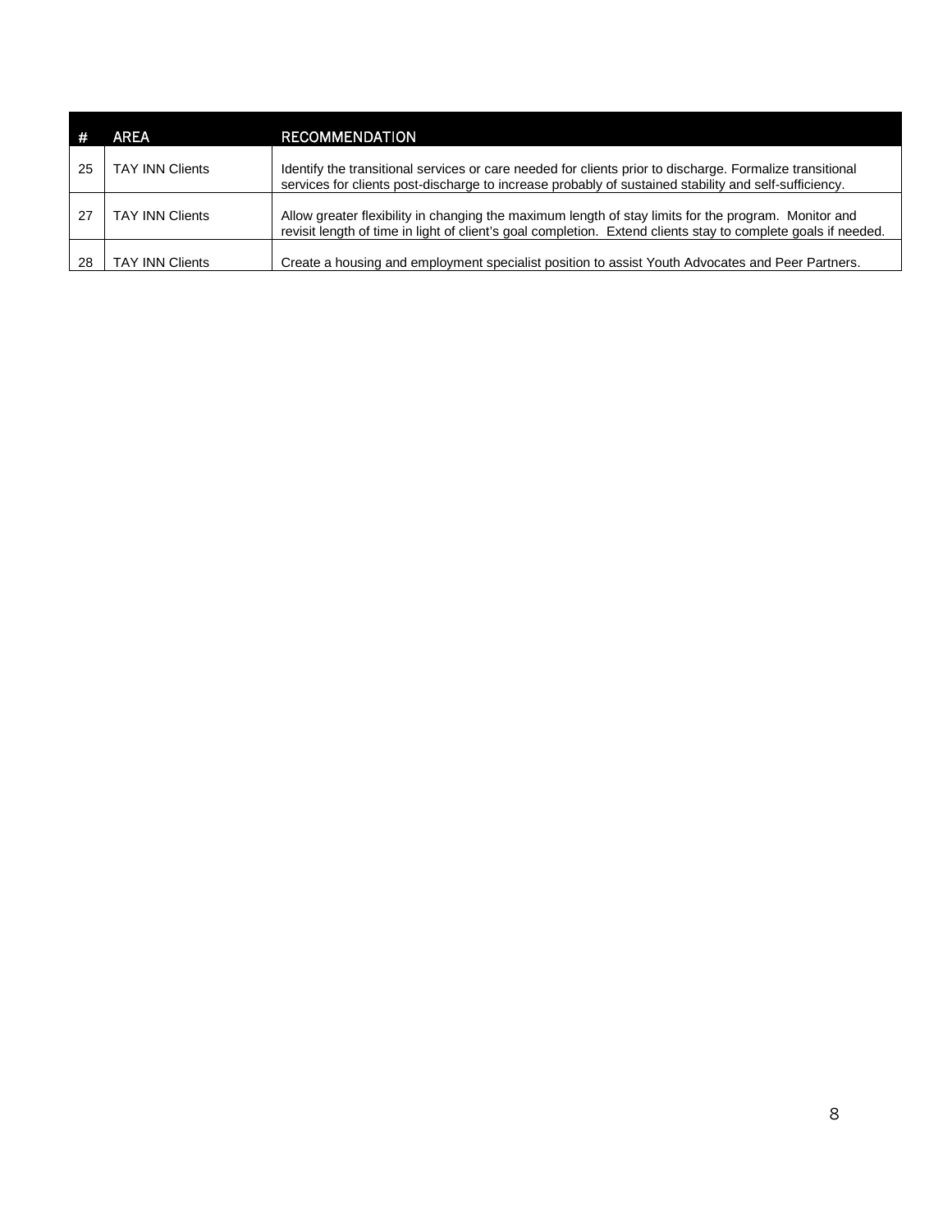| # | AREA | RECOMMENDATION |
|---|---|---|
| 25 | TAY INN Clients | Identify the transitional services or care needed for clients prior to discharge. Formalize transitional services for clients post-discharge to increase probably of sustained stability and self-sufficiency. |
| 27 | TAY INN Clients | Allow greater flexibility in changing the maximum length of stay limits for the program. Monitor and revisit length of time in light of client's goal completion. Extend clients stay to complete goals if needed. |
| 28 | TAY INN Clients | Create a housing and employment specialist position to assist Youth Advocates and Peer Partners. |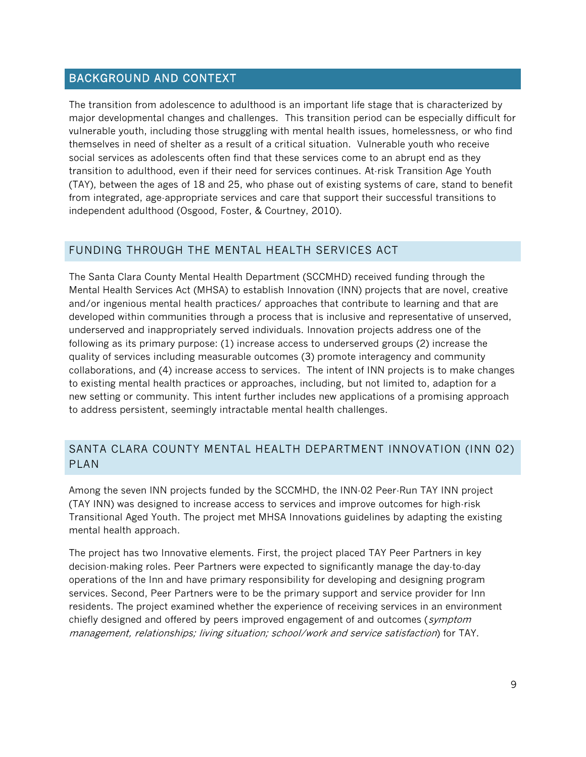## BACKGROUND AND CONTEXT

The transition from adolescence to adulthood is an important life stage that is characterized by major developmental changes and challenges. This transition period can be especially difficult for vulnerable youth, including those struggling with mental health issues, homelessness, or who find themselves in need of shelter as a result of a critical situation. Vulnerable youth who receive social services as adolescents often find that these services come to an abrupt end as they transition to adulthood, even if their need for services continues. At-risk Transition Age Youth (TAY), between the ages of 18 and 25, who phase out of existing systems of care, stand to benefit from integrated, age-appropriate services and care that support their successful transitions to independent adulthood (Osgood, Foster, & Courtney, 2010).

### FUNDING THROUGH THE MENTAL HEALTH SERVICES ACT

The Santa Clara County Mental Health Department (SCCMHD) received funding through the Mental Health Services Act (MHSA) to establish Innovation (INN) projects that are novel, creative and/or ingenious mental health practices/ approaches that contribute to learning and that are developed within communities through a process that is inclusive and representative of unserved, underserved and inappropriately served individuals. Innovation projects address one of the following as its primary purpose: (1) increase access to underserved groups (2) increase the quality of services including measurable outcomes (3) promote interagency and community collaborations, and (4) increase access to services. The intent of INN projects is to make changes to existing mental health practices or approaches, including, but not limited to, adaption for a new setting or community. This intent further includes new applications of a promising approach to address persistent, seemingly intractable mental health challenges.

### SANTA CLARA COUNTY MENTAL HEALTH DEPARTMENT INNOVATION (INN 02) PLAN

Among the seven INN projects funded by the SCCMHD, the INN-02 Peer-Run TAY INN project (TAY INN) was designed to increase access to services and improve outcomes for high-risk Transitional Aged Youth. The project met MHSA Innovations guidelines by adapting the existing mental health approach.

The project has two Innovative elements. First, the project placed TAY Peer Partners in key decision-making roles. Peer Partners were expected to significantly manage the day-to-day operations of the Inn and have primary responsibility for developing and designing program services. Second, Peer Partners were to be the primary support and service provider for Inn residents. The project examined whether the experience of receiving services in an environment chiefly designed and offered by peers improved engagement of and outcomes (*symptom management, relationships; living situation; school/work and service satisfaction*) for TAY.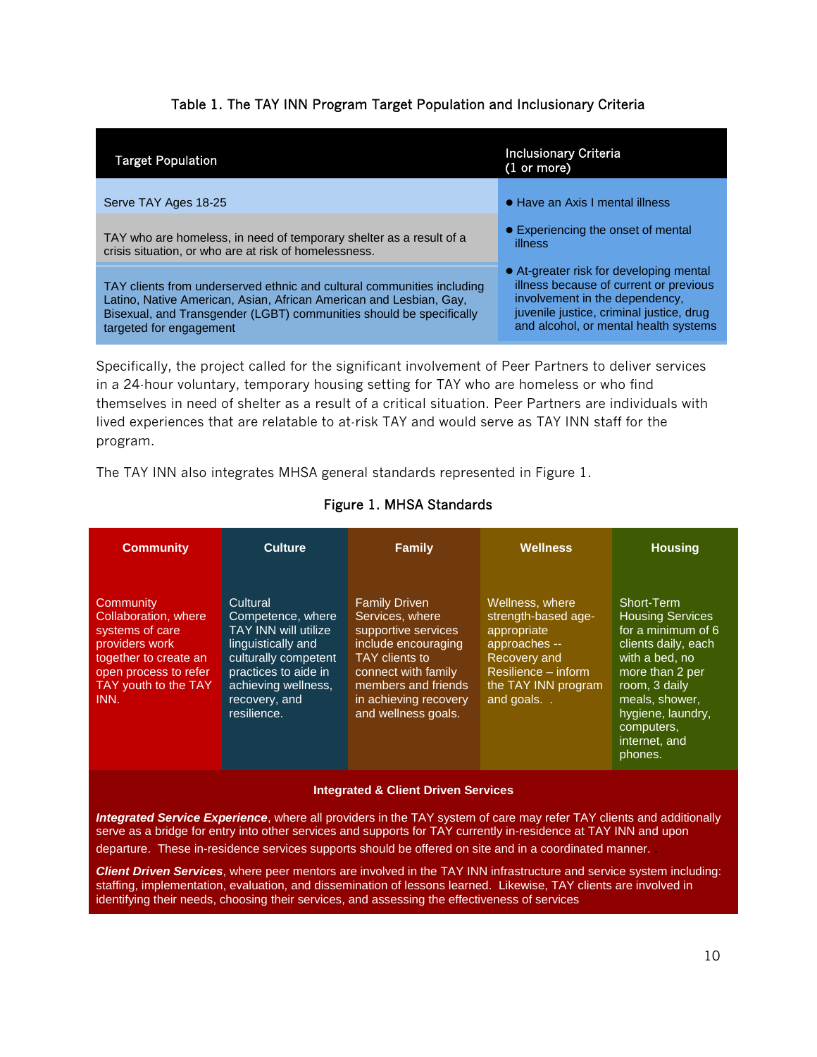Table 1. The TAY INN Program Target Population and Inclusionary Criteria

| Target Population | Inclusionary Criteria (1 or more) |
|---|---|
| Serve TAY Ages 18-25 | ● Have an Axis I mental illness |
| TAY who are homeless, in need of temporary shelter as a result of a crisis situation, or who are at risk of homelessness. | ● Experiencing the onset of mental illness |
| TAY clients from underserved ethnic and cultural communities including Latino, Native American, Asian, African American and Lesbian, Gay, Bisexual, and Transgender (LGBT) communities should be specifically targeted for engagement | ● At-greater risk for developing mental illness because of current or previous involvement in the dependency, juvenile justice, criminal justice, drug and alcohol, or mental health systems |

Specifically, the project called for the significant involvement of Peer Partners to deliver services in a 24-hour voluntary, temporary housing setting for TAY who are homeless or who find themselves in need of shelter as a result of a critical situation. Peer Partners are individuals with lived experiences that are relatable to at-risk TAY and would serve as TAY INN staff for the program.

The TAY INN also integrates MHSA general standards represented in Figure 1.

Figure 1. MHSA Standards

| Community | Culture | Family | Wellness | Housing |
|---|---|---|---|---|
| Community Collaboration, where systems of care providers work together to create an open process to refer TAY youth to the TAY INN. | Cultural Competence, where TAY INN will utilize linguistically and culturally competent practices to aide in achieving wellness, recovery, and resilience. | Family Driven Services, where supportive services include encouraging TAY clients to connect with family members and friends in achieving recovery and wellness goals. | Wellness, where strength-based age-appropriate approaches -- Recovery and Resilience – inform the TAY INN program and goals. . | Short-Term Housing Services for a minimum of 6 clients daily, each with a bed, no more than 2 per room, 3 daily meals, shower, hygiene, laundry, computers, internet, and phones. |

**Integrated & Client Driven Services**

***Integrated Service Experience***, where all providers in the TAY system of care may refer TAY clients and additionally serve as a bridge for entry into other services and supports for TAY currently in-residence at TAY INN and upon departure. These in-residence services supports should be offered on site and in a coordinated manner.

***Client Driven Services***, where peer mentors are involved in the TAY INN infrastructure and service system including: staffing, implementation, evaluation, and dissemination of lessons learned. Likewise, TAY clients are involved in identifying their needs, choosing their services, and assessing the effectiveness of services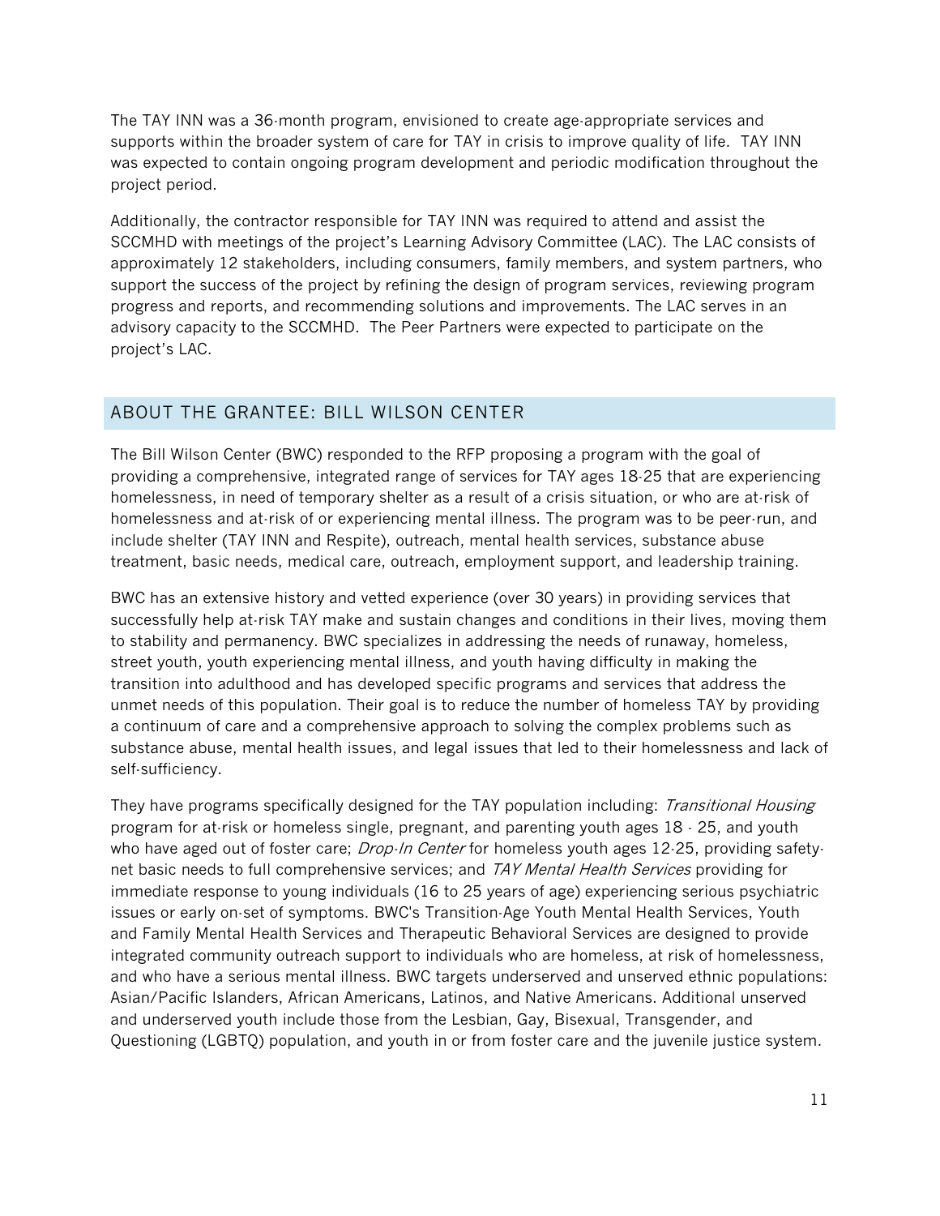The TAY INN was a 36-month program, envisioned to create age-appropriate services and supports within the broader system of care for TAY in crisis to improve quality of life. TAY INN was expected to contain ongoing program development and periodic modification throughout the project period.

Additionally, the contractor responsible for TAY INN was required to attend and assist the SCCMHD with meetings of the project's Learning Advisory Committee (LAC). The LAC consists of approximately 12 stakeholders, including consumers, family members, and system partners, who support the success of the project by refining the design of program services, reviewing program progress and reports, and recommending solutions and improvements. The LAC serves in an advisory capacity to the SCCMHD. The Peer Partners were expected to participate on the project's LAC.

## ABOUT THE GRANTEE: BILL WILSON CENTER

The Bill Wilson Center (BWC) responded to the RFP proposing a program with the goal of providing a comprehensive, integrated range of services for TAY ages 18-25 that are experiencing homelessness, in need of temporary shelter as a result of a crisis situation, or who are at-risk of homelessness and at-risk of or experiencing mental illness. The program was to be peer-run, and include shelter (TAY INN and Respite), outreach, mental health services, substance abuse treatment, basic needs, medical care, outreach, employment support, and leadership training.

BWC has an extensive history and vetted experience (over 30 years) in providing services that successfully help at-risk TAY make and sustain changes and conditions in their lives, moving them to stability and permanency. BWC specializes in addressing the needs of runaway, homeless, street youth, youth experiencing mental illness, and youth having difficulty in making the transition into adulthood and has developed specific programs and services that address the unmet needs of this population. Their goal is to reduce the number of homeless TAY by providing a continuum of care and a comprehensive approach to solving the complex problems such as substance abuse, mental health issues, and legal issues that led to their homelessness and lack of self-sufficiency.

They have programs specifically designed for the TAY population including: *Transitional Housing* program for at-risk or homeless single, pregnant, and parenting youth ages 18 - 25, and youth who have aged out of foster care; *Drop-In Center* for homeless youth ages 12-25, providing safety-net basic needs to full comprehensive services; and *TAY Mental Health Services* providing for immediate response to young individuals (16 to 25 years of age) experiencing serious psychiatric issues or early on-set of symptoms. BWC's Transition-Age Youth Mental Health Services, Youth and Family Mental Health Services and Therapeutic Behavioral Services are designed to provide integrated community outreach support to individuals who are homeless, at risk of homelessness, and who have a serious mental illness. BWC targets underserved and unserved ethnic populations: Asian/Pacific Islanders, African Americans, Latinos, and Native Americans. Additional unserved and underserved youth include those from the Lesbian, Gay, Bisexual, Transgender, and Questioning (LGBTQ) population, and youth in or from foster care and the juvenile justice system.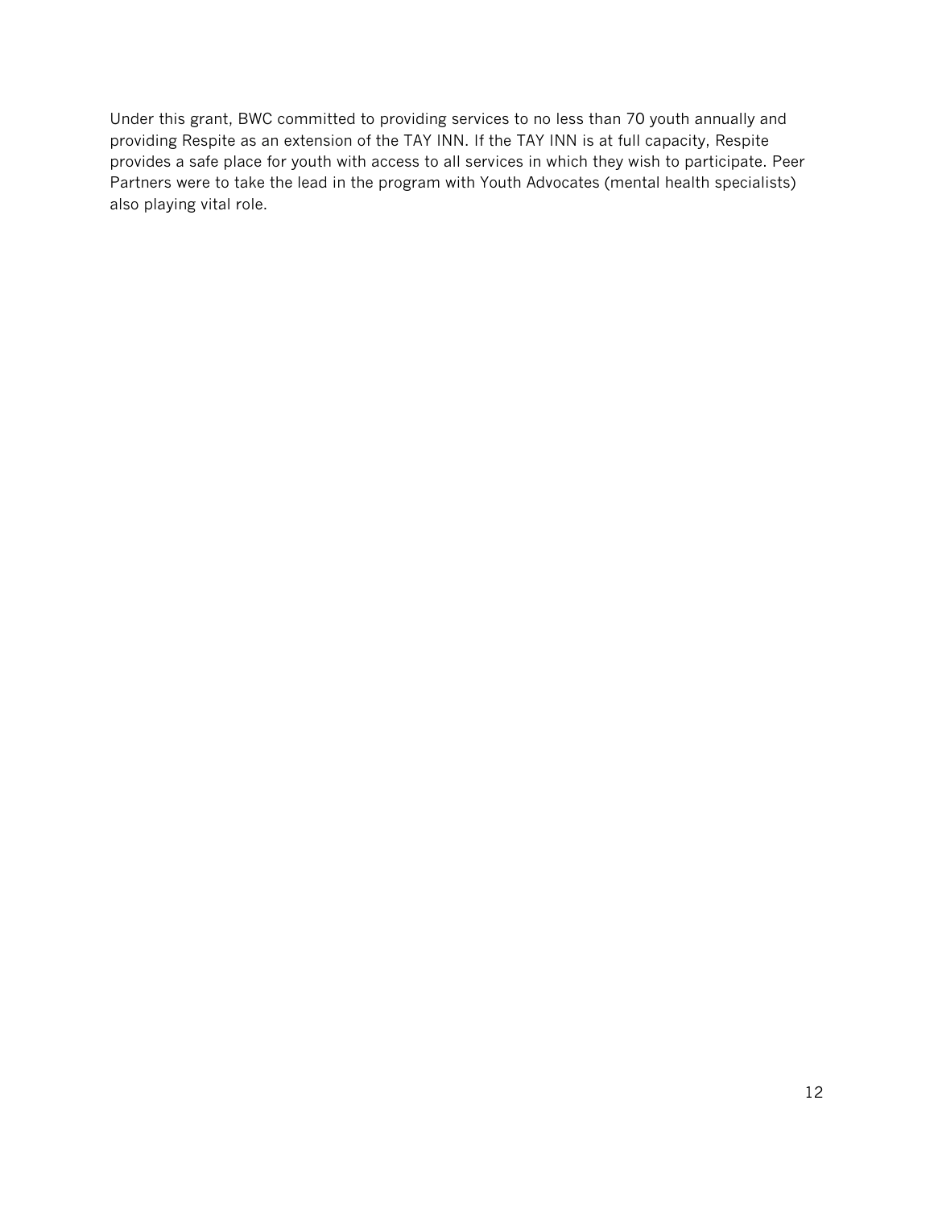Under this grant, BWC committed to providing services to no less than 70 youth annually and providing Respite as an extension of the TAY INN. If the TAY INN is at full capacity, Respite provides a safe place for youth with access to all services in which they wish to participate. Peer Partners were to take the lead in the program with Youth Advocates (mental health specialists) also playing vital role.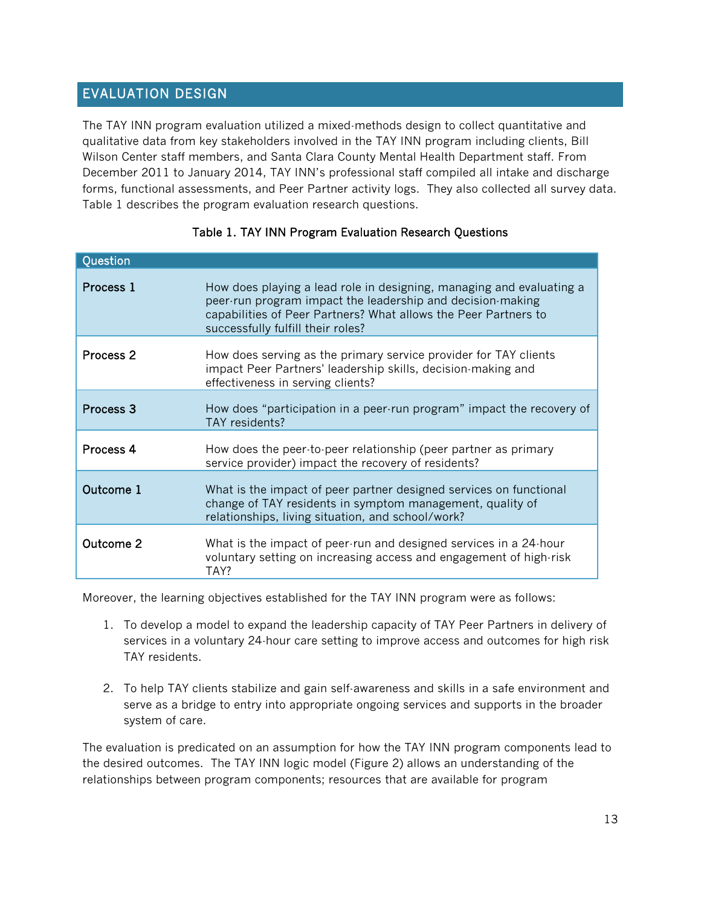## EVALUATION DESIGN

The TAY INN program evaluation utilized a mixed-methods design to collect quantitative and qualitative data from key stakeholders involved in the TAY INN program including clients, Bill Wilson Center staff members, and Santa Clara County Mental Health Department staff. From December 2011 to January 2014, TAY INN's professional staff compiled all intake and discharge forms, functional assessments, and Peer Partner activity logs. They also collected all survey data. Table 1 describes the program evaluation research questions.

**Table 1. TAY INN Program Evaluation Research Questions**

| Question | |
|---|---|
| **Process 1** | How does playing a lead role in designing, managing and evaluating a peer-run program impact the leadership and decision-making capabilities of Peer Partners? What allows the Peer Partners to successfully fulfill their roles? |
| **Process 2** | How does serving as the primary service provider for TAY clients impact Peer Partners' leadership skills, decision-making and effectiveness in serving clients? |
| **Process 3** | How does "participation in a peer-run program" impact the recovery of TAY residents? |
| **Process 4** | How does the peer-to-peer relationship (peer partner as primary service provider) impact the recovery of residents? |
| **Outcome 1** | What is the impact of peer partner designed services on functional change of TAY residents in symptom management, quality of relationships, living situation, and school/work? |
| **Outcome 2** | What is the impact of peer-run and designed services in a 24-hour voluntary setting on increasing access and engagement of high-risk TAY? |

Moreover, the learning objectives established for the TAY INN program were as follows:

1. To develop a model to expand the leadership capacity of TAY Peer Partners in delivery of services in a voluntary 24-hour care setting to improve access and outcomes for high risk TAY residents.

2. To help TAY clients stabilize and gain self-awareness and skills in a safe environment and serve as a bridge to entry into appropriate ongoing services and supports in the broader system of care.

The evaluation is predicated on an assumption for how the TAY INN program components lead to the desired outcomes. The TAY INN logic model (Figure 2) allows an understanding of the relationships between program components; resources that are available for program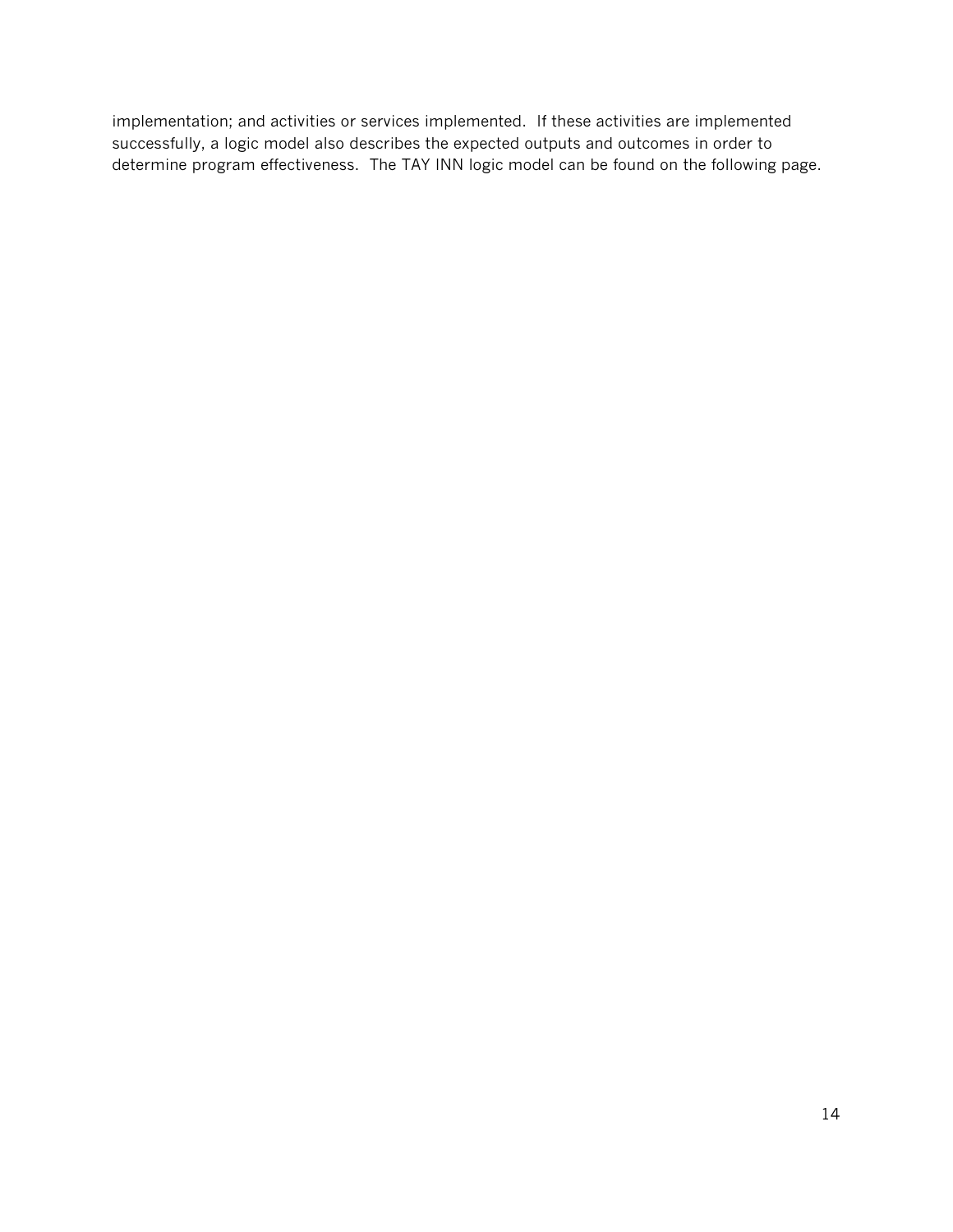implementation; and activities or services implemented. If these activities are implemented successfully, a logic model also describes the expected outputs and outcomes in order to determine program effectiveness. The TAY INN logic model can be found on the following page.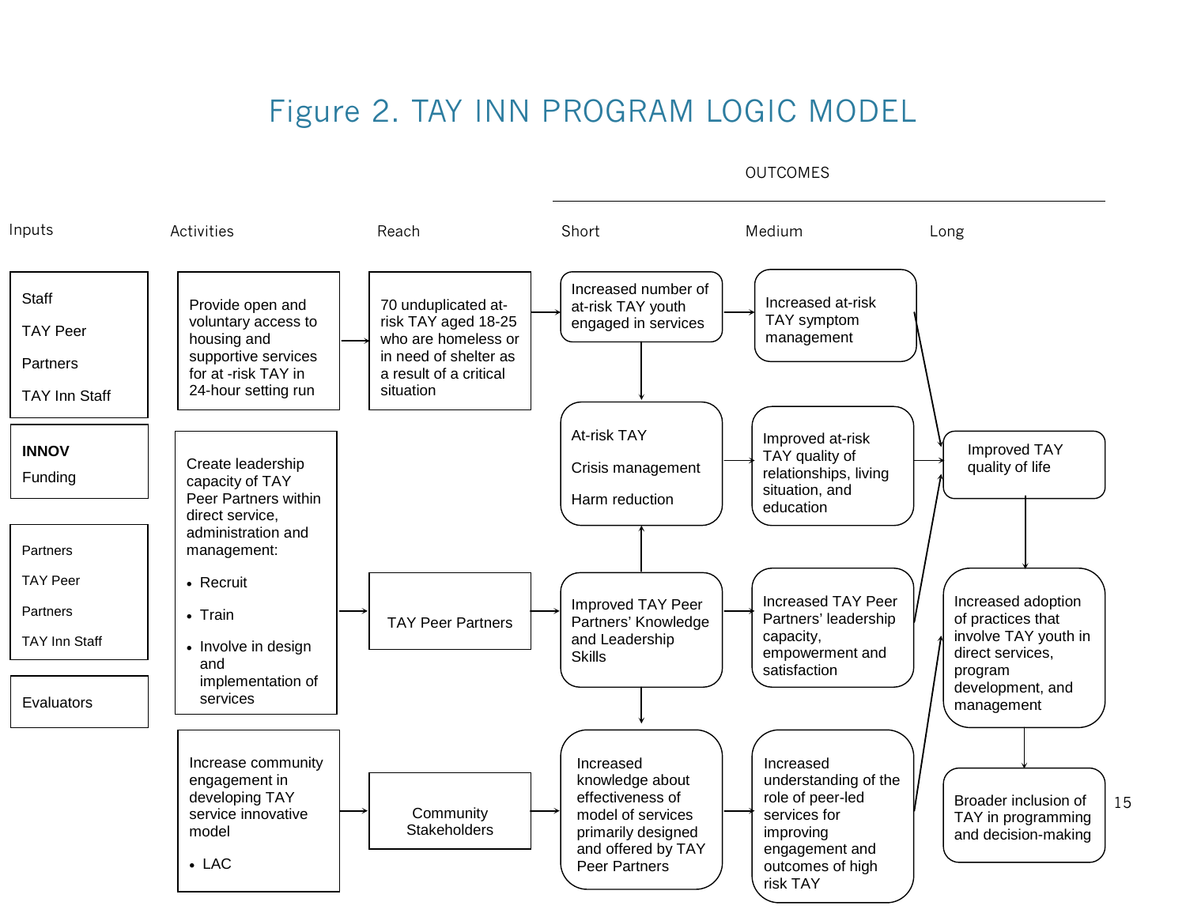# Figure 2. TAY INN PROGRAM LOGIC MODEL

| Inputs | Activities | Reach | Outcomes: Short | Outcomes: Medium | Outcomes: Long |
| --- | --- | --- | --- | --- | --- |
| Staff<br>TAY Peer<br>Partners<br>TAY Inn Staff | Provide open and voluntary access to housing and supportive services for at -risk TAY in 24-hour setting run | 70 unduplicated at-risk TAY aged 18-25 who are homeless or in need of shelter as a result of a critical situation | Increased number of at-risk TAY youth engaged in services | Increased at-risk TAY symptom management | |
| **INNOV**<br>Funding | | | At-risk TAY<br>Crisis management<br>Harm reduction | Improved at-risk TAY quality of relationships, living situation, and education | Improved TAY quality of life |
| Partners<br>TAY Peer<br>Partners<br>TAY Inn Staff | Create leadership capacity of TAY Peer Partners within direct service, administration and management:<br>• Recruit<br>• Train<br>• Involve in design and implementation of services | TAY Peer Partners | Improved TAY Peer Partners' Knowledge and Leadership Skills | Increased TAY Peer Partners' leadership capacity, empowerment and satisfaction | Increased adoption of practices that involve TAY youth in direct services, program development, and management |
| Evaluators | Increase community engagement in developing TAY service innovative model<br>• LAC | Community Stakeholders | Increased knowledge about effectiveness of model of services primarily designed and offered by TAY Peer Partners | Increased understanding of the role of peer-led services for improving engagement and outcomes of high risk TAY | Broader inclusion of TAY in programming and decision-making |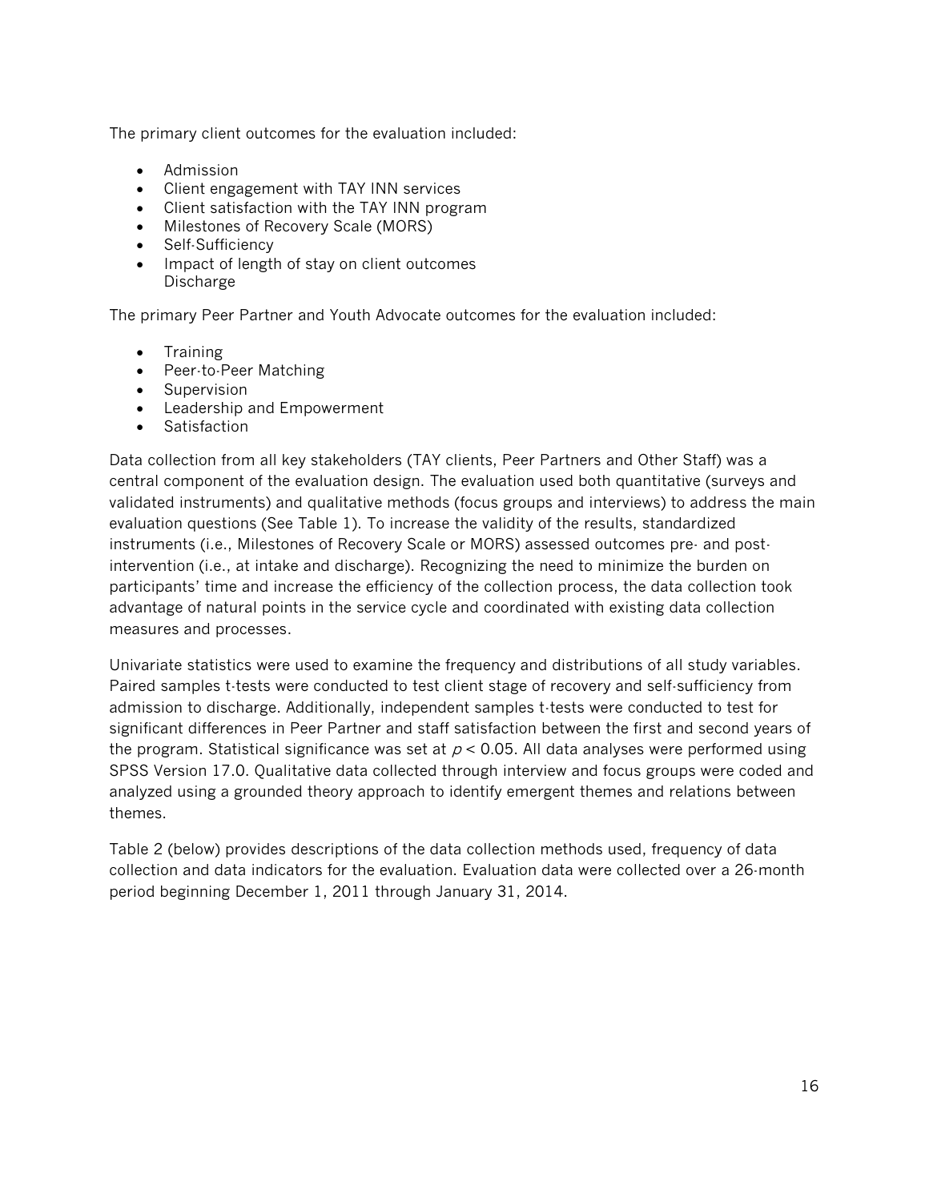The primary client outcomes for the evaluation included:

- Admission
- Client engagement with TAY INN services
- Client satisfaction with the TAY INN program
- Milestones of Recovery Scale (MORS)
- Self-Sufficiency
- Impact of length of stay on client outcomes
  Discharge

The primary Peer Partner and Youth Advocate outcomes for the evaluation included:

- Training
- Peer-to-Peer Matching
- Supervision
- Leadership and Empowerment
- Satisfaction

Data collection from all key stakeholders (TAY clients, Peer Partners and Other Staff) was a central component of the evaluation design. The evaluation used both quantitative (surveys and validated instruments) and qualitative methods (focus groups and interviews) to address the main evaluation questions (See Table 1). To increase the validity of the results, standardized instruments (i.e., Milestones of Recovery Scale or MORS) assessed outcomes pre- and post-intervention (i.e., at intake and discharge). Recognizing the need to minimize the burden on participants' time and increase the efficiency of the collection process, the data collection took advantage of natural points in the service cycle and coordinated with existing data collection measures and processes.

Univariate statistics were used to examine the frequency and distributions of all study variables. Paired samples t-tests were conducted to test client stage of recovery and self-sufficiency from admission to discharge. Additionally, independent samples t-tests were conducted to test for significant differences in Peer Partner and staff satisfaction between the first and second years of the program. Statistical significance was set at $p < 0.05$. All data analyses were performed using SPSS Version 17.0. Qualitative data collected through interview and focus groups were coded and analyzed using a grounded theory approach to identify emergent themes and relations between themes.

Table 2 (below) provides descriptions of the data collection methods used, frequency of data collection and data indicators for the evaluation. Evaluation data were collected over a 26-month period beginning December 1, 2011 through January 31, 2014.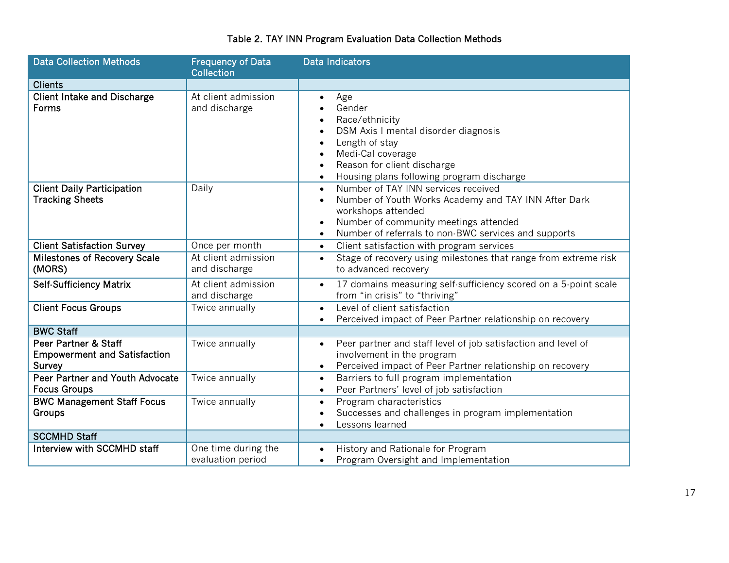Table 2. TAY INN Program Evaluation Data Collection Methods

| Data Collection Methods | Frequency of Data Collection | Data Indicators |
|---|---|---|
| **Clients** | | |
| Client Intake and Discharge Forms | At client admission and discharge | • Age<br>• Gender<br>• Race/ethnicity<br>• DSM Axis I mental disorder diagnosis<br>• Length of stay<br>• Medi-Cal coverage<br>• Reason for client discharge<br>• Housing plans following program discharge |
| Client Daily Participation Tracking Sheets | Daily | • Number of TAY INN services received<br>• Number of Youth Works Academy and TAY INN After Dark workshops attended<br>• Number of community meetings attended<br>• Number of referrals to non-BWC services and supports |
| Client Satisfaction Survey | Once per month | • Client satisfaction with program services |
| Milestones of Recovery Scale (MORS) | At client admission and discharge | • Stage of recovery using milestones that range from extreme risk to advanced recovery |
| Self-Sufficiency Matrix | At client admission and discharge | • 17 domains measuring self-sufficiency scored on a 5-point scale from "in crisis" to "thriving" |
| Client Focus Groups | Twice annually | • Level of client satisfaction<br>• Perceived impact of Peer Partner relationship on recovery |
| **BWC Staff** | | |
| Peer Partner & Staff Empowerment and Satisfaction Survey | Twice annually | • Peer partner and staff level of job satisfaction and level of involvement in the program<br>• Perceived impact of Peer Partner relationship on recovery |
| Peer Partner and Youth Advocate Focus Groups | Twice annually | • Barriers to full program implementation<br>• Peer Partners' level of job satisfaction |
| BWC Management Staff Focus Groups | Twice annually | • Program characteristics<br>• Successes and challenges in program implementation<br>• Lessons learned |
| **SCCMHD Staff** | | |
| Interview with SCCMHD staff | One time during the evaluation period | • History and Rationale for Program<br>• Program Oversight and Implementation |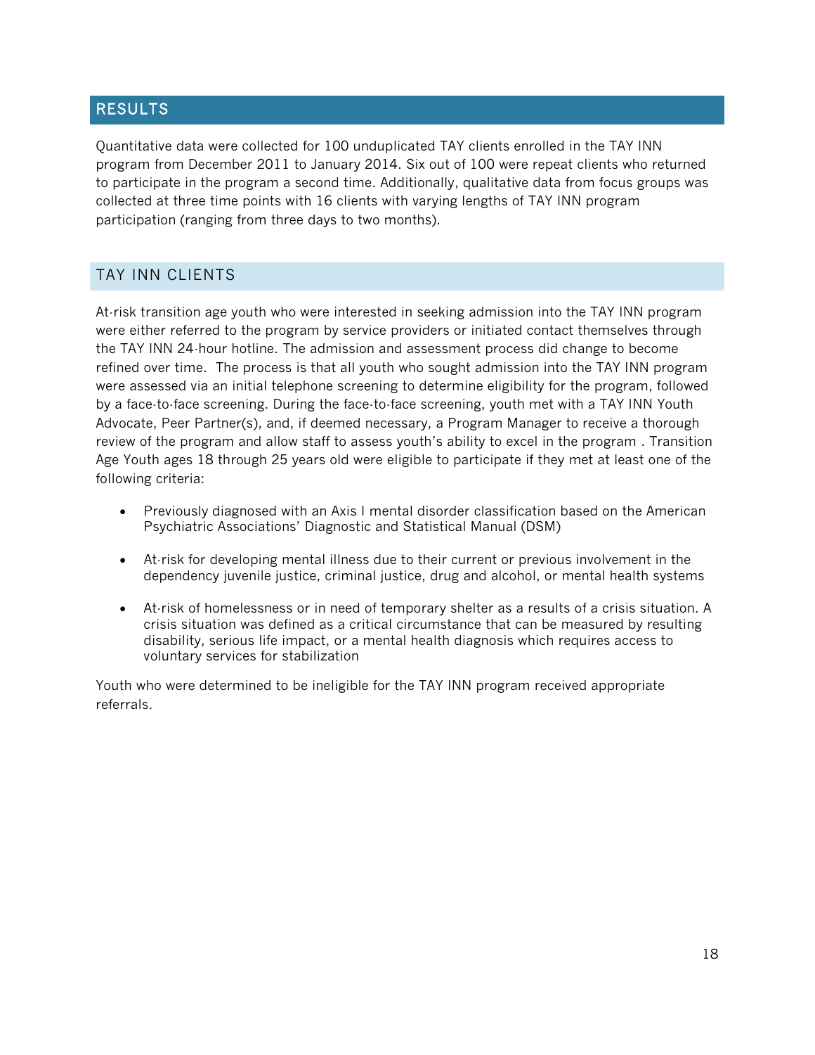## RESULTS

Quantitative data were collected for 100 unduplicated TAY clients enrolled in the TAY INN program from December 2011 to January 2014. Six out of 100 were repeat clients who returned to participate in the program a second time. Additionally, qualitative data from focus groups was collected at three time points with 16 clients with varying lengths of TAY INN program participation (ranging from three days to two months).

### TAY INN CLIENTS

At-risk transition age youth who were interested in seeking admission into the TAY INN program were either referred to the program by service providers or initiated contact themselves through the TAY INN 24-hour hotline. The admission and assessment process did change to become refined over time. The process is that all youth who sought admission into the TAY INN program were assessed via an initial telephone screening to determine eligibility for the program, followed by a face-to-face screening. During the face-to-face screening, youth met with a TAY INN Youth Advocate, Peer Partner(s), and, if deemed necessary, a Program Manager to receive a thorough review of the program and allow staff to assess youth's ability to excel in the program . Transition Age Youth ages 18 through 25 years old were eligible to participate if they met at least one of the following criteria:

- Previously diagnosed with an Axis I mental disorder classification based on the American Psychiatric Associations' Diagnostic and Statistical Manual (DSM)
- At-risk for developing mental illness due to their current or previous involvement in the dependency juvenile justice, criminal justice, drug and alcohol, or mental health systems
- At-risk of homelessness or in need of temporary shelter as a results of a crisis situation. A crisis situation was defined as a critical circumstance that can be measured by resulting disability, serious life impact, or a mental health diagnosis which requires access to voluntary services for stabilization

Youth who were determined to be ineligible for the TAY INN program received appropriate referrals.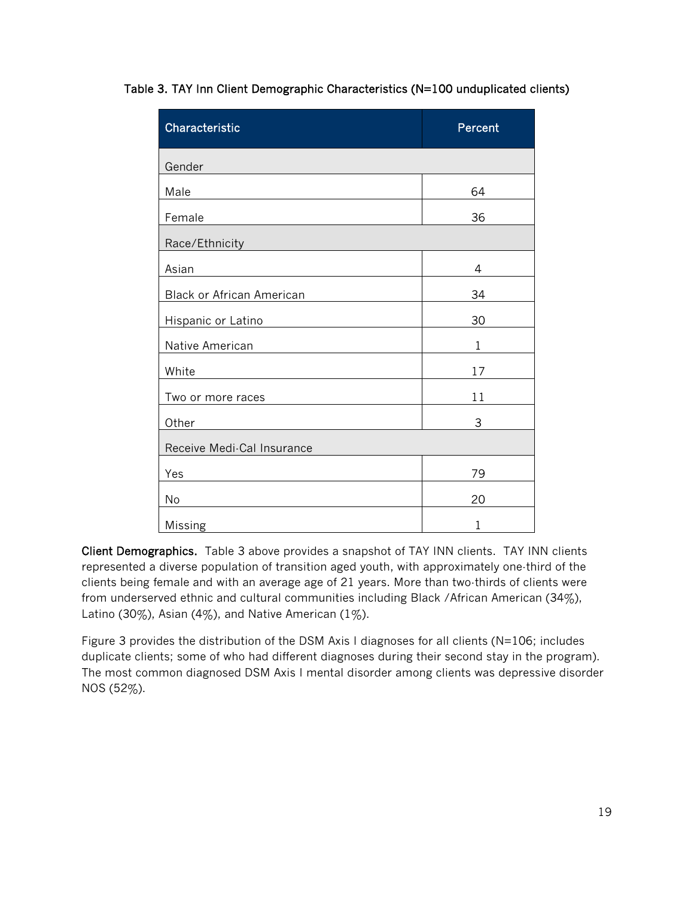**Table 3. TAY Inn Client Demographic Characteristics (N=100 unduplicated clients)**

| Characteristic | Percent |
|---|---|
| Gender | |
| Male | 64 |
| Female | 36 |
| Race/Ethnicity | |
| Asian | 4 |
| Black or African American | 34 |
| Hispanic or Latino | 30 |
| Native American | 1 |
| White | 17 |
| Two or more races | 11 |
| Other | 3 |
| Receive Medi-Cal Insurance | |
| Yes | 79 |
| No | 20 |
| Missing | 1 |

**Client Demographics.** Table 3 above provides a snapshot of TAY INN clients. TAY INN clients represented a diverse population of transition aged youth, with approximately one-third of the clients being female and with an average age of 21 years. More than two-thirds of clients were from underserved ethnic and cultural communities including Black /African American (34%), Latino (30%), Asian (4%), and Native American (1%).

Figure 3 provides the distribution of the DSM Axis I diagnoses for all clients (N=106; includes duplicate clients; some of who had different diagnoses during their second stay in the program). The most common diagnosed DSM Axis I mental disorder among clients was depressive disorder NOS (52%).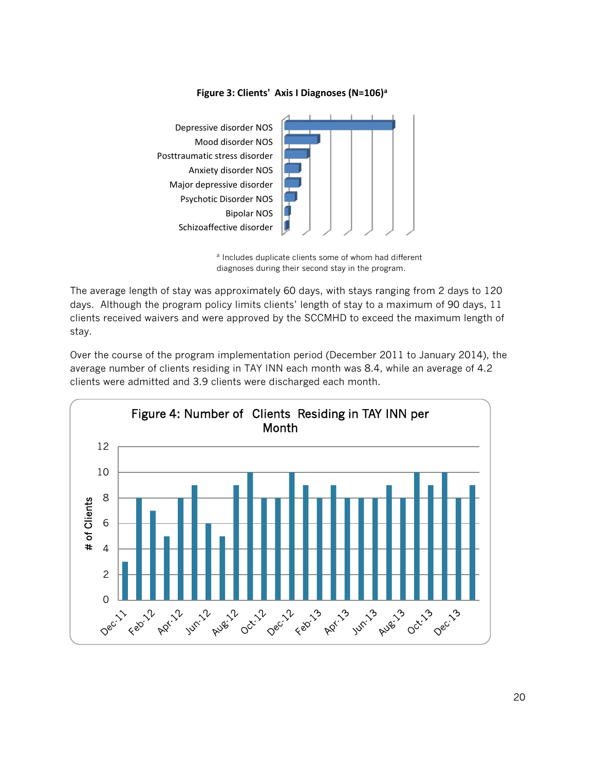**Figure 3: Clients' Axis I Diagnoses (N=106)[a]**

Depressive disorder NOS
Mood disorder NOS
Posttraumatic stress disorder
Anxiety disorder NOS
Major depressive disorder
Psychotic Disorder NOS
Bipolar NOS
Schizoaffective disorder

[a] Includes duplicate clients some of whom had different diagnoses during their second stay in the program.

The average length of stay was approximately 60 days, with stays ranging from 2 days to 120 days. Although the program policy limits clients' length of stay to a maximum of 90 days, 11 clients received waivers and were approved by the SCCMHD to exceed the maximum length of stay.

Over the course of the program implementation period (December 2011 to January 2014), the average number of clients residing in TAY INN each month was 8.4, while an average of 4.2 clients were admitted and 3.9 clients were discharged each month.

**Figure 4: Number of Clients Residing in TAY INN per Month**

| Month | # of Clients |
|---|---|
| Dec-11 | 3 |
| Jan-12 | 8 |
| Feb-12 | 7 |
| Mar-12 | 5 |
| Apr-12 | 8 |
| May-12 | 9 |
| Jun-12 | 6 |
| Jul-12 | 5 |
| Aug-12 | 9 |
| Sep-12 | 10 |
| Oct-12 | 8 |
| Nov-12 | 8 |
| Dec-12 | 10 |
| Jan-13 | 9 |
| Feb-13 | 8 |
| Mar-13 | 9 |
| Apr-13 | 8 |
| May-13 | 8 |
| Jun-13 | 8 |
| Jul-13 | 9 |
| Aug-13 | 8 |
| Sep-13 | 10 |
| Oct-13 | 9 |
| Nov-13 | 10 |
| Dec-13 | 8 |
| Jan-14 | 9 |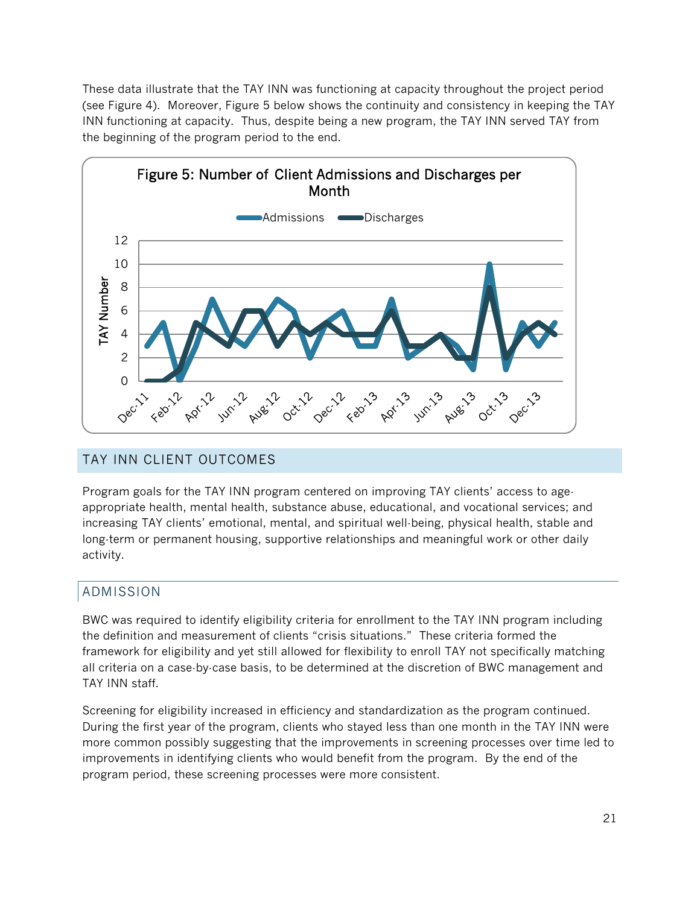These data illustrate that the TAY INN was functioning at capacity throughout the project period (see Figure 4). Moreover, Figure 5 below shows the continuity and consistency in keeping the TAY INN functioning at capacity. Thus, despite being a new program, the TAY INN served TAY from the beginning of the program period to the end.

Figure 5: Number of Client Admissions and Discharges per Month

## TAY INN CLIENT OUTCOMES

Program goals for the TAY INN program centered on improving TAY clients' access to age-appropriate health, mental health, substance abuse, educational, and vocational services; and increasing TAY clients' emotional, mental, and spiritual well-being, physical health, stable and long-term or permanent housing, supportive relationships and meaningful work or other daily activity.

### ADMISSION

BWC was required to identify eligibility criteria for enrollment to the TAY INN program including the definition and measurement of clients "crisis situations." These criteria formed the framework for eligibility and yet still allowed for flexibility to enroll TAY not specifically matching all criteria on a case-by-case basis, to be determined at the discretion of BWC management and TAY INN staff.

Screening for eligibility increased in efficiency and standardization as the program continued. During the first year of the program, clients who stayed less than one month in the TAY INN were more common possibly suggesting that the improvements in screening processes over time led to improvements in identifying clients who would benefit from the program. By the end of the program period, these screening processes were more consistent.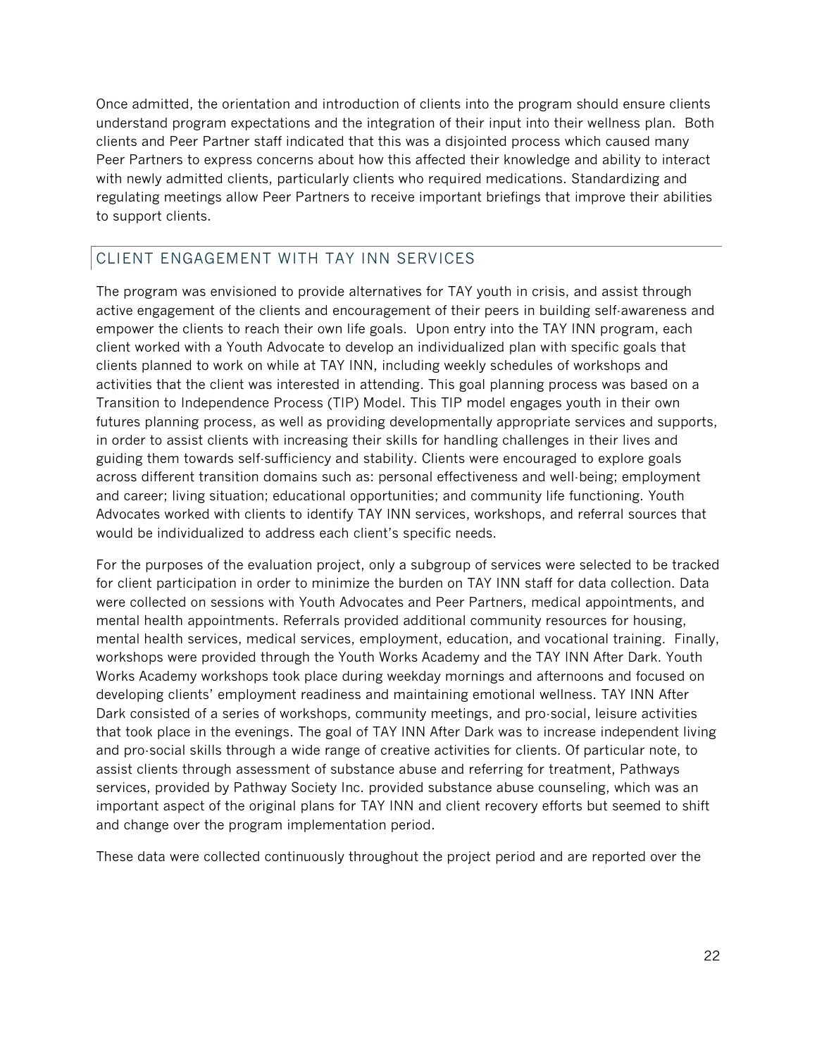Once admitted, the orientation and introduction of clients into the program should ensure clients understand program expectations and the integration of their input into their wellness plan. Both clients and Peer Partner staff indicated that this was a disjointed process which caused many Peer Partners to express concerns about how this affected their knowledge and ability to interact with newly admitted clients, particularly clients who required medications. Standardizing and regulating meetings allow Peer Partners to receive important briefings that improve their abilities to support clients.

## CLIENT ENGAGEMENT WITH TAY INN SERVICES

The program was envisioned to provide alternatives for TAY youth in crisis, and assist through active engagement of the clients and encouragement of their peers in building self-awareness and empower the clients to reach their own life goals. Upon entry into the TAY INN program, each client worked with a Youth Advocate to develop an individualized plan with specific goals that clients planned to work on while at TAY INN, including weekly schedules of workshops and activities that the client was interested in attending. This goal planning process was based on a Transition to Independence Process (TIP) Model. This TIP model engages youth in their own futures planning process, as well as providing developmentally appropriate services and supports, in order to assist clients with increasing their skills for handling challenges in their lives and guiding them towards self-sufficiency and stability. Clients were encouraged to explore goals across different transition domains such as: personal effectiveness and well-being; employment and career; living situation; educational opportunities; and community life functioning. Youth Advocates worked with clients to identify TAY INN services, workshops, and referral sources that would be individualized to address each client's specific needs.

For the purposes of the evaluation project, only a subgroup of services were selected to be tracked for client participation in order to minimize the burden on TAY INN staff for data collection. Data were collected on sessions with Youth Advocates and Peer Partners, medical appointments, and mental health appointments. Referrals provided additional community resources for housing, mental health services, medical services, employment, education, and vocational training. Finally, workshops were provided through the Youth Works Academy and the TAY INN After Dark. Youth Works Academy workshops took place during weekday mornings and afternoons and focused on developing clients' employment readiness and maintaining emotional wellness. TAY INN After Dark consisted of a series of workshops, community meetings, and pro-social, leisure activities that took place in the evenings. The goal of TAY INN After Dark was to increase independent living and pro-social skills through a wide range of creative activities for clients. Of particular note, to assist clients through assessment of substance abuse and referring for treatment, Pathways services, provided by Pathway Society Inc. provided substance abuse counseling, which was an important aspect of the original plans for TAY INN and client recovery efforts but seemed to shift and change over the program implementation period.

These data were collected continuously throughout the project period and are reported over the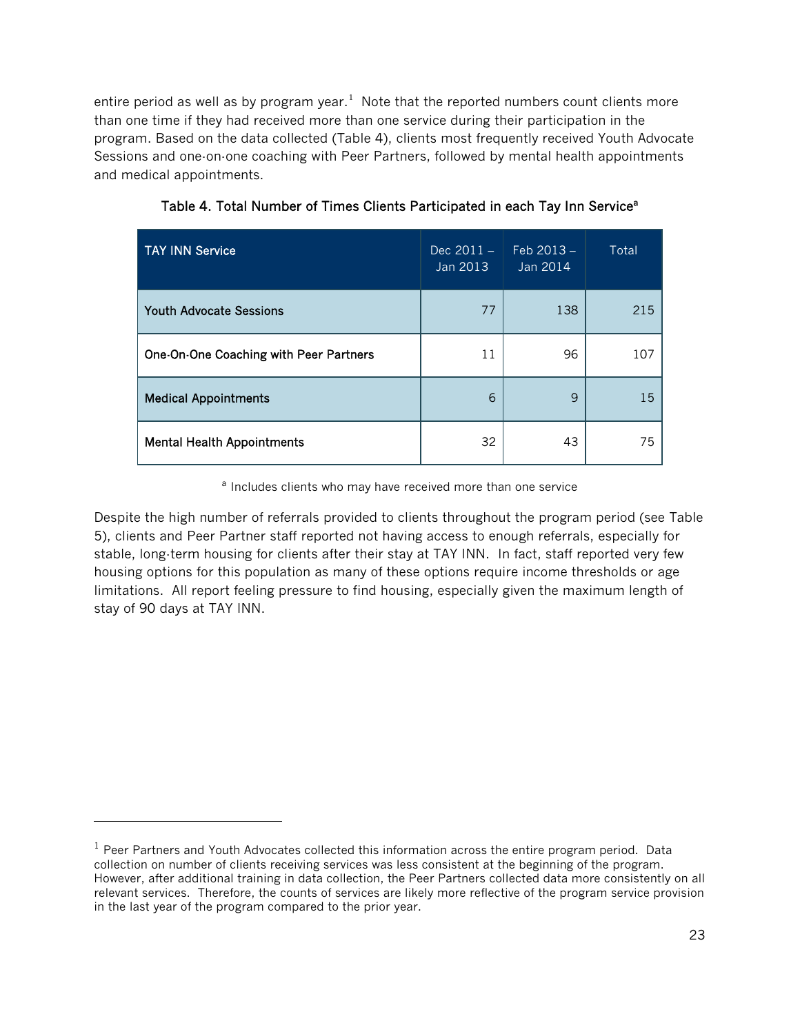entire period as well as by program year.[1] Note that the reported numbers count clients more than one time if they had received more than one service during their participation in the program. Based on the data collected (Table 4), clients most frequently received Youth Advocate Sessions and one-on-one coaching with Peer Partners, followed by mental health appointments and medical appointments.

**Table 4. Total Number of Times Clients Participated in each Tay Inn Service[a]**

| TAY INN Service | Dec 2011 – Jan 2013 | Feb 2013 – Jan 2014 | Total |
|---|---|---|---|
| Youth Advocate Sessions | 77 | 138 | 215 |
| One-On-One Coaching with Peer Partners | 11 | 96 | 107 |
| Medical Appointments | 6 | 9 | 15 |
| Mental Health Appointments | 32 | 43 | 75 |

[a] Includes clients who may have received more than one service

Despite the high number of referrals provided to clients throughout the program period (see Table 5), clients and Peer Partner staff reported not having access to enough referrals, especially for stable, long-term housing for clients after their stay at TAY INN. In fact, staff reported very few housing options for this population as many of these options require income thresholds or age limitations. All report feeling pressure to find housing, especially given the maximum length of stay of 90 days at TAY INN.

[1] Peer Partners and Youth Advocates collected this information across the entire program period. Data collection on number of clients receiving services was less consistent at the beginning of the program. However, after additional training in data collection, the Peer Partners collected data more consistently on all relevant services. Therefore, the counts of services are likely more reflective of the program service provision in the last year of the program compared to the prior year.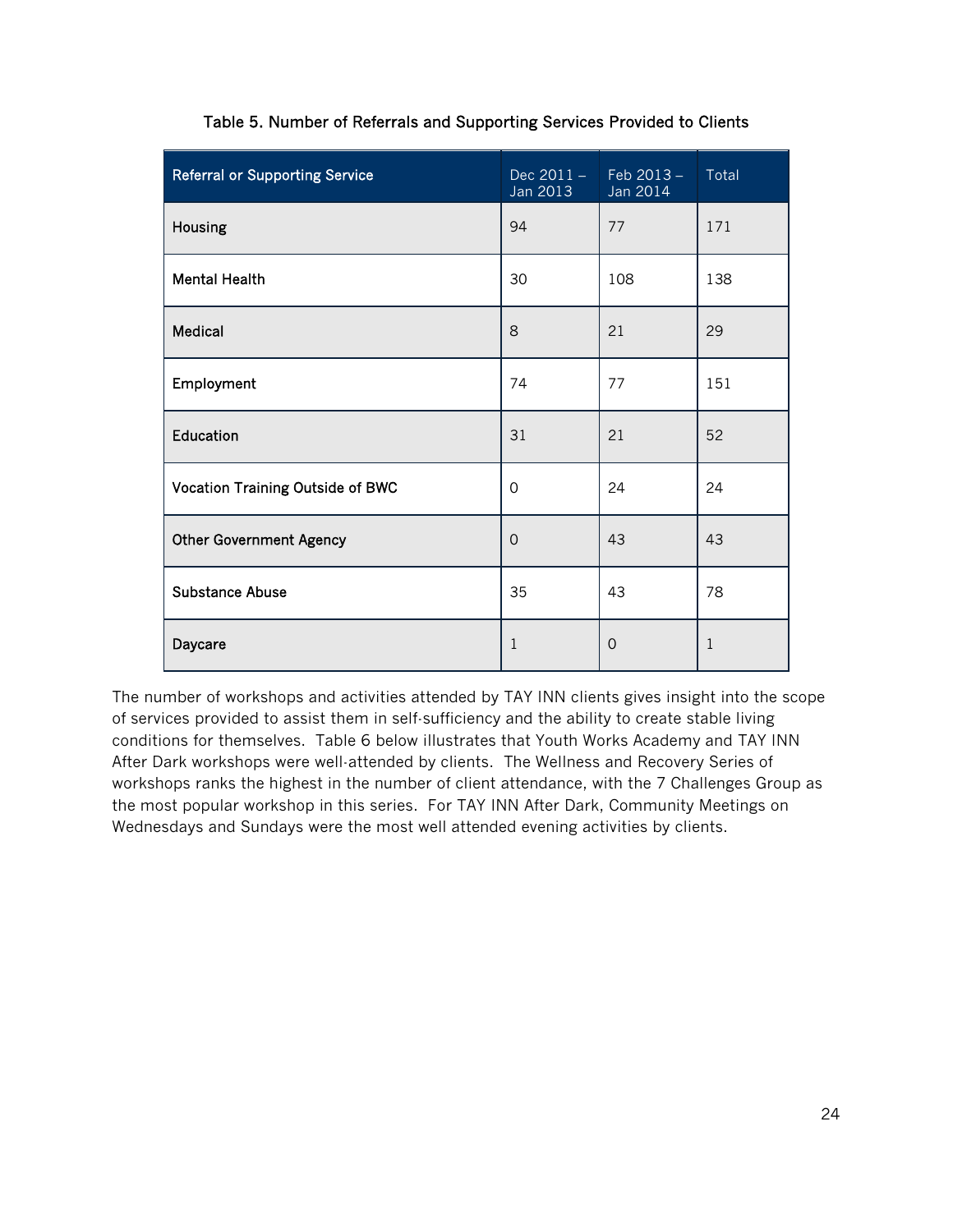Table 5. Number of Referrals and Supporting Services Provided to Clients

| Referral or Supporting Service | Dec 2011 – Jan 2013 | Feb 2013 – Jan 2014 | Total |
|---|---|---|---|
| Housing | 94 | 77 | 171 |
| Mental Health | 30 | 108 | 138 |
| Medical | 8 | 21 | 29 |
| Employment | 74 | 77 | 151 |
| Education | 31 | 21 | 52 |
| Vocation Training Outside of BWC | 0 | 24 | 24 |
| Other Government Agency | 0 | 43 | 43 |
| Substance Abuse | 35 | 43 | 78 |
| Daycare | 1 | 0 | 1 |

The number of workshops and activities attended by TAY INN clients gives insight into the scope of services provided to assist them in self-sufficiency and the ability to create stable living conditions for themselves. Table 6 below illustrates that Youth Works Academy and TAY INN After Dark workshops were well-attended by clients. The Wellness and Recovery Series of workshops ranks the highest in the number of client attendance, with the 7 Challenges Group as the most popular workshop in this series. For TAY INN After Dark, Community Meetings on Wednesdays and Sundays were the most well attended evening activities by clients.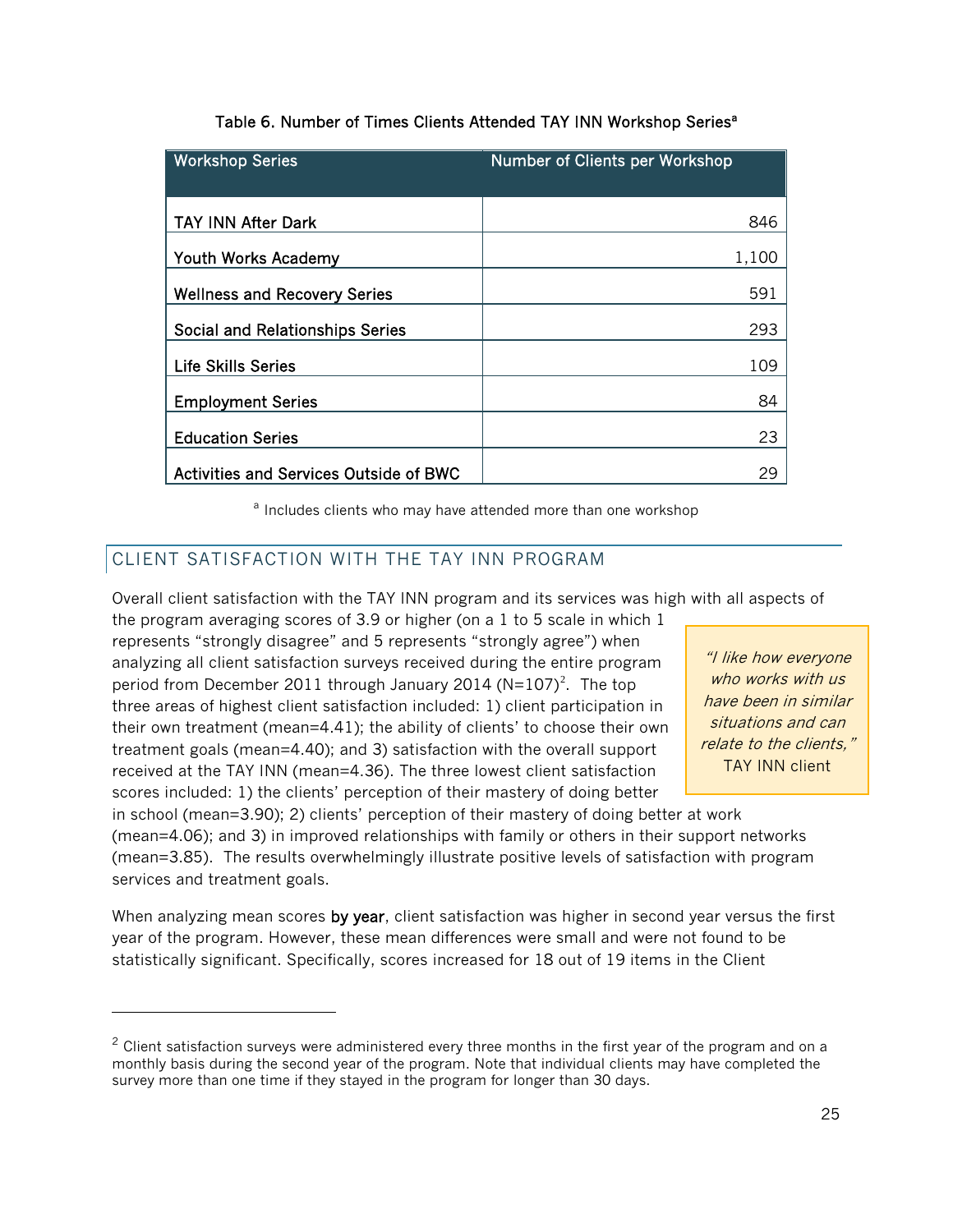Table 6. Number of Times Clients Attended TAY INN Workshop Series[a]

| Workshop Series | Number of Clients per Workshop |
|---|---|
| TAY INN After Dark | 846 |
| Youth Works Academy | 1,100 |
| Wellness and Recovery Series | 591 |
| Social and Relationships Series | 293 |
| Life Skills Series | 109 |
| Employment Series | 84 |
| Education Series | 23 |
| Activities and Services Outside of BWC | 29 |

[a] Includes clients who may have attended more than one workshop

## CLIENT SATISFACTION WITH THE TAY INN PROGRAM

Overall client satisfaction with the TAY INN program and its services was high with all aspects of the program averaging scores of 3.9 or higher (on a 1 to 5 scale in which 1 represents "strongly disagree" and 5 represents "strongly agree") when analyzing all client satisfaction surveys received during the entire program period from December 2011 through January 2014 (N=107)[2]. The top three areas of highest client satisfaction included: 1) client participation in their own treatment (mean=4.41); the ability of clients' to choose their own treatment goals (mean=4.40); and 3) satisfaction with the overall support received at the TAY INN (mean=4.36). The three lowest client satisfaction scores included: 1) the clients' perception of their mastery of doing better in school (mean=3.90); 2) clients' perception of their mastery of doing better at work (mean=4.06); and 3) in improved relationships with family or others in their support networks (mean=3.85). The results overwhelmingly illustrate positive levels of satisfaction with program services and treatment goals.

> *"I like how everyone who works with us have been in similar situations and can relate to the clients,"* TAY INN client

When analyzing mean scores **by year**, client satisfaction was higher in second year versus the first year of the program. However, these mean differences were small and were not found to be statistically significant. Specifically, scores increased for 18 out of 19 items in the Client

[2] Client satisfaction surveys were administered every three months in the first year of the program and on a monthly basis during the second year of the program. Note that individual clients may have completed the survey more than one time if they stayed in the program for longer than 30 days.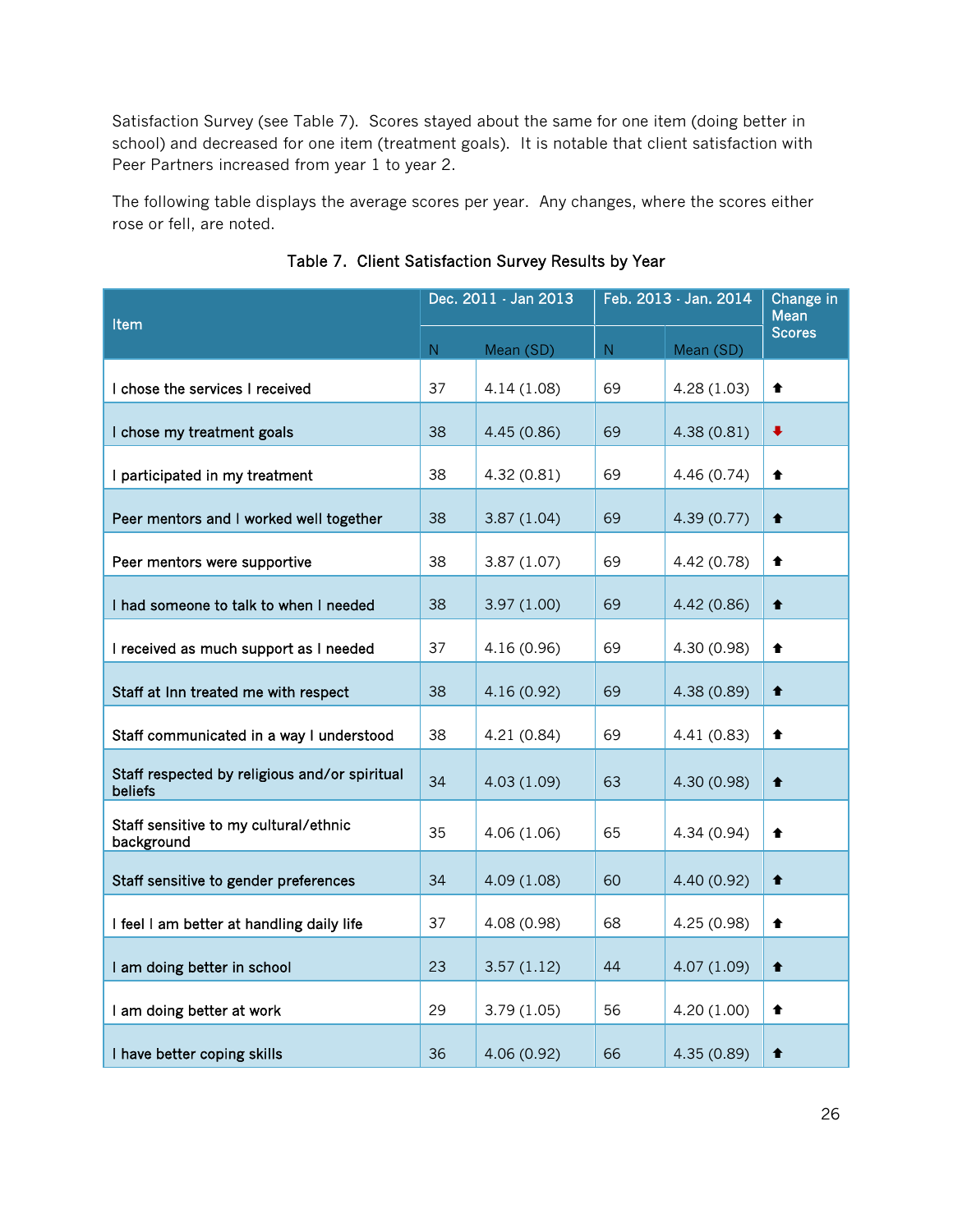Satisfaction Survey (see Table 7). Scores stayed about the same for one item (doing better in school) and decreased for one item (treatment goals). It is notable that client satisfaction with Peer Partners increased from year 1 to year 2.

The following table displays the average scores per year. Any changes, where the scores either rose or fell, are noted.

Table 7. Client Satisfaction Survey Results by Year

| Item | Dec. 2011 - Jan 2013 | | Feb. 2013 - Jan. 2014 | | Change in Mean Scores |
|---|---|---|---|---|---|
| | N | Mean (SD) | N | Mean (SD) | |
| I chose the services I received | 37 | 4.14 (1.08) | 69 | 4.28 (1.03) | ⬆ |
| I chose my treatment goals | 38 | 4.45 (0.86) | 69 | 4.38 (0.81) | ⬇ |
| I participated in my treatment | 38 | 4.32 (0.81) | 69 | 4.46 (0.74) | ⬆ |
| Peer mentors and I worked well together | 38 | 3.87 (1.04) | 69 | 4.39 (0.77) | ⬆ |
| Peer mentors were supportive | 38 | 3.87 (1.07) | 69 | 4.42 (0.78) | ⬆ |
| I had someone to talk to when I needed | 38 | 3.97 (1.00) | 69 | 4.42 (0.86) | ⬆ |
| I received as much support as I needed | 37 | 4.16 (0.96) | 69 | 4.30 (0.98) | ⬆ |
| Staff at Inn treated me with respect | 38 | 4.16 (0.92) | 69 | 4.38 (0.89) | ⬆ |
| Staff communicated in a way I understood | 38 | 4.21 (0.84) | 69 | 4.41 (0.83) | ⬆ |
| Staff respected by religious and/or spiritual beliefs | 34 | 4.03 (1.09) | 63 | 4.30 (0.98) | ⬆ |
| Staff sensitive to my cultural/ethnic background | 35 | 4.06 (1.06) | 65 | 4.34 (0.94) | ⬆ |
| Staff sensitive to gender preferences | 34 | 4.09 (1.08) | 60 | 4.40 (0.92) | ⬆ |
| I feel I am better at handling daily life | 37 | 4.08 (0.98) | 68 | 4.25 (0.98) | ⬆ |
| I am doing better in school | 23 | 3.57 (1.12) | 44 | 4.07 (1.09) | ⬆ |
| I am doing better at work | 29 | 3.79 (1.05) | 56 | 4.20 (1.00) | ⬆ |
| I have better coping skills | 36 | 4.06 (0.92) | 66 | 4.35 (0.89) | ⬆ |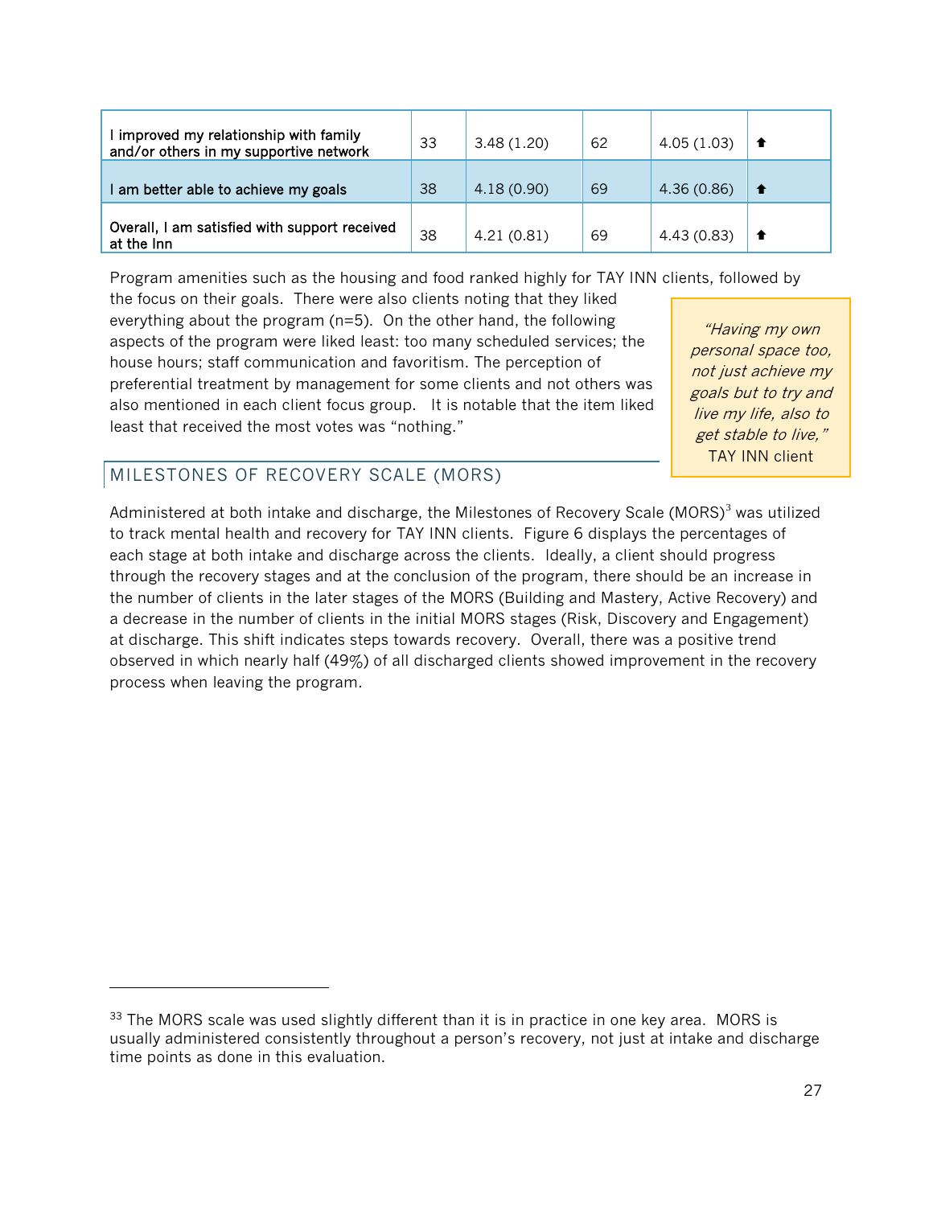| | | | | | |
|---|---|---|---|---|---|
| I improved my relationship with family and/or others in my supportive network | 33 | 3.48 (1.20) | 62 | 4.05 (1.03) | ⬆ |
| I am better able to achieve my goals | 38 | 4.18 (0.90) | 69 | 4.36 (0.86) | ⬆ |
| Overall, I am satisfied with support received at the Inn | 38 | 4.21 (0.81) | 69 | 4.43 (0.83) | ⬆ |

Program amenities such as the housing and food ranked highly for TAY INN clients, followed by the focus on their goals. There were also clients noting that they liked everything about the program (n=5). On the other hand, the following aspects of the program were liked least: too many scheduled services; the house hours; staff communication and favoritism. The perception of preferential treatment by management for some clients and not others was also mentioned in each client focus group. It is notable that the item liked least that received the most votes was "nothing."

> *"Having my own personal space too, not just achieve my goals but to try and live my life, also to get stable to live,"* TAY INN client

## MILESTONES OF RECOVERY SCALE (MORS)

Administered at both intake and discharge, the Milestones of Recovery Scale (MORS)[3] was utilized to track mental health and recovery for TAY INN clients. Figure 6 displays the percentages of each stage at both intake and discharge across the clients. Ideally, a client should progress through the recovery stages and at the conclusion of the program, there should be an increase in the number of clients in the later stages of the MORS (Building and Mastery, Active Recovery) and a decrease in the number of clients in the initial MORS stages (Risk, Discovery and Engagement) at discharge. This shift indicates steps towards recovery. Overall, there was a positive trend observed in which nearly half (49%) of all discharged clients showed improvement in the recovery process when leaving the program.

[33] The MORS scale was used slightly different than it is in practice in one key area. MORS is usually administered consistently throughout a person's recovery, not just at intake and discharge time points as done in this evaluation.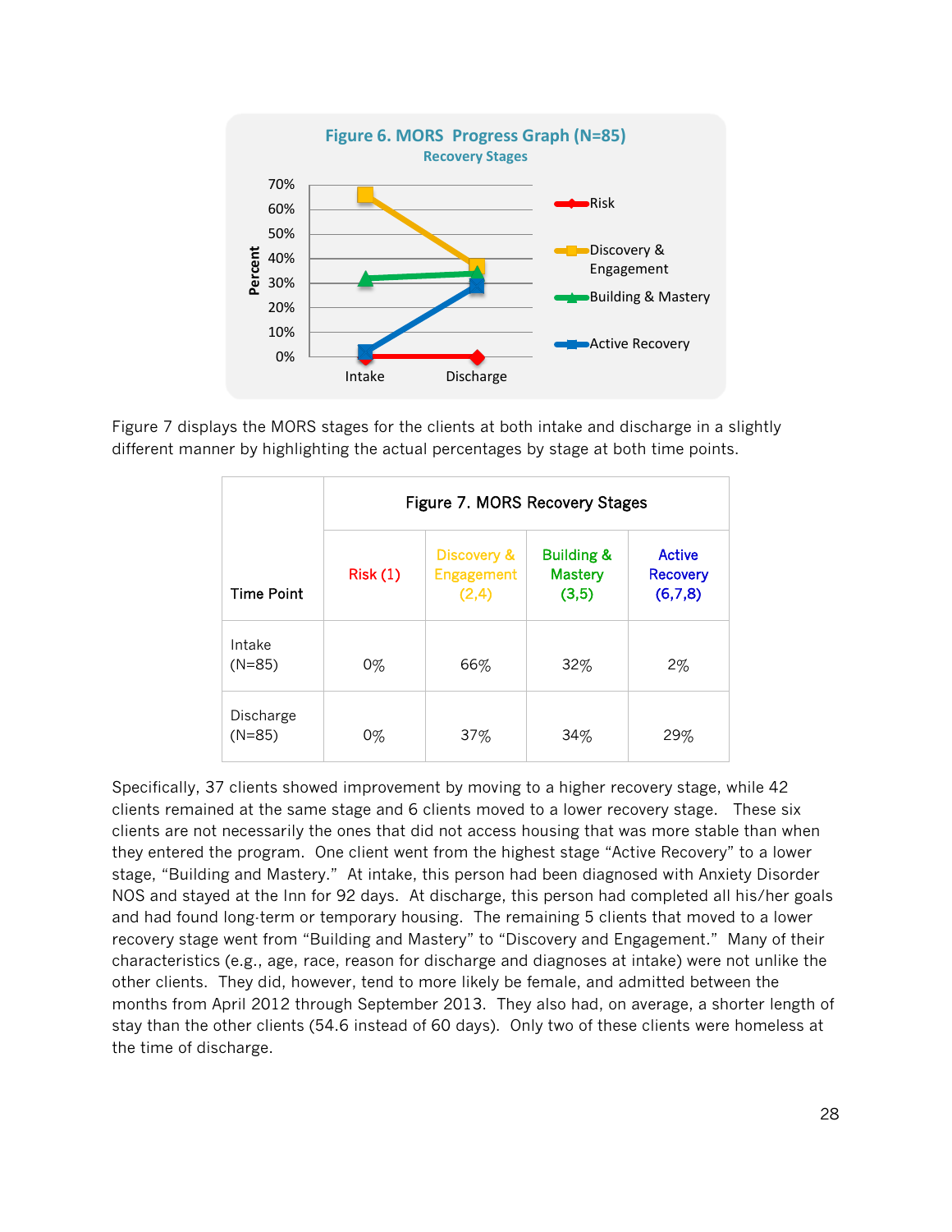**Figure 6. MORS Progress Graph (N=85)**

**Recovery Stages**

Figure 7 displays the MORS stages for the clients at both intake and discharge in a slightly different manner by highlighting the actual percentages by stage at both time points.

| Time Point | Figure 7. MORS Recovery Stages | | | |
|---|---|---|---|---|
| | Risk (1) | Discovery & Engagement (2,4) | Building & Mastery (3,5) | Active Recovery (6,7,8) |
| Intake (N=85) | 0% | 66% | 32% | 2% |
| Discharge (N=85) | 0% | 37% | 34% | 29% |

Specifically, 37 clients showed improvement by moving to a higher recovery stage, while 42 clients remained at the same stage and 6 clients moved to a lower recovery stage. These six clients are not necessarily the ones that did not access housing that was more stable than when they entered the program. One client went from the highest stage "Active Recovery" to a lower stage, "Building and Mastery." At intake, this person had been diagnosed with Anxiety Disorder NOS and stayed at the Inn for 92 days. At discharge, this person had completed all his/her goals and had found long-term or temporary housing. The remaining 5 clients that moved to a lower recovery stage went from "Building and Mastery" to "Discovery and Engagement." Many of their characteristics (e.g., age, race, reason for discharge and diagnoses at intake) were not unlike the other clients. They did, however, tend to more likely be female, and admitted between the months from April 2012 through September 2013. They also had, on average, a shorter length of stay than the other clients (54.6 instead of 60 days). Only two of these clients were homeless at the time of discharge.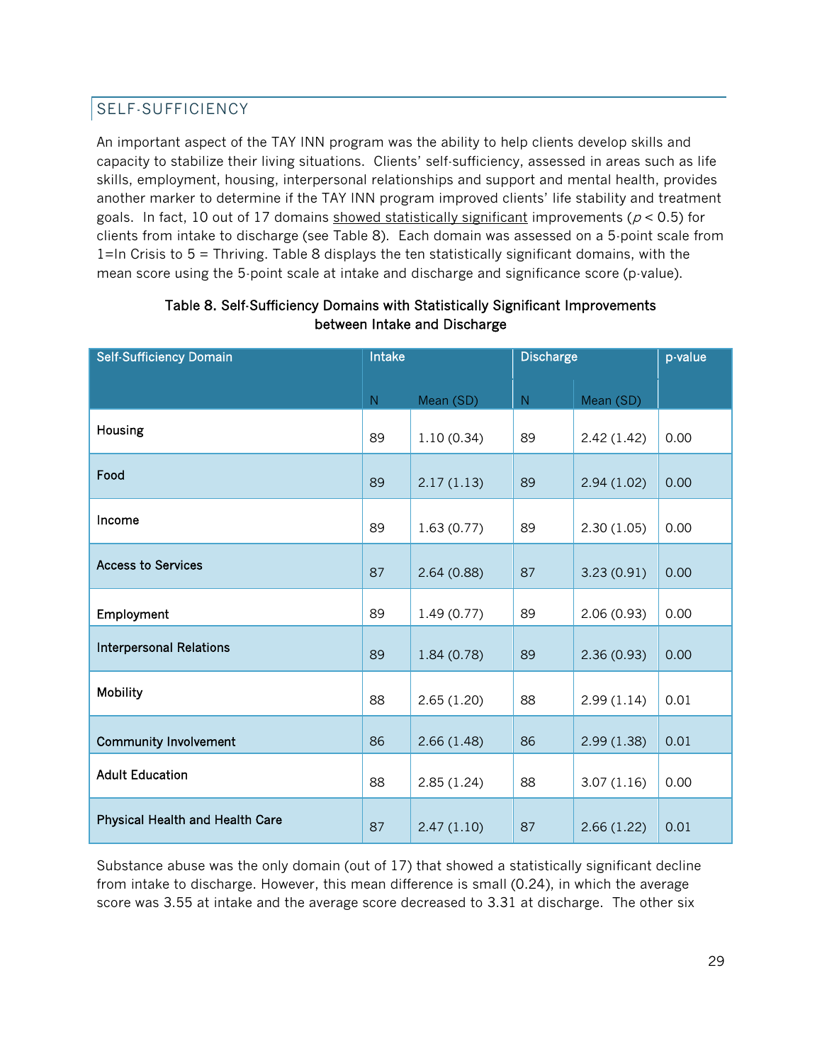## SELF-SUFFICIENCY

An important aspect of the TAY INN program was the ability to help clients develop skills and capacity to stabilize their living situations. Clients' self-sufficiency, assessed in areas such as life skills, employment, housing, interpersonal relationships and support and mental health, provides another marker to determine if the TAY INN program improved clients' life stability and treatment goals. In fact, 10 out of 17 domains showed statistically significant improvements ($p < 0.5$) for clients from intake to discharge (see Table 8). Each domain was assessed on a 5-point scale from 1=In Crisis to 5 = Thriving. Table 8 displays the ten statistically significant domains, with the mean score using the 5-point scale at intake and discharge and significance score (p-value).

**Table 8. Self-Sufficiency Domains with Statistically Significant Improvements between Intake and Discharge**

| Self-Sufficiency Domain | Intake | | Discharge | | p-value |
|---|---|---|---|---|---|
| | N | Mean (SD) | N | Mean (SD) | |
| Housing | 89 | 1.10 (0.34) | 89 | 2.42 (1.42) | 0.00 |
| Food | 89 | 2.17 (1.13) | 89 | 2.94 (1.02) | 0.00 |
| Income | 89 | 1.63 (0.77) | 89 | 2.30 (1.05) | 0.00 |
| Access to Services | 87 | 2.64 (0.88) | 87 | 3.23 (0.91) | 0.00 |
| Employment | 89 | 1.49 (0.77) | 89 | 2.06 (0.93) | 0.00 |
| Interpersonal Relations | 89 | 1.84 (0.78) | 89 | 2.36 (0.93) | 0.00 |
| Mobility | 88 | 2.65 (1.20) | 88 | 2.99 (1.14) | 0.01 |
| Community Involvement | 86 | 2.66 (1.48) | 86 | 2.99 (1.38) | 0.01 |
| Adult Education | 88 | 2.85 (1.24) | 88 | 3.07 (1.16) | 0.00 |
| Physical Health and Health Care | 87 | 2.47 (1.10) | 87 | 2.66 (1.22) | 0.01 |

Substance abuse was the only domain (out of 17) that showed a statistically significant decline from intake to discharge. However, this mean difference is small (0.24), in which the average score was 3.55 at intake and the average score decreased to 3.31 at discharge. The other six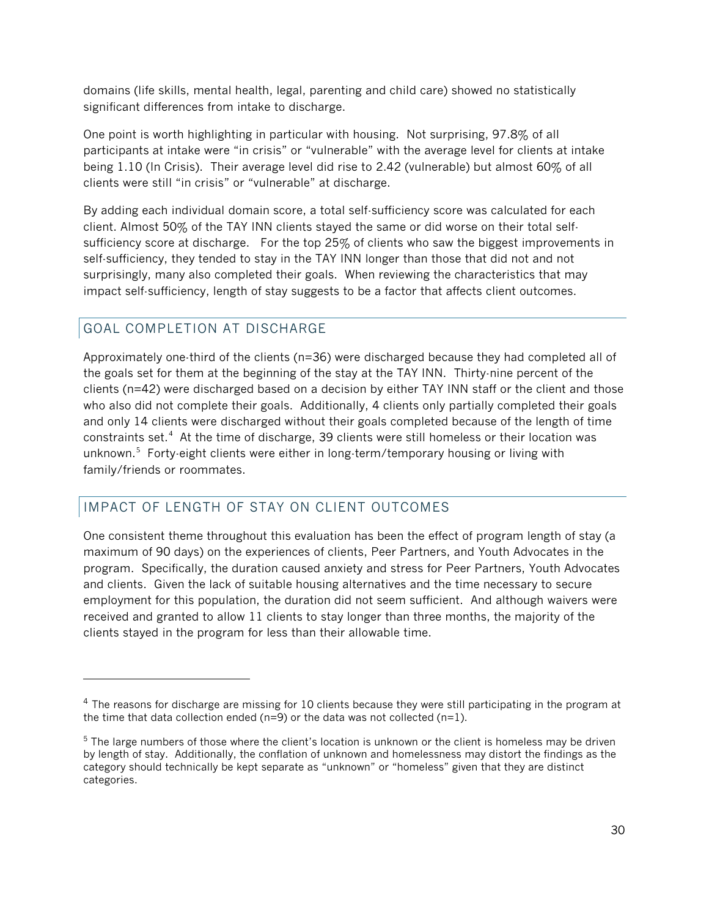domains (life skills, mental health, legal, parenting and child care) showed no statistically significant differences from intake to discharge.

One point is worth highlighting in particular with housing. Not surprising, 97.8% of all participants at intake were "in crisis" or "vulnerable" with the average level for clients at intake being 1.10 (In Crisis). Their average level did rise to 2.42 (vulnerable) but almost 60% of all clients were still "in crisis" or "vulnerable" at discharge.

By adding each individual domain score, a total self-sufficiency score was calculated for each client. Almost 50% of the TAY INN clients stayed the same or did worse on their total self-sufficiency score at discharge. For the top 25% of clients who saw the biggest improvements in self-sufficiency, they tended to stay in the TAY INN longer than those that did not and not surprisingly, many also completed their goals. When reviewing the characteristics that may impact self-sufficiency, length of stay suggests to be a factor that affects client outcomes.

## GOAL COMPLETION AT DISCHARGE

Approximately one-third of the clients (n=36) were discharged because they had completed all of the goals set for them at the beginning of the stay at the TAY INN. Thirty-nine percent of the clients (n=42) were discharged based on a decision by either TAY INN staff or the client and those who also did not complete their goals. Additionally, 4 clients only partially completed their goals and only 14 clients were discharged without their goals completed because of the length of time constraints set.[4] At the time of discharge, 39 clients were still homeless or their location was unknown.[5] Forty-eight clients were either in long-term/temporary housing or living with family/friends or roommates.

## IMPACT OF LENGTH OF STAY ON CLIENT OUTCOMES

One consistent theme throughout this evaluation has been the effect of program length of stay (a maximum of 90 days) on the experiences of clients, Peer Partners, and Youth Advocates in the program. Specifically, the duration caused anxiety and stress for Peer Partners, Youth Advocates and clients. Given the lack of suitable housing alternatives and the time necessary to secure employment for this population, the duration did not seem sufficient. And although waivers were received and granted to allow 11 clients to stay longer than three months, the majority of the clients stayed in the program for less than their allowable time.

---

[4] The reasons for discharge are missing for 10 clients because they were still participating in the program at the time that data collection ended (n=9) or the data was not collected (n=1).

[5] The large numbers of those where the client's location is unknown or the client is homeless may be driven by length of stay. Additionally, the conflation of unknown and homelessness may distort the findings as the category should technically be kept separate as "unknown" or "homeless" given that they are distinct categories.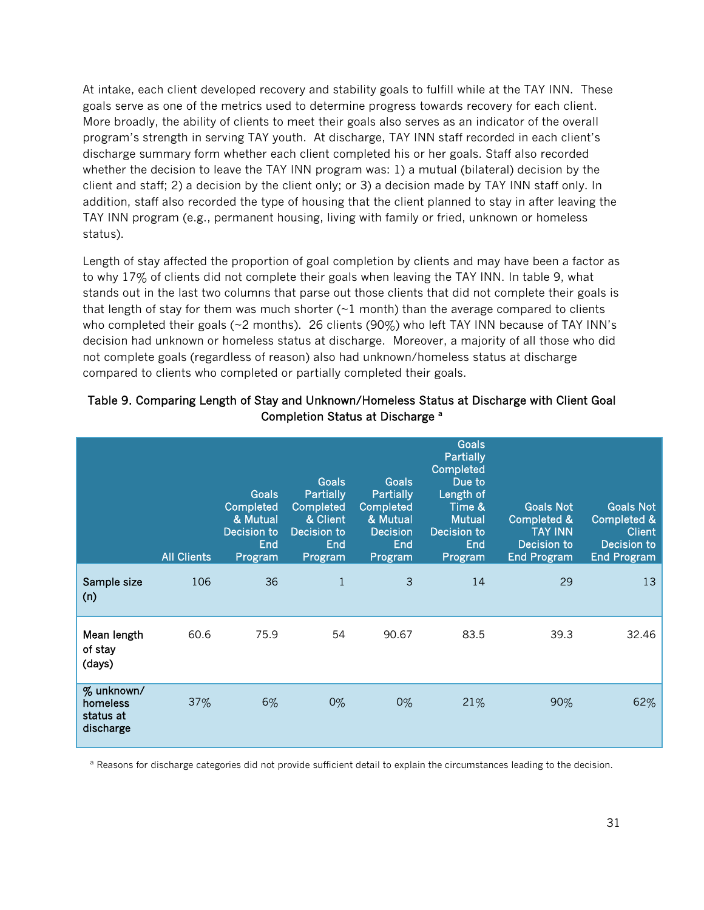At intake, each client developed recovery and stability goals to fulfill while at the TAY INN. These goals serve as one of the metrics used to determine progress towards recovery for each client. More broadly, the ability of clients to meet their goals also serves as an indicator of the overall program's strength in serving TAY youth. At discharge, TAY INN staff recorded in each client's discharge summary form whether each client completed his or her goals. Staff also recorded whether the decision to leave the TAY INN program was: 1) a mutual (bilateral) decision by the client and staff; 2) a decision by the client only; or 3) a decision made by TAY INN staff only. In addition, staff also recorded the type of housing that the client planned to stay in after leaving the TAY INN program (e.g., permanent housing, living with family or fried, unknown or homeless status).

Length of stay affected the proportion of goal completion by clients and may have been a factor as to why 17% of clients did not complete their goals when leaving the TAY INN. In table 9, what stands out in the last two columns that parse out those clients that did not complete their goals is that length of stay for them was much shorter (~1 month) than the average compared to clients who completed their goals (~2 months). 26 clients (90%) who left TAY INN because of TAY INN's decision had unknown or homeless status at discharge. Moreover, a majority of all those who did not complete goals (regardless of reason) also had unknown/homeless status at discharge compared to clients who completed or partially completed their goals.

**Table 9. Comparing Length of Stay and Unknown/Homeless Status at Discharge with Client Goal Completion Status at Discharge [a]**

| | All Clients | Goals Completed & Mutual Decision to End Program | Goals Partially Completed & Client Decision to End Program | Goals Partially Completed & Mutual Decision End Program | Goals Partially Completed Due to Length of Time & Mutual Decision to End Program | Goals Not Completed & TAY INN Decision to End Program | Goals Not Completed & Client Decision to End Program |
|---|---|---|---|---|---|---|---|
| Sample size (n) | 106 | 36 | 1 | 3 | 14 | 29 | 13 |
| Mean length of stay (days) | 60.6 | 75.9 | 54 | 90.67 | 83.5 | 39.3 | 32.46 |
| % unknown/ homeless status at discharge | 37% | 6% | 0% | 0% | 21% | 90% | 62% |

[a] Reasons for discharge categories did not provide sufficient detail to explain the circumstances leading to the decision.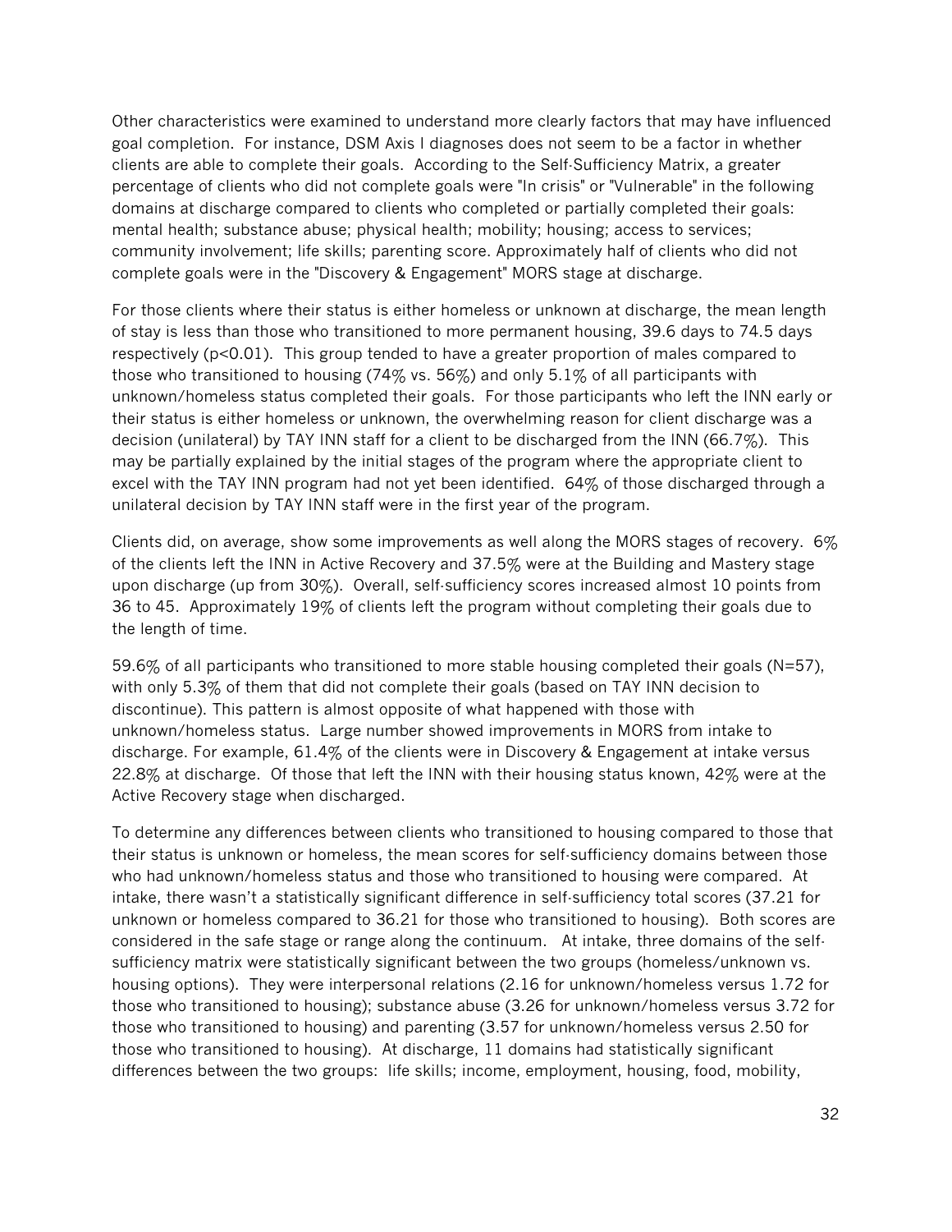Other characteristics were examined to understand more clearly factors that may have influenced goal completion. For instance, DSM Axis I diagnoses does not seem to be a factor in whether clients are able to complete their goals. According to the Self-Sufficiency Matrix, a greater percentage of clients who did not complete goals were "In crisis" or "Vulnerable" in the following domains at discharge compared to clients who completed or partially completed their goals: mental health; substance abuse; physical health; mobility; housing; access to services; community involvement; life skills; parenting score. Approximately half of clients who did not complete goals were in the "Discovery & Engagement" MORS stage at discharge.

For those clients where their status is either homeless or unknown at discharge, the mean length of stay is less than those who transitioned to more permanent housing, 39.6 days to 74.5 days respectively ($p<0.01$). This group tended to have a greater proportion of males compared to those who transitioned to housing (74% vs. 56%) and only 5.1% of all participants with unknown/homeless status completed their goals. For those participants who left the INN early or their status is either homeless or unknown, the overwhelming reason for client discharge was a decision (unilateral) by TAY INN staff for a client to be discharged from the INN (66.7%). This may be partially explained by the initial stages of the program where the appropriate client to excel with the TAY INN program had not yet been identified. 64% of those discharged through a unilateral decision by TAY INN staff were in the first year of the program.

Clients did, on average, show some improvements as well along the MORS stages of recovery. 6% of the clients left the INN in Active Recovery and 37.5% were at the Building and Mastery stage upon discharge (up from 30%). Overall, self-sufficiency scores increased almost 10 points from 36 to 45. Approximately 19% of clients left the program without completing their goals due to the length of time.

59.6% of all participants who transitioned to more stable housing completed their goals (N=57), with only 5.3% of them that did not complete their goals (based on TAY INN decision to discontinue). This pattern is almost opposite of what happened with those with unknown/homeless status. Large number showed improvements in MORS from intake to discharge. For example, 61.4% of the clients were in Discovery & Engagement at intake versus 22.8% at discharge. Of those that left the INN with their housing status known, 42% were at the Active Recovery stage when discharged.

To determine any differences between clients who transitioned to housing compared to those that their status is unknown or homeless, the mean scores for self-sufficiency domains between those who had unknown/homeless status and those who transitioned to housing were compared. At intake, there wasn't a statistically significant difference in self-sufficiency total scores (37.21 for unknown or homeless compared to 36.21 for those who transitioned to housing). Both scores are considered in the safe stage or range along the continuum. At intake, three domains of the self-sufficiency matrix were statistically significant between the two groups (homeless/unknown vs. housing options). They were interpersonal relations (2.16 for unknown/homeless versus 1.72 for those who transitioned to housing); substance abuse (3.26 for unknown/homeless versus 3.72 for those who transitioned to housing) and parenting (3.57 for unknown/homeless versus 2.50 for those who transitioned to housing). At discharge, 11 domains had statistically significant differences between the two groups: life skills; income, employment, housing, food, mobility,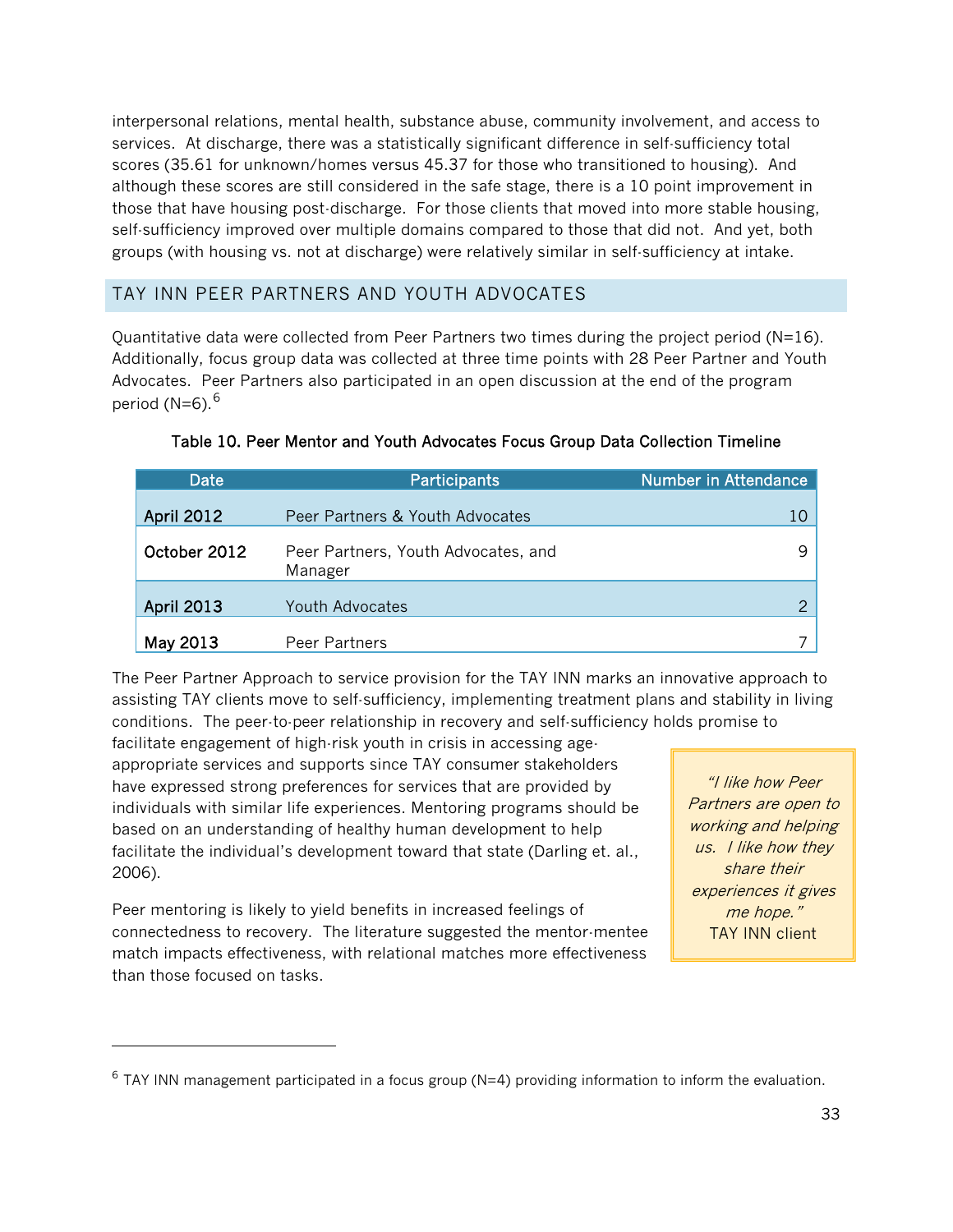interpersonal relations, mental health, substance abuse, community involvement, and access to services. At discharge, there was a statistically significant difference in self-sufficiency total scores (35.61 for unknown/homes versus 45.37 for those who transitioned to housing). And although these scores are still considered in the safe stage, there is a 10 point improvement in those that have housing post-discharge. For those clients that moved into more stable housing, self-sufficiency improved over multiple domains compared to those that did not. And yet, both groups (with housing vs. not at discharge) were relatively similar in self-sufficiency at intake.

## TAY INN PEER PARTNERS AND YOUTH ADVOCATES

Quantitative data were collected from Peer Partners two times during the project period (N=16). Additionally, focus group data was collected at three time points with 28 Peer Partner and Youth Advocates. Peer Partners also participated in an open discussion at the end of the program period (N=6).[6]

**Table 10. Peer Mentor and Youth Advocates Focus Group Data Collection Timeline**

| Date | Participants | Number in Attendance |
|---|---|---|
| **April 2012** | Peer Partners & Youth Advocates | 10 |
| **October 2012** | Peer Partners, Youth Advocates, and Manager | 9 |
| **April 2013** | Youth Advocates | 2 |
| **May 2013** | Peer Partners | 7 |

The Peer Partner Approach to service provision for the TAY INN marks an innovative approach to assisting TAY clients move to self-sufficiency, implementing treatment plans and stability in living conditions. The peer-to-peer relationship in recovery and self-sufficiency holds promise to facilitate engagement of high-risk youth in crisis in accessing age-appropriate services and supports since TAY consumer stakeholders have expressed strong preferences for services that are provided by individuals with similar life experiences. Mentoring programs should be based on an understanding of healthy human development to help facilitate the individual's development toward that state (Darling et. al., 2006).

> *"I like how Peer Partners are open to working and helping us. I like how they share their experiences it gives me hope."*
> TAY INN client

Peer mentoring is likely to yield benefits in increased feelings of connectedness to recovery. The literature suggested the mentor-mentee match impacts effectiveness, with relational matches more effectiveness than those focused on tasks.

---

[6] TAY INN management participated in a focus group (N=4) providing information to inform the evaluation.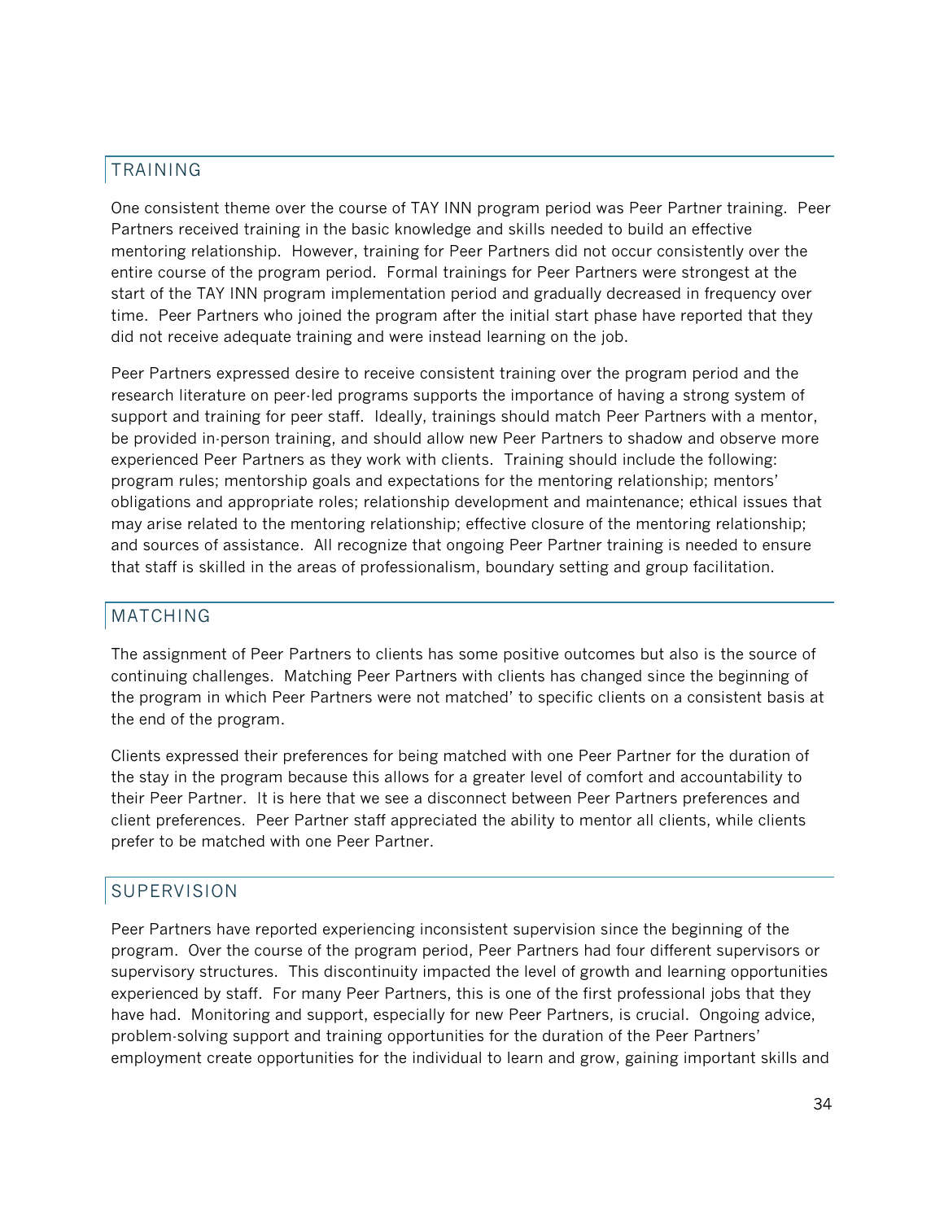## TRAINING

One consistent theme over the course of TAY INN program period was Peer Partner training. Peer Partners received training in the basic knowledge and skills needed to build an effective mentoring relationship. However, training for Peer Partners did not occur consistently over the entire course of the program period. Formal trainings for Peer Partners were strongest at the start of the TAY INN program implementation period and gradually decreased in frequency over time. Peer Partners who joined the program after the initial start phase have reported that they did not receive adequate training and were instead learning on the job.

Peer Partners expressed desire to receive consistent training over the program period and the research literature on peer-led programs supports the importance of having a strong system of support and training for peer staff. Ideally, trainings should match Peer Partners with a mentor, be provided in-person training, and should allow new Peer Partners to shadow and observe more experienced Peer Partners as they work with clients. Training should include the following: program rules; mentorship goals and expectations for the mentoring relationship; mentors' obligations and appropriate roles; relationship development and maintenance; ethical issues that may arise related to the mentoring relationship; effective closure of the mentoring relationship; and sources of assistance. All recognize that ongoing Peer Partner training is needed to ensure that staff is skilled in the areas of professionalism, boundary setting and group facilitation.

## MATCHING

The assignment of Peer Partners to clients has some positive outcomes but also is the source of continuing challenges. Matching Peer Partners with clients has changed since the beginning of the program in which Peer Partners were not matched' to specific clients on a consistent basis at the end of the program.

Clients expressed their preferences for being matched with one Peer Partner for the duration of the stay in the program because this allows for a greater level of comfort and accountability to their Peer Partner. It is here that we see a disconnect between Peer Partners preferences and client preferences. Peer Partner staff appreciated the ability to mentor all clients, while clients prefer to be matched with one Peer Partner.

## SUPERVISION

Peer Partners have reported experiencing inconsistent supervision since the beginning of the program. Over the course of the program period, Peer Partners had four different supervisors or supervisory structures. This discontinuity impacted the level of growth and learning opportunities experienced by staff. For many Peer Partners, this is one of the first professional jobs that they have had. Monitoring and support, especially for new Peer Partners, is crucial. Ongoing advice, problem-solving support and training opportunities for the duration of the Peer Partners' employment create opportunities for the individual to learn and grow, gaining important skills and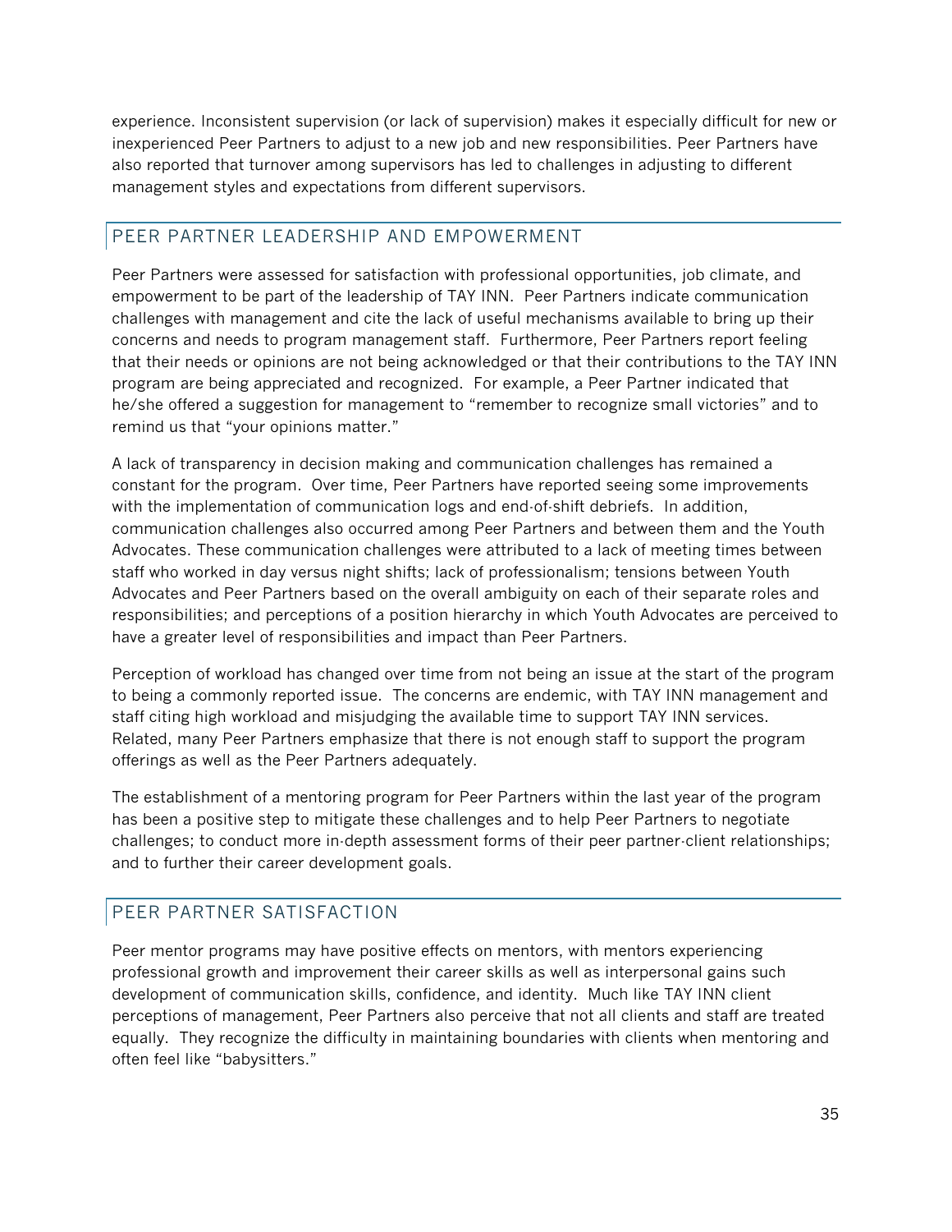experience. Inconsistent supervision (or lack of supervision) makes it especially difficult for new or inexperienced Peer Partners to adjust to a new job and new responsibilities. Peer Partners have also reported that turnover among supervisors has led to challenges in adjusting to different management styles and expectations from different supervisors.

## PEER PARTNER LEADERSHIP AND EMPOWERMENT

Peer Partners were assessed for satisfaction with professional opportunities, job climate, and empowerment to be part of the leadership of TAY INN. Peer Partners indicate communication challenges with management and cite the lack of useful mechanisms available to bring up their concerns and needs to program management staff. Furthermore, Peer Partners report feeling that their needs or opinions are not being acknowledged or that their contributions to the TAY INN program are being appreciated and recognized. For example, a Peer Partner indicated that he/she offered a suggestion for management to "remember to recognize small victories" and to remind us that "your opinions matter."

A lack of transparency in decision making and communication challenges has remained a constant for the program. Over time, Peer Partners have reported seeing some improvements with the implementation of communication logs and end-of-shift debriefs. In addition, communication challenges also occurred among Peer Partners and between them and the Youth Advocates. These communication challenges were attributed to a lack of meeting times between staff who worked in day versus night shifts; lack of professionalism; tensions between Youth Advocates and Peer Partners based on the overall ambiguity on each of their separate roles and responsibilities; and perceptions of a position hierarchy in which Youth Advocates are perceived to have a greater level of responsibilities and impact than Peer Partners.

Perception of workload has changed over time from not being an issue at the start of the program to being a commonly reported issue. The concerns are endemic, with TAY INN management and staff citing high workload and misjudging the available time to support TAY INN services. Related, many Peer Partners emphasize that there is not enough staff to support the program offerings as well as the Peer Partners adequately.

The establishment of a mentoring program for Peer Partners within the last year of the program has been a positive step to mitigate these challenges and to help Peer Partners to negotiate challenges; to conduct more in-depth assessment forms of their peer partner-client relationships; and to further their career development goals.

## PEER PARTNER SATISFACTION

Peer mentor programs may have positive effects on mentors, with mentors experiencing professional growth and improvement their career skills as well as interpersonal gains such development of communication skills, confidence, and identity. Much like TAY INN client perceptions of management, Peer Partners also perceive that not all clients and staff are treated equally. They recognize the difficulty in maintaining boundaries with clients when mentoring and often feel like "babysitters."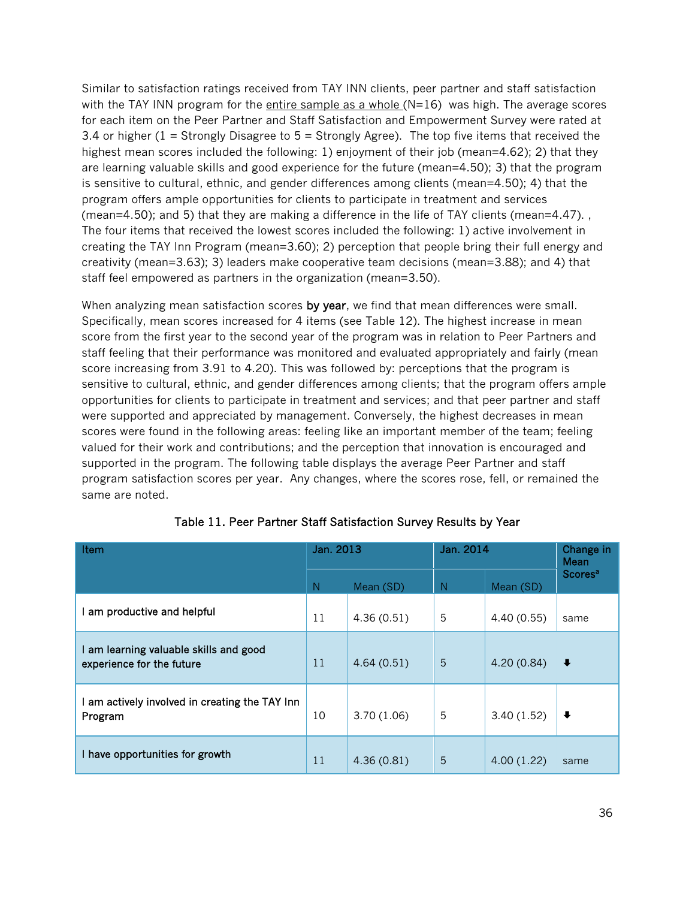Similar to satisfaction ratings received from TAY INN clients, peer partner and staff satisfaction with the TAY INN program for the entire sample as a whole (N=16) was high. The average scores for each item on the Peer Partner and Staff Satisfaction and Empowerment Survey were rated at 3.4 or higher (1 = Strongly Disagree to 5 = Strongly Agree). The top five items that received the highest mean scores included the following: 1) enjoyment of their job (mean=4.62); 2) that they are learning valuable skills and good experience for the future (mean=4.50); 3) that the program is sensitive to cultural, ethnic, and gender differences among clients (mean=4.50); 4) that the program offers ample opportunities for clients to participate in treatment and services (mean=4.50); and 5) that they are making a difference in the life of TAY clients (mean=4.47). , The four items that received the lowest scores included the following: 1) active involvement in creating the TAY Inn Program (mean=3.60); 2) perception that people bring their full energy and creativity (mean=3.63); 3) leaders make cooperative team decisions (mean=3.88); and 4) that staff feel empowered as partners in the organization (mean=3.50).

When analyzing mean satisfaction scores **by year**, we find that mean differences were small. Specifically, mean scores increased for 4 items (see Table 12). The highest increase in mean score from the first year to the second year of the program was in relation to Peer Partners and staff feeling that their performance was monitored and evaluated appropriately and fairly (mean score increasing from 3.91 to 4.20). This was followed by: perceptions that the program is sensitive to cultural, ethnic, and gender differences among clients; that the program offers ample opportunities for clients to participate in treatment and services; and that peer partner and staff were supported and appreciated by management. Conversely, the highest decreases in mean scores were found in the following areas: feeling like an important member of the team; feeling valued for their work and contributions; and the perception that innovation is encouraged and supported in the program. The following table displays the average Peer Partner and staff program satisfaction scores per year. Any changes, where the scores rose, fell, or remained the same are noted.

Table 11. Peer Partner Staff Satisfaction Survey Results by Year

| Item | Jan. 2013 | | Jan. 2014 | | Change in Mean Scores[a] |
|---|---|---|---|---|---|
| | N | Mean (SD) | N | Mean (SD) | |
| I am productive and helpful | 11 | 4.36 (0.51) | 5 | 4.40 (0.55) | same |
| I am learning valuable skills and good experience for the future | 11 | 4.64 (0.51) | 5 | 4.20 (0.84) | ↓ |
| I am actively involved in creating the TAY Inn Program | 10 | 3.70 (1.06) | 5 | 3.40 (1.52) | ↓ |
| I have opportunities for growth | 11 | 4.36 (0.81) | 5 | 4.00 (1.22) | same |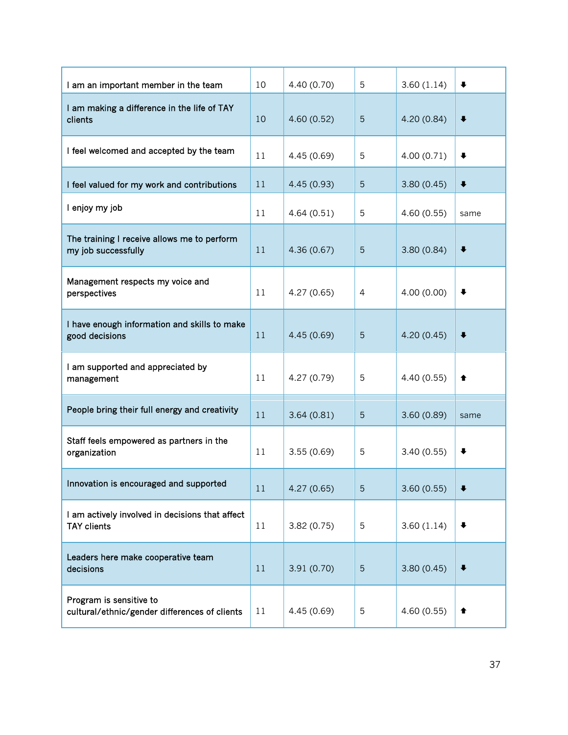| | | | | | |
|---|---|---|---|---|---|
| I am an important member in the team | 10 | 4.40 (0.70) | 5 | 3.60 (1.14) | ⬇ |
| I am making a difference in the life of TAY clients | 10 | 4.60 (0.52) | 5 | 4.20 (0.84) | ⬇ |
| I feel welcomed and accepted by the team | 11 | 4.45 (0.69) | 5 | 4.00 (0.71) | ⬇ |
| I feel valued for my work and contributions | 11 | 4.45 (0.93) | 5 | 3.80 (0.45) | ⬇ |
| I enjoy my job | 11 | 4.64 (0.51) | 5 | 4.60 (0.55) | same |
| The training I receive allows me to perform my job successfully | 11 | 4.36 (0.67) | 5 | 3.80 (0.84) | ⬇ |
| Management respects my voice and perspectives | 11 | 4.27 (0.65) | 4 | 4.00 (0.00) | ⬇ |
| I have enough information and skills to make good decisions | 11 | 4.45 (0.69) | 5 | 4.20 (0.45) | ⬇ |
| I am supported and appreciated by management | 11 | 4.27 (0.79) | 5 | 4.40 (0.55) | ⬆ |
| People bring their full energy and creativity | 11 | 3.64 (0.81) | 5 | 3.60 (0.89) | same |
| Staff feels empowered as partners in the organization | 11 | 3.55 (0.69) | 5 | 3.40 (0.55) | ⬇ |
| Innovation is encouraged and supported | 11 | 4.27 (0.65) | 5 | 3.60 (0.55) | ⬇ |
| I am actively involved in decisions that affect TAY clients | 11 | 3.82 (0.75) | 5 | 3.60 (1.14) | ⬇ |
| Leaders here make cooperative team decisions | 11 | 3.91 (0.70) | 5 | 3.80 (0.45) | ⬇ |
| Program is sensitive to cultural/ethnic/gender differences of clients | 11 | 4.45 (0.69) | 5 | 4.60 (0.55) | ⬆ |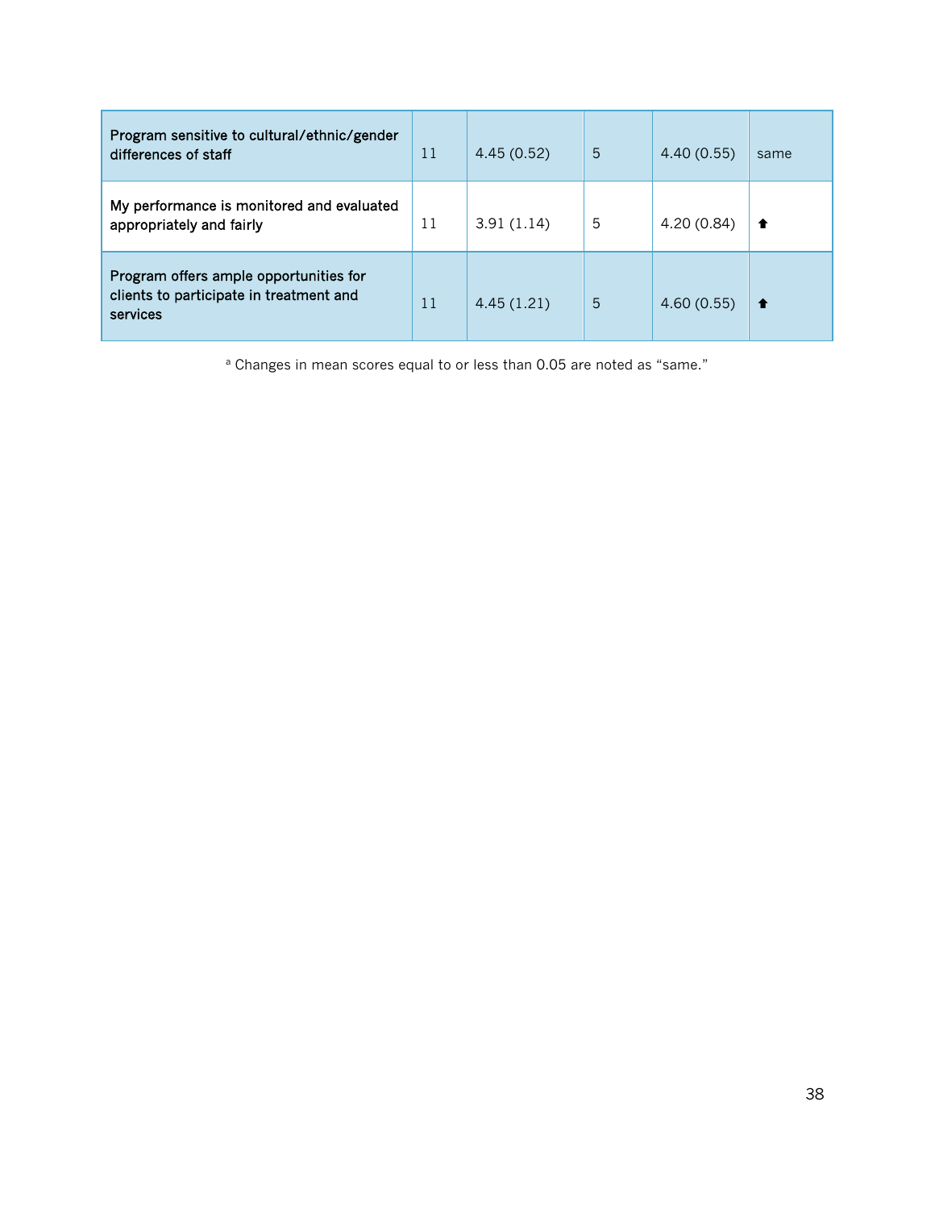| | | | | | |
|---|---|---|---|---|---|
| Program sensitive to cultural/ethnic/gender differences of staff | 11 | 4.45 (0.52) | 5 | 4.40 (0.55) | same |
| My performance is monitored and evaluated appropriately and fairly | 11 | 3.91 (1.14) | 5 | 4.20 (0.84) | ⬆ |
| Program offers ample opportunities for clients to participate in treatment and services | 11 | 4.45 (1.21) | 5 | 4.60 (0.55) | ⬆ |

[a] Changes in mean scores equal to or less than 0.05 are noted as "same."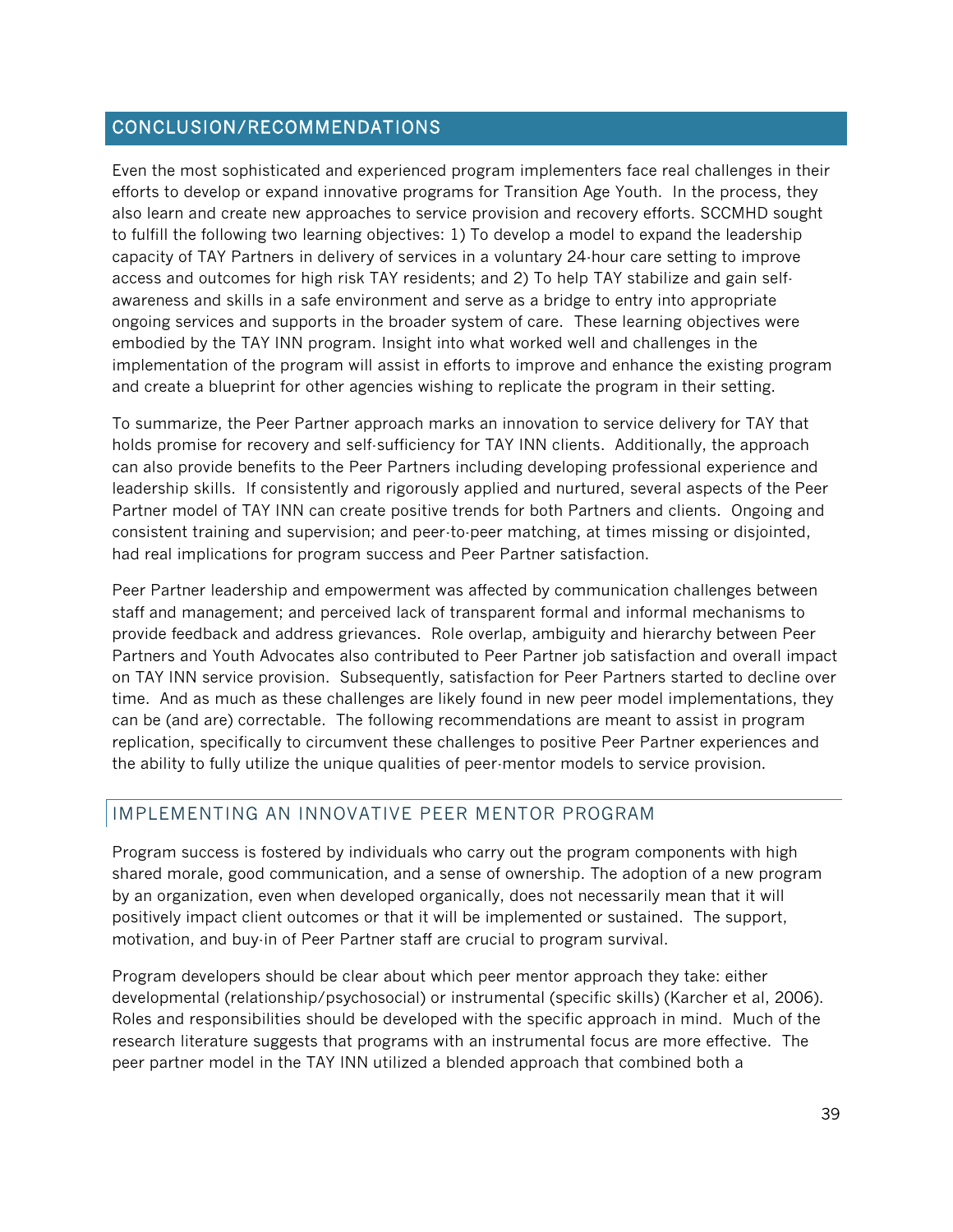## CONCLUSION/RECOMMENDATIONS

Even the most sophisticated and experienced program implementers face real challenges in their efforts to develop or expand innovative programs for Transition Age Youth. In the process, they also learn and create new approaches to service provision and recovery efforts. SCCMHD sought to fulfill the following two learning objectives: 1) To develop a model to expand the leadership capacity of TAY Partners in delivery of services in a voluntary 24-hour care setting to improve access and outcomes for high risk TAY residents; and 2) To help TAY stabilize and gain self-awareness and skills in a safe environment and serve as a bridge to entry into appropriate ongoing services and supports in the broader system of care. These learning objectives were embodied by the TAY INN program. Insight into what worked well and challenges in the implementation of the program will assist in efforts to improve and enhance the existing program and create a blueprint for other agencies wishing to replicate the program in their setting.

To summarize, the Peer Partner approach marks an innovation to service delivery for TAY that holds promise for recovery and self-sufficiency for TAY INN clients. Additionally, the approach can also provide benefits to the Peer Partners including developing professional experience and leadership skills. If consistently and rigorously applied and nurtured, several aspects of the Peer Partner model of TAY INN can create positive trends for both Partners and clients. Ongoing and consistent training and supervision; and peer-to-peer matching, at times missing or disjointed, had real implications for program success and Peer Partner satisfaction.

Peer Partner leadership and empowerment was affected by communication challenges between staff and management; and perceived lack of transparent formal and informal mechanisms to provide feedback and address grievances. Role overlap, ambiguity and hierarchy between Peer Partners and Youth Advocates also contributed to Peer Partner job satisfaction and overall impact on TAY INN service provision. Subsequently, satisfaction for Peer Partners started to decline over time. And as much as these challenges are likely found in new peer model implementations, they can be (and are) correctable. The following recommendations are meant to assist in program replication, specifically to circumvent these challenges to positive Peer Partner experiences and the ability to fully utilize the unique qualities of peer-mentor models to service provision.

### IMPLEMENTING AN INNOVATIVE PEER MENTOR PROGRAM

Program success is fostered by individuals who carry out the program components with high shared morale, good communication, and a sense of ownership. The adoption of a new program by an organization, even when developed organically, does not necessarily mean that it will positively impact client outcomes or that it will be implemented or sustained. The support, motivation, and buy-in of Peer Partner staff are crucial to program survival.

Program developers should be clear about which peer mentor approach they take: either developmental (relationship/psychosocial) or instrumental (specific skills) (Karcher et al, 2006). Roles and responsibilities should be developed with the specific approach in mind. Much of the research literature suggests that programs with an instrumental focus are more effective. The peer partner model in the TAY INN utilized a blended approach that combined both a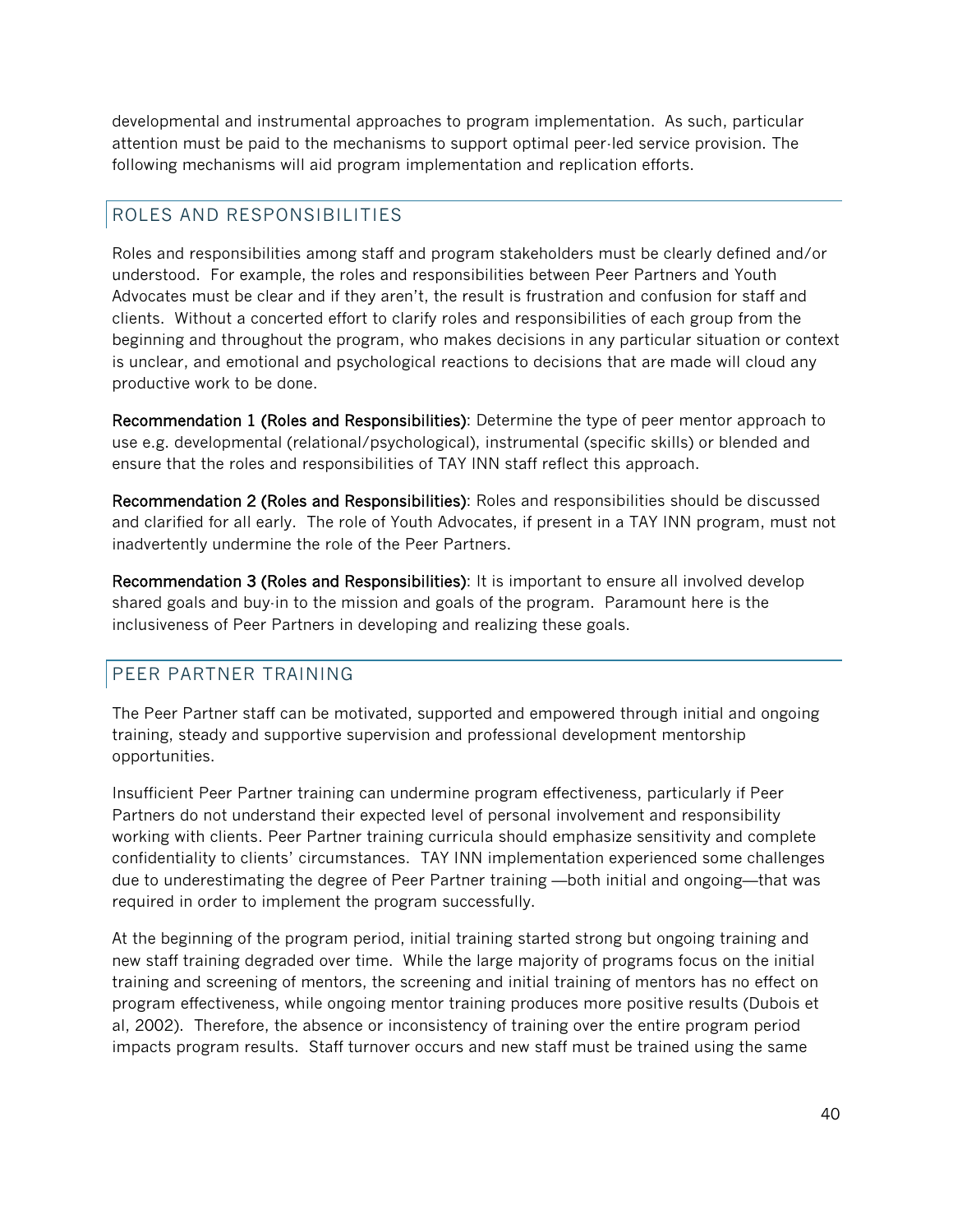developmental and instrumental approaches to program implementation. As such, particular attention must be paid to the mechanisms to support optimal peer-led service provision. The following mechanisms will aid program implementation and replication efforts.

## ROLES AND RESPONSIBILITIES

Roles and responsibilities among staff and program stakeholders must be clearly defined and/or understood. For example, the roles and responsibilities between Peer Partners and Youth Advocates must be clear and if they aren't, the result is frustration and confusion for staff and clients. Without a concerted effort to clarify roles and responsibilities of each group from the beginning and throughout the program, who makes decisions in any particular situation or context is unclear, and emotional and psychological reactions to decisions that are made will cloud any productive work to be done.

**Recommendation 1 (Roles and Responsibilities)**: Determine the type of peer mentor approach to use e.g. developmental (relational/psychological), instrumental (specific skills) or blended and ensure that the roles and responsibilities of TAY INN staff reflect this approach.

**Recommendation 2 (Roles and Responsibilities)**: Roles and responsibilities should be discussed and clarified for all early. The role of Youth Advocates, if present in a TAY INN program, must not inadvertently undermine the role of the Peer Partners.

**Recommendation 3 (Roles and Responsibilities)**: It is important to ensure all involved develop shared goals and buy-in to the mission and goals of the program. Paramount here is the inclusiveness of Peer Partners in developing and realizing these goals.

## PEER PARTNER TRAINING

The Peer Partner staff can be motivated, supported and empowered through initial and ongoing training, steady and supportive supervision and professional development mentorship opportunities.

Insufficient Peer Partner training can undermine program effectiveness, particularly if Peer Partners do not understand their expected level of personal involvement and responsibility working with clients. Peer Partner training curricula should emphasize sensitivity and complete confidentiality to clients' circumstances. TAY INN implementation experienced some challenges due to underestimating the degree of Peer Partner training —both initial and ongoing—that was required in order to implement the program successfully.

At the beginning of the program period, initial training started strong but ongoing training and new staff training degraded over time. While the large majority of programs focus on the initial training and screening of mentors, the screening and initial training of mentors has no effect on program effectiveness, while ongoing mentor training produces more positive results (Dubois et al, 2002). Therefore, the absence or inconsistency of training over the entire program period impacts program results. Staff turnover occurs and new staff must be trained using the same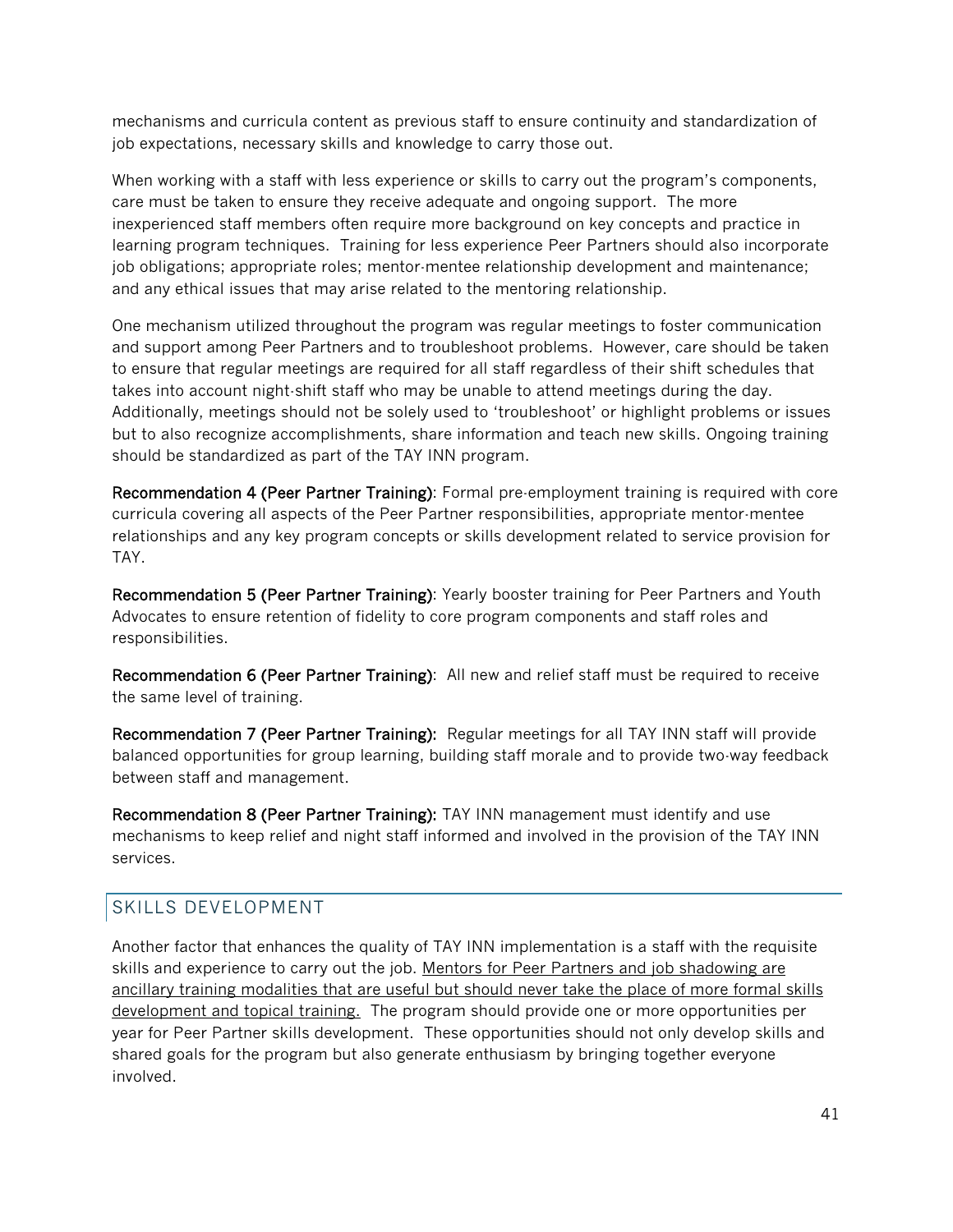mechanisms and curricula content as previous staff to ensure continuity and standardization of job expectations, necessary skills and knowledge to carry those out.

When working with a staff with less experience or skills to carry out the program's components, care must be taken to ensure they receive adequate and ongoing support. The more inexperienced staff members often require more background on key concepts and practice in learning program techniques. Training for less experience Peer Partners should also incorporate job obligations; appropriate roles; mentor-mentee relationship development and maintenance; and any ethical issues that may arise related to the mentoring relationship.

One mechanism utilized throughout the program was regular meetings to foster communication and support among Peer Partners and to troubleshoot problems. However, care should be taken to ensure that regular meetings are required for all staff regardless of their shift schedules that takes into account night-shift staff who may be unable to attend meetings during the day. Additionally, meetings should not be solely used to 'troubleshoot' or highlight problems or issues but to also recognize accomplishments, share information and teach new skills. Ongoing training should be standardized as part of the TAY INN program.

**Recommendation 4 (Peer Partner Training)**: Formal pre-employment training is required with core curricula covering all aspects of the Peer Partner responsibilities, appropriate mentor-mentee relationships and any key program concepts or skills development related to service provision for TAY.

**Recommendation 5 (Peer Partner Training)**: Yearly booster training for Peer Partners and Youth Advocates to ensure retention of fidelity to core program components and staff roles and responsibilities.

**Recommendation 6 (Peer Partner Training)**: All new and relief staff must be required to receive the same level of training.

**Recommendation 7 (Peer Partner Training):** Regular meetings for all TAY INN staff will provide balanced opportunities for group learning, building staff morale and to provide two-way feedback between staff and management.

**Recommendation 8 (Peer Partner Training):** TAY INN management must identify and use mechanisms to keep relief and night staff informed and involved in the provision of the TAY INN services.

## SKILLS DEVELOPMENT

Another factor that enhances the quality of TAY INN implementation is a staff with the requisite skills and experience to carry out the job. <u>Mentors for Peer Partners and job shadowing are ancillary training modalities that are useful but should never take the place of more formal skills development and topical training.</u> The program should provide one or more opportunities per year for Peer Partner skills development. These opportunities should not only develop skills and shared goals for the program but also generate enthusiasm by bringing together everyone involved.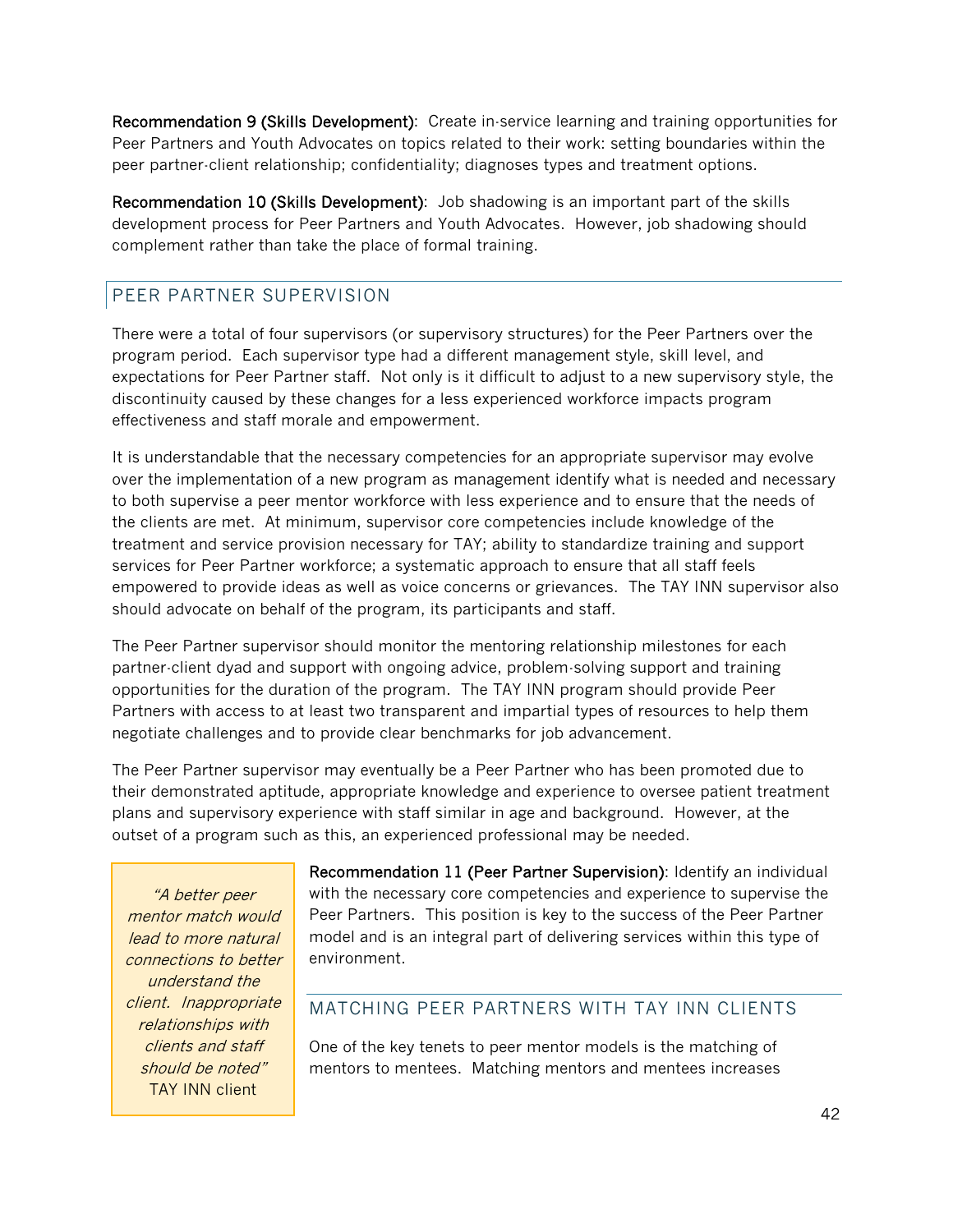**Recommendation 9 (Skills Development)**: Create in-service learning and training opportunities for Peer Partners and Youth Advocates on topics related to their work: setting boundaries within the peer partner-client relationship; confidentiality; diagnoses types and treatment options.

**Recommendation 10 (Skills Development)**: Job shadowing is an important part of the skills development process for Peer Partners and Youth Advocates. However, job shadowing should complement rather than take the place of formal training.

## PEER PARTNER SUPERVISION

There were a total of four supervisors (or supervisory structures) for the Peer Partners over the program period. Each supervisor type had a different management style, skill level, and expectations for Peer Partner staff. Not only is it difficult to adjust to a new supervisory style, the discontinuity caused by these changes for a less experienced workforce impacts program effectiveness and staff morale and empowerment.

It is understandable that the necessary competencies for an appropriate supervisor may evolve over the implementation of a new program as management identify what is needed and necessary to both supervise a peer mentor workforce with less experience and to ensure that the needs of the clients are met. At minimum, supervisor core competencies include knowledge of the treatment and service provision necessary for TAY; ability to standardize training and support services for Peer Partner workforce; a systematic approach to ensure that all staff feels empowered to provide ideas as well as voice concerns or grievances. The TAY INN supervisor also should advocate on behalf of the program, its participants and staff.

The Peer Partner supervisor should monitor the mentoring relationship milestones for each partner-client dyad and support with ongoing advice, problem-solving support and training opportunities for the duration of the program. The TAY INN program should provide Peer Partners with access to at least two transparent and impartial types of resources to help them negotiate challenges and to provide clear benchmarks for job advancement.

The Peer Partner supervisor may eventually be a Peer Partner who has been promoted due to their demonstrated aptitude, appropriate knowledge and experience to oversee patient treatment plans and supervisory experience with staff similar in age and background. However, at the outset of a program such as this, an experienced professional may be needed.

> *"A better peer mentor match would lead to more natural connections to better understand the client. Inappropriate relationships with clients and staff should be noted"*
> TAY INN client

**Recommendation 11 (Peer Partner Supervision)**: Identify an individual with the necessary core competencies and experience to supervise the Peer Partners. This position is key to the success of the Peer Partner model and is an integral part of delivering services within this type of environment.

## MATCHING PEER PARTNERS WITH TAY INN CLIENTS

One of the key tenets to peer mentor models is the matching of mentors to mentees. Matching mentors and mentees increases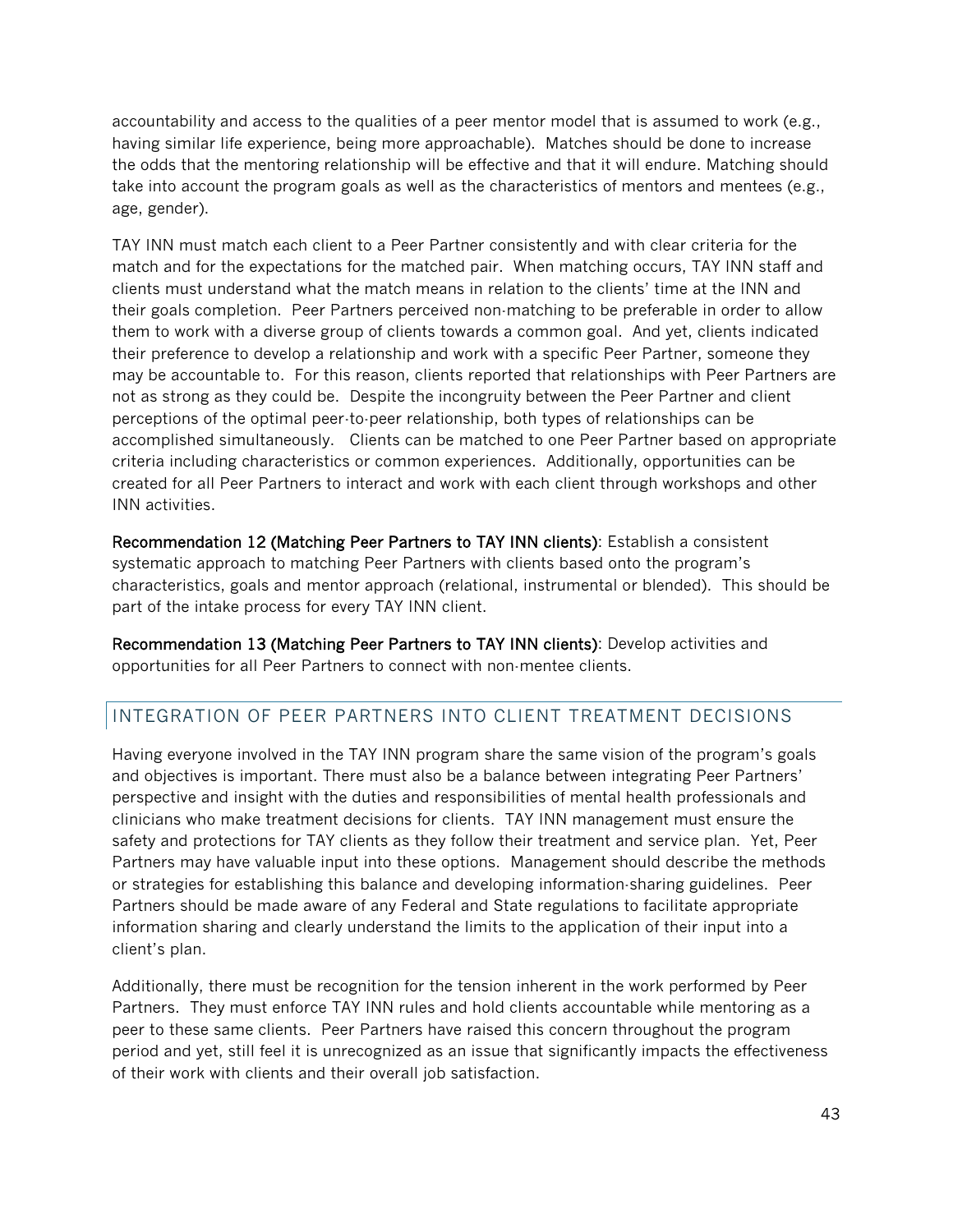accountability and access to the qualities of a peer mentor model that is assumed to work (e.g., having similar life experience, being more approachable). Matches should be done to increase the odds that the mentoring relationship will be effective and that it will endure. Matching should take into account the program goals as well as the characteristics of mentors and mentees (e.g., age, gender).

TAY INN must match each client to a Peer Partner consistently and with clear criteria for the match and for the expectations for the matched pair. When matching occurs, TAY INN staff and clients must understand what the match means in relation to the clients' time at the INN and their goals completion. Peer Partners perceived non-matching to be preferable in order to allow them to work with a diverse group of clients towards a common goal. And yet, clients indicated their preference to develop a relationship and work with a specific Peer Partner, someone they may be accountable to. For this reason, clients reported that relationships with Peer Partners are not as strong as they could be. Despite the incongruity between the Peer Partner and client perceptions of the optimal peer-to-peer relationship, both types of relationships can be accomplished simultaneously. Clients can be matched to one Peer Partner based on appropriate criteria including characteristics or common experiences. Additionally, opportunities can be created for all Peer Partners to interact and work with each client through workshops and other INN activities.

**Recommendation 12 (Matching Peer Partners to TAY INN clients)**: Establish a consistent systematic approach to matching Peer Partners with clients based onto the program's characteristics, goals and mentor approach (relational, instrumental or blended). This should be part of the intake process for every TAY INN client.

**Recommendation 13 (Matching Peer Partners to TAY INN clients)**: Develop activities and opportunities for all Peer Partners to connect with non-mentee clients.

## INTEGRATION OF PEER PARTNERS INTO CLIENT TREATMENT DECISIONS

Having everyone involved in the TAY INN program share the same vision of the program's goals and objectives is important. There must also be a balance between integrating Peer Partners' perspective and insight with the duties and responsibilities of mental health professionals and clinicians who make treatment decisions for clients. TAY INN management must ensure the safety and protections for TAY clients as they follow their treatment and service plan. Yet, Peer Partners may have valuable input into these options. Management should describe the methods or strategies for establishing this balance and developing information-sharing guidelines. Peer Partners should be made aware of any Federal and State regulations to facilitate appropriate information sharing and clearly understand the limits to the application of their input into a client's plan.

Additionally, there must be recognition for the tension inherent in the work performed by Peer Partners. They must enforce TAY INN rules and hold clients accountable while mentoring as a peer to these same clients. Peer Partners have raised this concern throughout the program period and yet, still feel it is unrecognized as an issue that significantly impacts the effectiveness of their work with clients and their overall job satisfaction.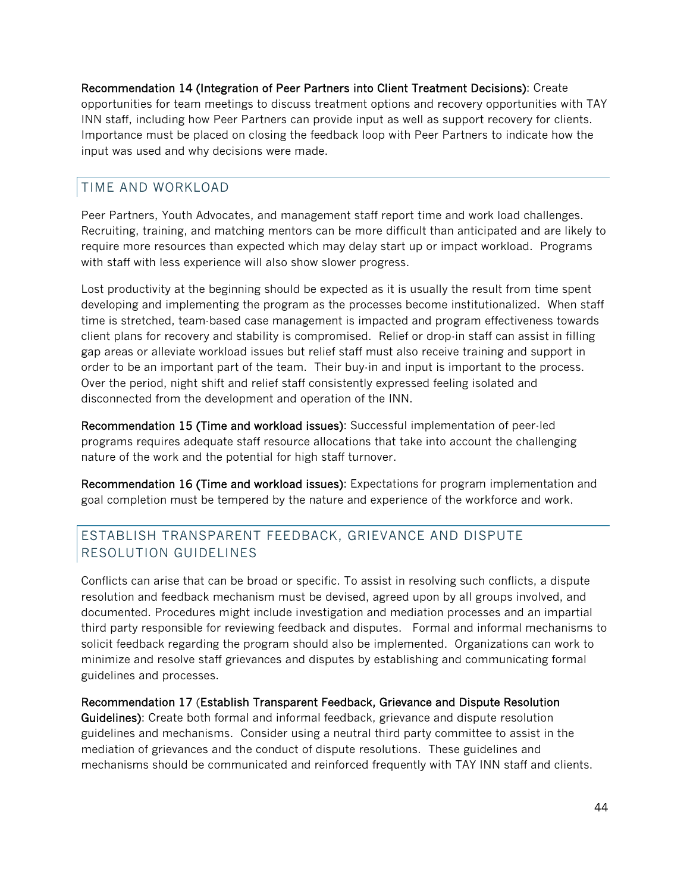**Recommendation 14 (Integration of Peer Partners into Client Treatment Decisions)**: Create opportunities for team meetings to discuss treatment options and recovery opportunities with TAY INN staff, including how Peer Partners can provide input as well as support recovery for clients. Importance must be placed on closing the feedback loop with Peer Partners to indicate how the input was used and why decisions were made.

## TIME AND WORKLOAD

Peer Partners, Youth Advocates, and management staff report time and work load challenges. Recruiting, training, and matching mentors can be more difficult than anticipated and are likely to require more resources than expected which may delay start up or impact workload. Programs with staff with less experience will also show slower progress.

Lost productivity at the beginning should be expected as it is usually the result from time spent developing and implementing the program as the processes become institutionalized. When staff time is stretched, team-based case management is impacted and program effectiveness towards client plans for recovery and stability is compromised. Relief or drop-in staff can assist in filling gap areas or alleviate workload issues but relief staff must also receive training and support in order to be an important part of the team. Their buy-in and input is important to the process. Over the period, night shift and relief staff consistently expressed feeling isolated and disconnected from the development and operation of the INN.

**Recommendation 15 (Time and workload issues)**: Successful implementation of peer-led programs requires adequate staff resource allocations that take into account the challenging nature of the work and the potential for high staff turnover.

**Recommendation 16 (Time and workload issues)**: Expectations for program implementation and goal completion must be tempered by the nature and experience of the workforce and work.

## ESTABLISH TRANSPARENT FEEDBACK, GRIEVANCE AND DISPUTE RESOLUTION GUIDELINES

Conflicts can arise that can be broad or specific. To assist in resolving such conflicts, a dispute resolution and feedback mechanism must be devised, agreed upon by all groups involved, and documented. Procedures might include investigation and mediation processes and an impartial third party responsible for reviewing feedback and disputes. Formal and informal mechanisms to solicit feedback regarding the program should also be implemented. Organizations can work to minimize and resolve staff grievances and disputes by establishing and communicating formal guidelines and processes.

**Recommendation 17 (Establish Transparent Feedback, Grievance and Dispute Resolution Guidelines)**: Create both formal and informal feedback, grievance and dispute resolution guidelines and mechanisms. Consider using a neutral third party committee to assist in the mediation of grievances and the conduct of dispute resolutions. These guidelines and mechanisms should be communicated and reinforced frequently with TAY INN staff and clients.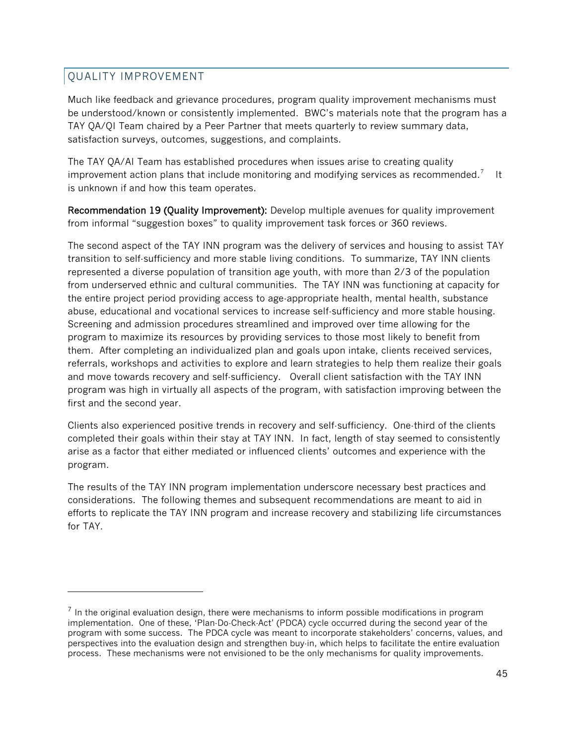## QUALITY IMPROVEMENT

Much like feedback and grievance procedures, program quality improvement mechanisms must be understood/known or consistently implemented. BWC's materials note that the program has a TAY QA/QI Team chaired by a Peer Partner that meets quarterly to review summary data, satisfaction surveys, outcomes, suggestions, and complaints.

The TAY QA/AI Team has established procedures when issues arise to creating quality improvement action plans that include monitoring and modifying services as recommended.[7] It is unknown if and how this team operates.

**Recommendation 19 (Quality Improvement):** Develop multiple avenues for quality improvement from informal "suggestion boxes" to quality improvement task forces or 360 reviews.

The second aspect of the TAY INN program was the delivery of services and housing to assist TAY transition to self-sufficiency and more stable living conditions. To summarize, TAY INN clients represented a diverse population of transition age youth, with more than 2/3 of the population from underserved ethnic and cultural communities. The TAY INN was functioning at capacity for the entire project period providing access to age-appropriate health, mental health, substance abuse, educational and vocational services to increase self-sufficiency and more stable housing. Screening and admission procedures streamlined and improved over time allowing for the program to maximize its resources by providing services to those most likely to benefit from them. After completing an individualized plan and goals upon intake, clients received services, referrals, workshops and activities to explore and learn strategies to help them realize their goals and move towards recovery and self-sufficiency. Overall client satisfaction with the TAY INN program was high in virtually all aspects of the program, with satisfaction improving between the first and the second year.

Clients also experienced positive trends in recovery and self-sufficiency. One-third of the clients completed their goals within their stay at TAY INN. In fact, length of stay seemed to consistently arise as a factor that either mediated or influenced clients' outcomes and experience with the program.

The results of the TAY INN program implementation underscore necessary best practices and considerations. The following themes and subsequent recommendations are meant to aid in efforts to replicate the TAY INN program and increase recovery and stabilizing life circumstances for TAY.

---

[7] In the original evaluation design, there were mechanisms to inform possible modifications in program implementation. One of these, 'Plan-Do-Check-Act' (PDCA) cycle occurred during the second year of the program with some success. The PDCA cycle was meant to incorporate stakeholders' concerns, values, and perspectives into the evaluation design and strengthen buy-in, which helps to facilitate the entire evaluation process. These mechanisms were not envisioned to be the only mechanisms for quality improvements.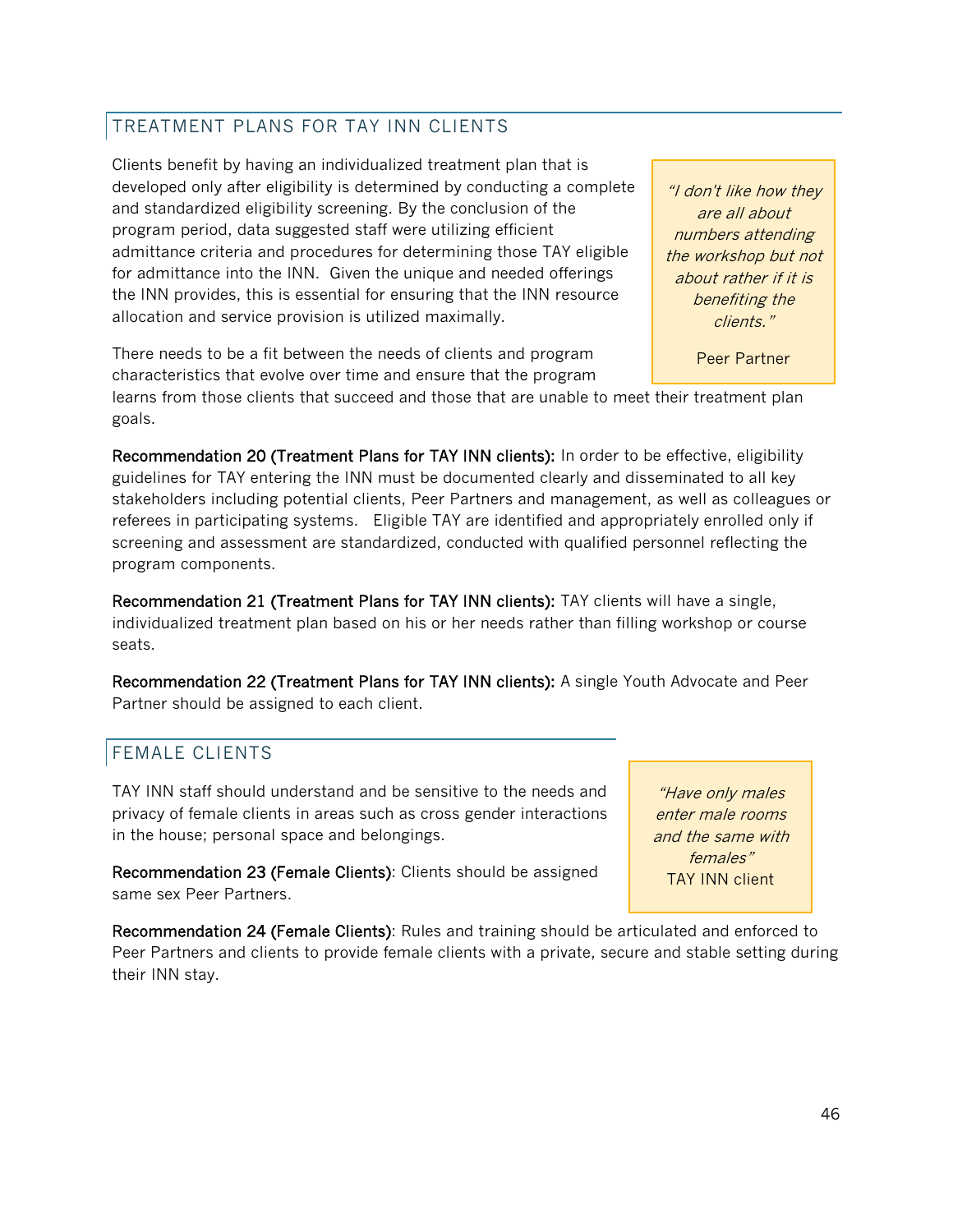## TREATMENT PLANS FOR TAY INN CLIENTS

Clients benefit by having an individualized treatment plan that is developed only after eligibility is determined by conducting a complete and standardized eligibility screening. By the conclusion of the program period, data suggested staff were utilizing efficient admittance criteria and procedures for determining those TAY eligible for admittance into the INN. Given the unique and needed offerings the INN provides, this is essential for ensuring that the INN resource allocation and service provision is utilized maximally.

> *"I don't like how they are all about numbers attending the workshop but not about rather if it is benefiting the clients."*
>
> Peer Partner

There needs to be a fit between the needs of clients and program characteristics that evolve over time and ensure that the program learns from those clients that succeed and those that are unable to meet their treatment plan goals.

**Recommendation 20 (Treatment Plans for TAY INN clients):** In order to be effective, eligibility guidelines for TAY entering the INN must be documented clearly and disseminated to all key stakeholders including potential clients, Peer Partners and management, as well as colleagues or referees in participating systems. Eligible TAY are identified and appropriately enrolled only if screening and assessment are standardized, conducted with qualified personnel reflecting the program components.

**Recommendation 21 (Treatment Plans for TAY INN clients):** TAY clients will have a single, individualized treatment plan based on his or her needs rather than filling workshop or course seats.

**Recommendation 22 (Treatment Plans for TAY INN clients):** A single Youth Advocate and Peer Partner should be assigned to each client.

## FEMALE CLIENTS

TAY INN staff should understand and be sensitive to the needs and privacy of female clients in areas such as cross gender interactions in the house; personal space and belongings.

> *"Have only males enter male rooms and the same with females"*
>
> TAY INN client

**Recommendation 23 (Female Clients)**: Clients should be assigned same sex Peer Partners.

**Recommendation 24 (Female Clients)**: Rules and training should be articulated and enforced to Peer Partners and clients to provide female clients with a private, secure and stable setting during their INN stay.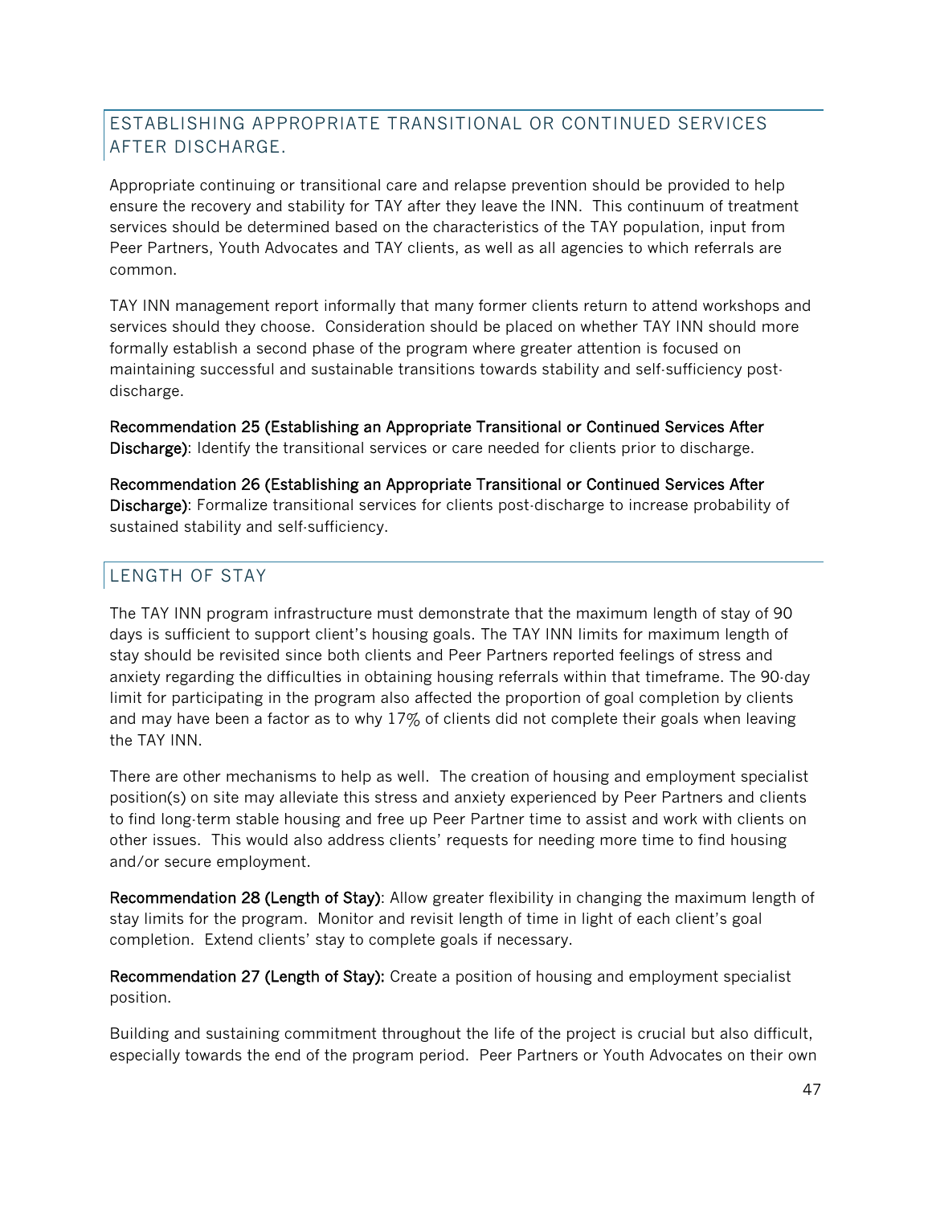## ESTABLISHING APPROPRIATE TRANSITIONAL OR CONTINUED SERVICES AFTER DISCHARGE.

Appropriate continuing or transitional care and relapse prevention should be provided to help ensure the recovery and stability for TAY after they leave the INN. This continuum of treatment services should be determined based on the characteristics of the TAY population, input from Peer Partners, Youth Advocates and TAY clients, as well as all agencies to which referrals are common.

TAY INN management report informally that many former clients return to attend workshops and services should they choose. Consideration should be placed on whether TAY INN should more formally establish a second phase of the program where greater attention is focused on maintaining successful and sustainable transitions towards stability and self-sufficiency post-discharge.

**Recommendation 25 (Establishing an Appropriate Transitional or Continued Services After Discharge)**: Identify the transitional services or care needed for clients prior to discharge.

**Recommendation 26 (Establishing an Appropriate Transitional or Continued Services After Discharge)**: Formalize transitional services for clients post-discharge to increase probability of sustained stability and self-sufficiency.

## LENGTH OF STAY

The TAY INN program infrastructure must demonstrate that the maximum length of stay of 90 days is sufficient to support client's housing goals. The TAY INN limits for maximum length of stay should be revisited since both clients and Peer Partners reported feelings of stress and anxiety regarding the difficulties in obtaining housing referrals within that timeframe. The 90-day limit for participating in the program also affected the proportion of goal completion by clients and may have been a factor as to why 17% of clients did not complete their goals when leaving the TAY INN.

There are other mechanisms to help as well. The creation of housing and employment specialist position(s) on site may alleviate this stress and anxiety experienced by Peer Partners and clients to find long-term stable housing and free up Peer Partner time to assist and work with clients on other issues. This would also address clients' requests for needing more time to find housing and/or secure employment.

**Recommendation 28 (Length of Stay)**: Allow greater flexibility in changing the maximum length of stay limits for the program. Monitor and revisit length of time in light of each client's goal completion. Extend clients' stay to complete goals if necessary.

**Recommendation 27 (Length of Stay):** Create a position of housing and employment specialist position.

Building and sustaining commitment throughout the life of the project is crucial but also difficult, especially towards the end of the program period. Peer Partners or Youth Advocates on their own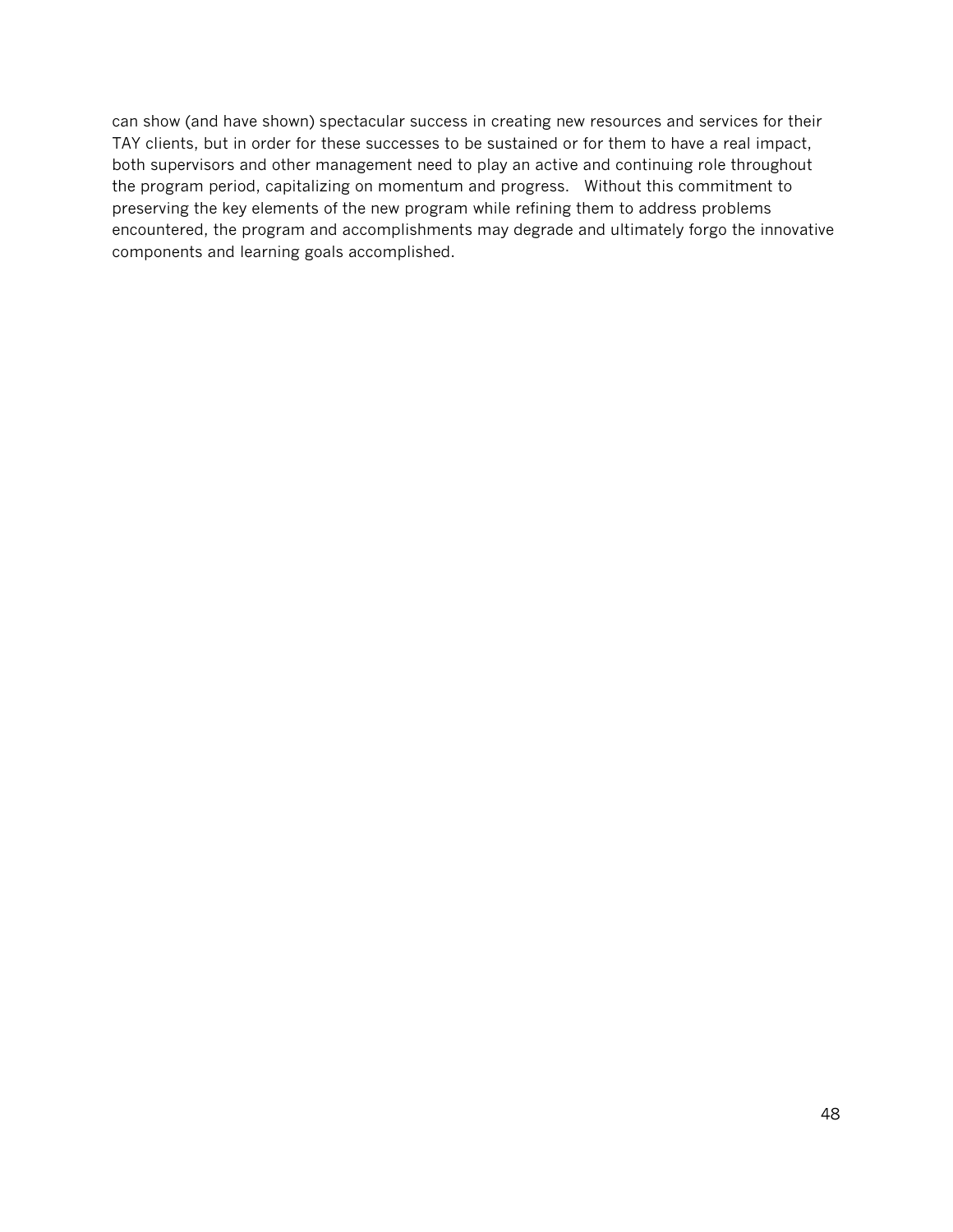can show (and have shown) spectacular success in creating new resources and services for their TAY clients, but in order for these successes to be sustained or for them to have a real impact, both supervisors and other management need to play an active and continuing role throughout the program period, capitalizing on momentum and progress. Without this commitment to preserving the key elements of the new program while refining them to address problems encountered, the program and accomplishments may degrade and ultimately forgo the innovative components and learning goals accomplished.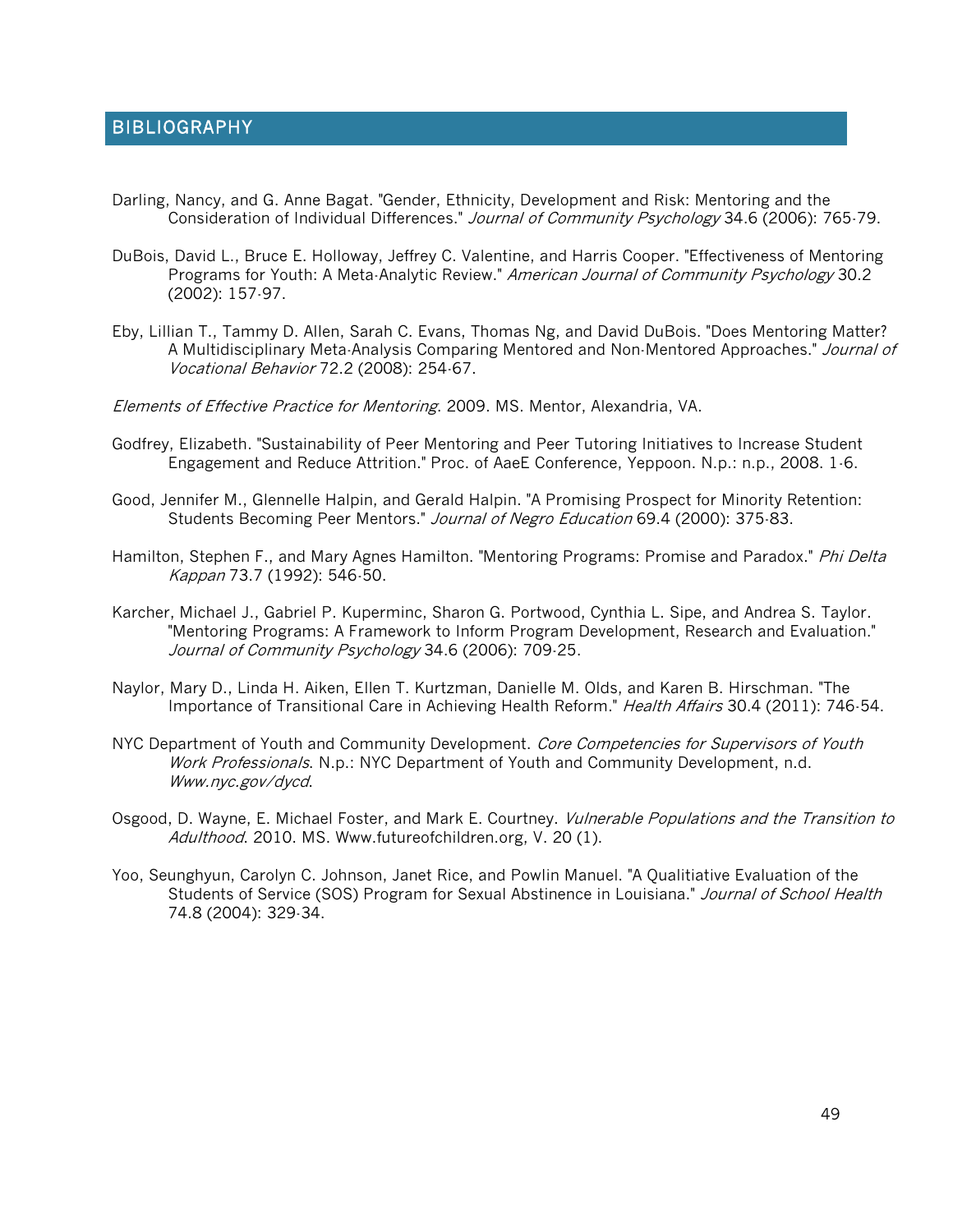## BIBLIOGRAPHY

Darling, Nancy, and G. Anne Bagat. "Gender, Ethnicity, Development and Risk: Mentoring and the Consideration of Individual Differences." *Journal of Community Psychology* 34.6 (2006): 765-79.

DuBois, David L., Bruce E. Holloway, Jeffrey C. Valentine, and Harris Cooper. "Effectiveness of Mentoring Programs for Youth: A Meta-Analytic Review." *American Journal of Community Psychology* 30.2 (2002): 157-97.

Eby, Lillian T., Tammy D. Allen, Sarah C. Evans, Thomas Ng, and David DuBois. "Does Mentoring Matter? A Multidisciplinary Meta-Analysis Comparing Mentored and Non-Mentored Approaches." *Journal of Vocational Behavior* 72.2 (2008): 254-67.

*Elements of Effective Practice for Mentoring*. 2009. MS. Mentor, Alexandria, VA.

Godfrey, Elizabeth. "Sustainability of Peer Mentoring and Peer Tutoring Initiatives to Increase Student Engagement and Reduce Attrition." Proc. of AaeE Conference, Yeppoon. N.p.: n.p., 2008. 1-6.

Good, Jennifer M., Glennelle Halpin, and Gerald Halpin. "A Promising Prospect for Minority Retention: Students Becoming Peer Mentors." *Journal of Negro Education* 69.4 (2000): 375-83.

Hamilton, Stephen F., and Mary Agnes Hamilton. "Mentoring Programs: Promise and Paradox." *Phi Delta Kappan* 73.7 (1992): 546-50.

Karcher, Michael J., Gabriel P. Kuperminc, Sharon G. Portwood, Cynthia L. Sipe, and Andrea S. Taylor. "Mentoring Programs: A Framework to Inform Program Development, Research and Evaluation." *Journal of Community Psychology* 34.6 (2006): 709-25.

Naylor, Mary D., Linda H. Aiken, Ellen T. Kurtzman, Danielle M. Olds, and Karen B. Hirschman. "The Importance of Transitional Care in Achieving Health Reform." *Health Affairs* 30.4 (2011): 746-54.

NYC Department of Youth and Community Development. *Core Competencies for Supervisors of Youth Work Professionals*. N.p.: NYC Department of Youth and Community Development, n.d. *Www.nyc.gov/dycd*.

Osgood, D. Wayne, E. Michael Foster, and Mark E. Courtney. *Vulnerable Populations and the Transition to Adulthood*. 2010. MS. Www.futureofchildren.org, V. 20 (1).

Yoo, Seunghyun, Carolyn C. Johnson, Janet Rice, and Powlin Manuel. "A Qualitiative Evaluation of the Students of Service (SOS) Program for Sexual Abstinence in Louisiana." *Journal of School Health* 74.8 (2004): 329-34.